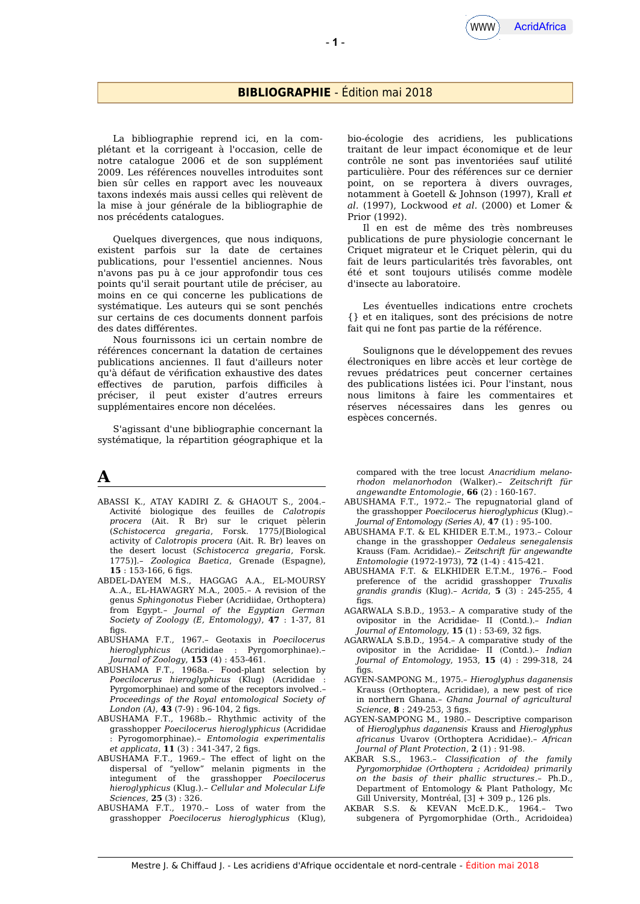## BIBLIOGRAPHIE - Édition mai 2018

La bibliographie reprend ici, en la complétant et la corrigeant à l'occasion, celle de notre catalogue 2006 et de son supplément 2009. Les références nouvelles introduites sont bien sûr celles en rapport avec les nouveaux taxons indexés mais aussi celles qui relèvent de la mise à jour générale de la bibliographie de nos précédents catalogues.

Quelques divergences, que nous indiquons, existent parfois sur la date de certaines publications, pour l'essentiel anciennes. Nous n'avons pas pu à ce jour approfondir tous ces points qu'il serait pourtant utile de préciser, au moins en ce qui concerne les publications de systématique. Les auteurs qui se sont penchés sur certains de ces documents donnent parfois des dates différentes.

Nous fournissons ici un certain nombre de références concernant la datation de certaines publications anciennes. Il faut d'ailleurs noter qu'à défaut de vérification exhaustive des dates effectives de parution, parfois difficiles à préciser, il peut exister d'autres erreurs supplémentaires encore non décelées.

S'agissant d'une bibliographie concernant la systématique, la répartition géographique et la bio-écologie des acridiens, les publications traitant de leur impact économique et de leur contrôle ne sont pas inventoriées sauf utilité particulière. Pour des références sur ce dernier point, on se reportera à divers ouvrages, notamment à Goetell & Johnson (1997), Krall *et al.* (1997), Lockwood *et al.* (2000) et Lomer & Prior (1992).

Il en est de même des très nombreuses publications de pure physiologie concernant le Criquet migrateur et le Criquet pèlerin, qui du fait de leurs particularités très favorables, ont été et sont toujours utilisés comme modèle d'insecte au laboratoire.

Les éventuelles indications entre crochets {} et en italiques, sont des précisions de notre fait qui ne font pas partie de la référence.

Soulignons que le développement des revues électroniques en libre accès et leur cortège de revues prédatrices peut concerner certaines des publications listées ici. Pour l'instant, nous nous limitons à faire les commentaires et réserves nécessaires dans les genres ou espèces concernés.

# A

ABASSI K., ATAY KADIRI Z. & GHAOUT S., 2004.– Activité biologique des feuilles de *Calotropis procera* (Ait. R Br) sur le criquet pèlerin (*Schistocerca gregaria*, Forsk. 1775)[Biological activity of *Calotropis procera* (Ait. R. Br) leaves on the desert locust (*Schistocerca gregaria*, Forsk. 1775)].– *Zoologica Baetica*, Grenade (Espagne), **15** : 153-166, 6 figs.

ABDEL-DAYEM M.S., HAGGAG A.A., EL-MOURSY A..A., EL-HAWAGRY M.A., 2005.– A revision of the genus *Sphingonotus* Fieber (Acridiidae, Orthoptera) from Egypt.– *Journal of the Egyptian German Society of Zoology (E, Entomology)*, **47** : 1-37, 81 figs.

ABUSHAMA F.T., 1967.– Geotaxis in *Poecilocerus hieroglyphicus* (Acrididae : Pyrgomorphinae).– *Journal of Zoology*, **153** (4) : 453-461.

ABUSHAMA F.T., 1968a.– Food-plant selection by *Poecilocerus hieroglyphicus* (Klug) (Acrididae : Pyrgomorphinae) and some of the receptors involved.– *Proceedings of the Royal entomological Society of London (A)*, **43** (7-9) : 96-104, 2 figs.

ABUSHAMA F.T., 1968b.– Rhythmic activity of the grasshopper *Poecilocerus hieroglyphicus* (Acrididae : Pyrogomorphinae).– *Entomologia experimentalis et applicata*, **11** (3) : 341-347, 2 figs.

ABUSHAMA F.T., 1969.– The effect of light on the dispersal of "yellow" melanin pigments in the integument of the grasshopper *Poecilocerus hieroglyphicus* (Klug.).– *Cellular and Molecular Life Sciences*, **25** (3) : 326.

ABUSHAMA F.T., 1970.– Loss of water from the grasshopper *Poecilocerus hieroglyphicus* (Klug), compared with the tree locust *Anacridium melanorhodon melanorhodon* (Walker).– *Zeitschrift für angewandte Entomologie*, **66** (2) : 160-167.

ABUSHAMA F.T., 1972.– The repugnatorial gland of the grasshopper *Poecilocerus hieroglyphicus* (Klug).– *Journal of Entomology (Series A)*, **47** (1) : 95-100.

ABUSHAMA F.T. & EL KHIDER E.T.M., 1973.– Colour change in the grasshopper *Oedaleus senegalensis* Krauss (Fam. Acrididae).– *Zeitschrift für angewandte Entomologie* (1972-1973), **72** (1-4) : 415-421.

ABUSHAMA F.T. & ELKHIDER E.T.M., 1976.– Food preference of the acridid grasshopper *Truxalis grandis grandis* (Klug).– *Acrida*, **5** (3) : 245-255, 4 figs.

AGARWALA S.B.D., 1953.– A comparative study of the ovipositor in the Acrididae- II (Contd.).– *Indian Journal of Entomology*, **15** (1) : 53-69, 32 figs.

AGARWALA S.B.D., 1954.– A comparative study of the ovipositor in the Acrididae- II (Contd.).– *Indian Journal of Entomology*, 1953, **15** (4) : 299-318, 24 figs.

AGYEN-SAMPONG M., 1975.– *Hieroglyphus daganensis* Krauss (Orthoptera, Acrididae), a new pest of rice in northern Ghana.– *Ghana Journal of agricultural Science*, **8** : 249-253, 3 figs.

AGYEN-SAMPONG M., 1980.– Descriptive comparison of *Hieroglyphus daganensis* Krauss and *Hieroglyphus africanus* Uvarov (Orthoptera Acrididae).– *African Journal of Plant Protection*, **2** (1) : 91-98.

AKBAR S.S., 1963.– *Classification of the family Pyrgomorphidae (Orthoptera ; Acridoidea) primarily on the basis of their phallic structures*.– Ph.D., Department of Entomology & Plant Pathology, Mc Gill University, Montréal, [3] + 309 p., 126 pls.

AKBAR S.S. & KEVAN McE.D.K., 1964.– Two subgenera of Pyrgomorphidae (Orth., Acridoidea)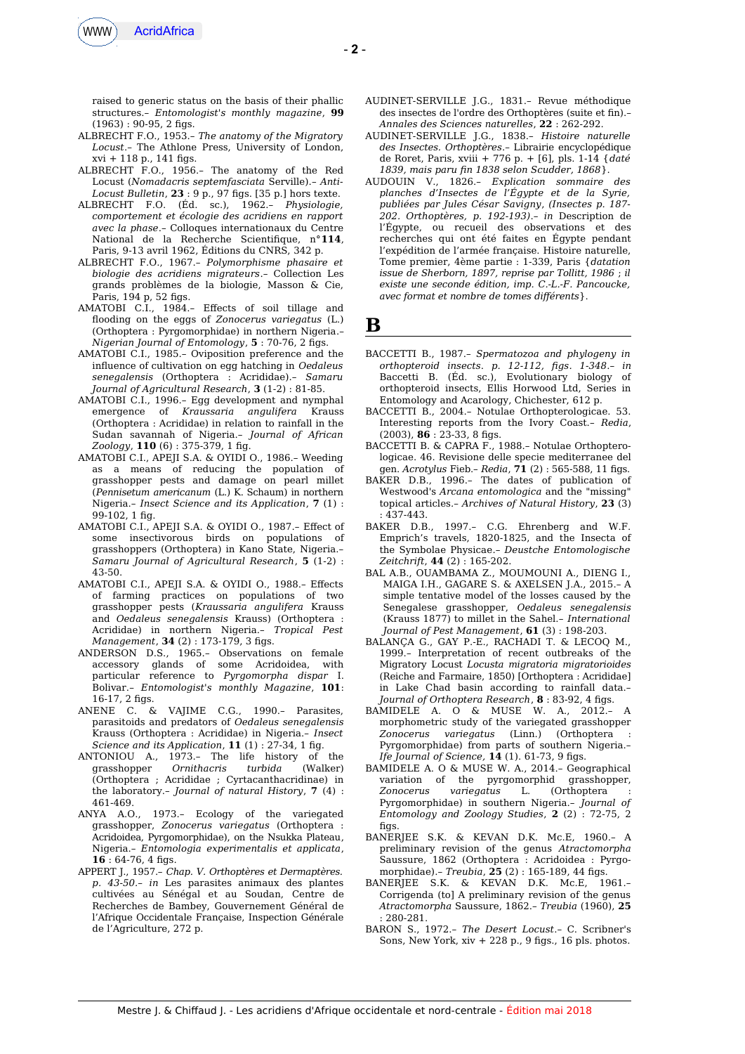raised to generic status on the basis of their phallic structures.– *Entomologist's monthly magazine*, **99** (1963) : 90-95, 2 figs.

ALBRECHT F.O., 1953.– *The anatomy of the Migratory Locust*.– The Athlone Press, University of London, xvi + 118 p., 141 figs.

ALBRECHT F.O., 1956.– The anatomy of the Red Locust (*Nomadacris septemfasciata* Serville).– *Anti-Locust Bulletin*, **23** : 9 p., 97 figs. [35 p.] hors texte.

ALBRECHT F.O. (Éd. sc.), 1962.– *Physiologie, comportement et écologie des acridiens en rapport avec la phase*.– Colloques internationaux du Centre National de la Recherche Scientifique, n°**114**, Paris, 9-13 avril 1962, Éditions du CNRS, 342 p.

ALBRECHT F.O., 1967.– *Polymorphisme phasaire et biologie des acridiens migrateurs*.– Collection Les grands problèmes de la biologie, Masson & Cie, Paris, 194 p, 52 figs.

AMATOBI C.I., 1984.– Effects of soil tillage and flooding on the eggs of *Zonocerus variegatus* (L.) (Orthoptera : Pyrgomorphidae) in northern Nigeria.– *Nigerian Journal of Entomology*, **5** : 70-76, 2 figs.

AMATOBI C.I., 1985.– Oviposition preference and the influence of cultivation on egg hatching in *Oedaleus senegalensis* (Orthoptera : Acrididae).– *Samaru Journal of Agricultural Research*, **3** (1-2) : 81-85.

AMATOBI C.I., 1996.– Egg development and nymphal emergence of *Kraussaria angulifera* Krauss (Orthoptera : Acrididae) in relation to rainfall in the Sudan savannah of Nigeria.– *Journal of African Zoology*, **110** (6) : 375-379, 1 fig.

AMATOBI C.I., APEJI S.A. & OYIDI O., 1986.– Weeding as a means of reducing the population of grasshopper pests and damage on pearl millet (*Pennisetum americanum* (L.) K. Schaum) in northern Nigeria.– *Insect Science and its Application*, **7** (1) : 99-102, 1 fig.

AMATOBI C.I., APEJI S.A. & OYIDI O., 1987.– Effect of some insectivorous birds on populations of grasshoppers (Orthoptera) in Kano State, Nigeria.– *Samaru Journal of Agricultural Research*, **5** (1-2) : 43-50.

AMATOBI C.I., APEJI S.A. & OYIDI O., 1988.– Effects of farming practices on populations of two grasshopper pests (*Kraussaria angulifera* Krauss and *Oedaleus senegalensis* Krauss) (Orthoptera : Acrididae) in northern Nigeria.– *Tropical Pest Management*, **34** (2) : 173-179, 3 figs.

ANDERSON D.S., 1965.– Observations on female accessory glands of some Acridoidea, with particular reference to *Pyrgomorpha dispar* I. Bolivar.– *Entomologist's monthly Magazine*, **101**: 16-17, 2 figs.

ANENE C. & VAJIME C.G., 1990.– Parasites, parasitoids and predators of *Oedaleus senegalensis* Krauss (Orthoptera : Acrididae) in Nigeria.– *Insect Science and its Application*, **11** (1) : 27-34, 1 fig.

ANTONIOU A., 1973.– The life history of the grasshopper *Ornithacris turbida* (Walker) (Orthoptera ; Acrididae ; Cyrtacanthacridinae) in the laboratory.– *Journal of natural History*, **7** (4) : 461-469.

ANYA A.O., 1973.– Ecology of the variegated grasshopper, *Zonocerus variegatus* (Orthoptera : Acridoidea, Pyrgomorphidae), on the Nsukka Plateau, Nigeria.– *Entomologia experimentalis et applicata*, **16** : 64-76, 4 figs.

APPERT J., 1957.– *Chap. V. Orthoptères et Dermaptères. p. 43-50*.– *in* Les parasites animaux des plantes cultivées au Sénégal et au Soudan, Centre de Recherches de Bambey, Gouvernement Général de l'Afrique Occidentale Française, Inspection Générale de l'Agriculture, 272 p.

AUDINET-SERVILLE J.G., 1831.– Revue méthodique des insectes de l'ordre des Orthoptères (suite et fin).– *Annales des Sciences naturelles*, **22** : 262-292.

AUDINET-SERVILLE J.G., 1838.– *Histoire naturelle des Insectes. Orthoptères*.– Librairie encyclopédique de Roret, Paris, xviii + 776 p. + [6], pls. 1-14 {*daté 1839, mais paru fin 1838 selon Scudder, 1868*}.

AUDOUIN V., 1826.– *Explication sommaire des planches d'Insectes de l'Égypte et de la Syrie, publiées par Jules César Savigny, (Insectes p. 187-202. Orthoptères, p. 192-193)*.– *in* Description de l'Égypte, ou recueil des observations et des recherches qui ont été faites en Égypte pendant l'expédition de l'armée française. Histoire naturelle, Tome premier, 4ème partie : 1-339, Paris {*datation issue de Sherborn, 1897, reprise par Tollitt, 1986 ; il existe une seconde édition, imp. C.-L.-F. Pancoucke, avec format et nombre de tomes différents*}.

# B

BACCETTI B., 1987.– *Spermatozoa and phylogeny in orthopteroid insects. p. 12-112, figs. 1-348*.– *in* Baccetti B. (Éd. sc.), Evolutionary biology of orthopteroid insects, Ellis Horwood Ltd, Series in Entomology and Acarology, Chichester, 612 p.

BACCETTI B., 2004.– Notulae Orthopterologicae. 53. Interesting reports from the Ivory Coast.– *Redia*, (2003), **86** : 23-33, 8 figs.

BACCETTI B. & CAPRA F., 1988.– Notulae Orthoptero-logicae. 46. Revisione delle specie mediterranee del gen. *Acrotylus* Fieb.– *Redia*, **71** (2) : 565-588, 11 figs.

BAKER D.B., 1996.– The dates of publication of Westwood's *Arcana entomologica* and the "missing" topical articles.– *Archives of Natural History*, **23** (3) : 437-443.

BAKER D.B., 1997.– C.G. Ehrenberg and W.F. Emprich's travels, 1820-1825, and the Insecta of the Symbolae Physicae.– *Deustche Entomologische Zeitchrift*, **44** (2) : 165-202.

BAL A.B., OUAMBAMA Z., MOUMOUNI A., DIENG I., MAIGA I.H., GAGARE S. & AXELSEN J.A., 2015.– A simple tentative model of the losses caused by the Senegalese grasshopper, *Oedaleus senegalensis* (Krauss 1877) to millet in the Sahel.– *International Journal of Pest Management*, **61** (3) : 198-203.

BALANÇA G., GAY P.-E., RACHADI T. & LECOQ M., 1999.– Interpretation of recent outbreaks of the Migratory Locust *Locusta migratoria migratorioides* (Reiche and Farmaire, 1850) [Orthoptera : Acrididae] in Lake Chad basin according to rainfall data.– *Journal of Orthoptera Research*, **8** : 83-92, 4 figs.

BAMIDELE A. O & MUSE W. A., 2012.– A morphometric study of the variegated grasshopper *Zonocerus variegatus* (Linn.) (Orthoptera : Pyrgomorphidae) from parts of southern Nigeria.– *Ife Journal of Science*, **14** (1). 61-73, 9 figs.

BAMIDELE A. O & MUSE W. A., 2014.– Geographical variation of the pyrgomorphid grasshopper, *Zonocerus variegatus* L. (Orthoptera : Pyrgomorphidae) in southern Nigeria.– *Journal of Entomology and Zoology Studies*, **2** (2) : 72-75, 2 figs.

BANERJEE S.K. & KEVAN D.K. Mc.E, 1960.– A preliminary revision of the genus *Atractomorpha* Saussure, 1862 (Orthoptera : Acridoidea : Pyrgo-morphidae).– *Treubia*, **25** (2) : 165-189, 44 figs.

BANERJEE S.K. & KEVAN D.K. Mc.E, 1961.– Corrigenda (to] A preliminary revision of the genus *Atractomorpha* Saussure, 1862.– *Treubia* (1960), **25** : 280-281.

BARON S., 1972.– *The Desert Locust*.– C. Scribner's Sons, New York, xiv + 228 p., 9 figs., 16 pls. photos.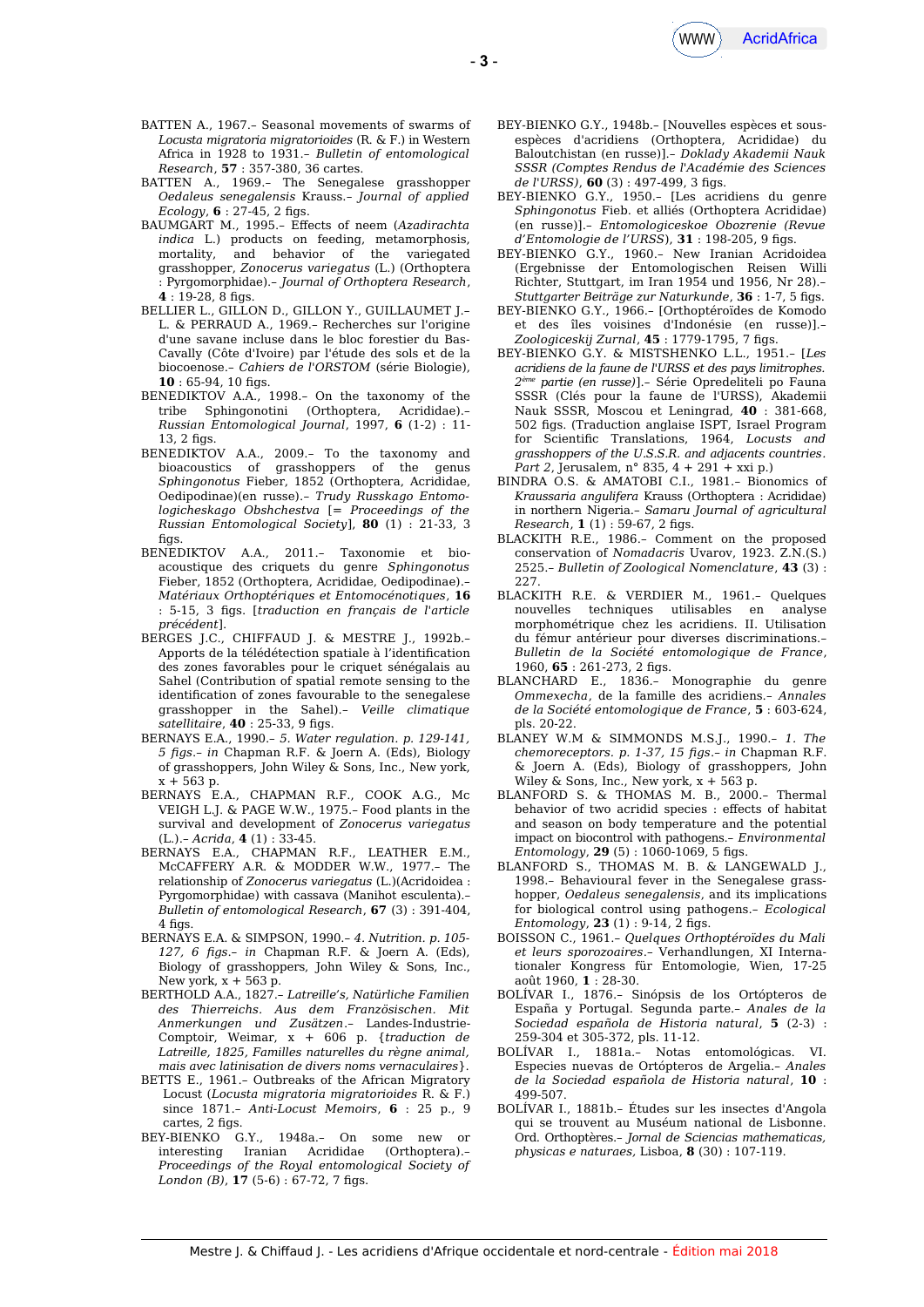BATTEN A., 1967.– Seasonal movements of swarms of *Locusta migratoria migratorioides* (R. & F.) in Western Africa in 1928 to 1931.– *Bulletin of entomological Research*, **57** : 357-380, 36 cartes.

BATTEN A., 1969.– The Senegalese grasshopper *Oedaleus senegalensis* Krauss.– *Journal of applied Ecology*, **6** : 27-45, 2 figs.

BAUMGART M., 1995.– Effects of neem (*Azadirachta indica* L.) products on feeding, metamorphosis, mortality, and behavior of the variegated grasshopper, *Zonocerus variegatus* (L.) (Orthoptera : Pyrgomorphidae).– *Journal of Orthoptera Research*, **4** : 19-28, 8 figs.

BELLIER L., GILLON D., GILLON Y., GUILLAUMET J.-L. & PERRAUD A., 1969.– Recherches sur l'origine d'une savane incluse dans le bloc forestier du Bas-Cavally (Côte d'Ivoire) par l'étude des sols et de la biocoenose.– *Cahiers de l'ORSTOM* (série Biologie), **10** : 65-94, 10 figs.

BENEDIKTOV A.A., 1998.– On the taxonomy of the tribe Sphingonotini (Orthoptera, Acrididae).– *Russian Entomological Journal*, 1997, **6** (1-2) : 11-13, 2 figs.

BENEDIKTOV A.A., 2009.– To the taxonomy and bioacoustics of grasshoppers of the genus *Sphingonotus* Fieber, 1852 (Orthoptera, Acrididae, Oedipodinae)(en russe).– *Trudy Russkago Entomologicheskago Obshchestva* [= *Proceedings of the Russian Entomological Society*], **80** (1) : 21-33, 3 figs.

BENEDIKTOV A.A., 2011.– Taxonomie et bioacoustique des criquets du genre *Sphingonotus* Fieber, 1852 (Orthoptera, Acrididae, Oedipodinae).– *Matériaux Orthoptériques et Entomocénotiques*, **16** : 5-15, 3 figs. [*traduction en français de l'article précédent*].

BERGES J.C., CHIFFAUD J. & MESTRE J., 1992b.– Apports de la télédétection spatiale à l'identification des zones favorables pour le criquet sénégalais au Sahel (Contribution of spatial remote sensing to the identification of zones favourable to the senegalese grasshopper in the Sahel).– *Veille climatique satellitaire*, **40** : 25-33, 9 figs.

BERNAYS E.A., 1990.– *5. Water regulation. p. 129-141, 5 figs*.– *in* Chapman R.F. & Joern A. (Eds), Biology of grasshoppers, John Wiley & Sons, Inc., New york, x + 563 p.

BERNAYS E.A., CHAPMAN R.F., COOK A.G., Mc VEIGH L.J. & PAGE W.W., 1975.– Food plants in the survival and development of *Zonocerus variegatus* (L.).– *Acrida*, **4** (1) : 33-45.

BERNAYS E.A., CHAPMAN R.F., LEATHER E.M., McCAFFERY A.R. & MODDER W.W., 1977.– The relationship of *Zonocerus variegatus* (L.)(Acridoidea : Pyrgomorphidae) with cassava (Manihot esculenta).– *Bulletin of entomological Research*, **67** (3) : 391-404, 4 figs.

BERNAYS E.A & SIMPSON, 1990.– *4. Nutrition. p. 105-127, 6 figs*.– *in* Chapman R.F. & Joern A. (Eds), Biology of grasshoppers, John Wiley & Sons, Inc., New york, x + 563 p.

BERTHOLD A.A., 1827.– *Latreille's, Natürliche Familien des Thierreichs. Aus dem Französischen. Mit Anmerkungen und Zusätzen*.– Landes-Industrie-Comptoir, Weimar, x + 606 p. {*traduction de Latreille, 1825, Familles naturelles du règne animal, mais avec latinisation de divers noms vernaculaires*}.

BETTS E., 1961.– Outbreaks of the African Migratory Locust (*Locusta migratoria migratorioides* R. & F.) since 1871.– *Anti-Locust Memoirs*, **6** : 25 p., 9 cartes, 2 figs.

BEY-BIENKO G.Y., 1948a.– On some new or interesting Iranian Acrididae (Orthoptera).– *Proceedings of the Royal entomological Society of London (B)*, **17** (5-6) : 67-72, 7 figs.

BEY-BIENKO G.Y., 1948b.– [Nouvelles espèces et sous-espèces d'acridiens (Orthoptera, Acrididae) du Baloutchistan (en russe)].– *Doklady Akademii Nauk SSSR (Comptes Rendus de l'Académie des Sciences de l'URSS)*, **60** (3) : 497-499, 3 figs.

BEY-BIENKO G.Y., 1950.– [Les acridiens du genre *Sphingonotus* Fieb. et alliés (Orthoptera Acrididae) (en russe)].– *Entomologiceskoe Obozrenie (Revue d'Entomologie de l'URSS)*, **31** : 198-205, 9 figs.

BEY-BIENKO G.Y., 1960.– New Iranian Acridoidea (Ergebnisse der Entomologischen Reisen Willi Richter, Stuttgart, im Iran 1954 und 1956, Nr 28).– *Stuttgarter Beiträge zur Naturkunde*, **36** : 1-7, 5 figs.

BEY-BIENKO G.Y., 1966.– [Orthoptéroïdes de Komodo et des îles voisines d'Indonésie (en russe)].– *Zoologiceskij Zurnal*, **45** : 1779-1795, 7 figs.

BEY-BIENKO G.Y. & MISTSHENKO L.L., 1951.– [*Les acridiens de la faune de l'URSS et des pays limitrophes. 2ème partie (en russe)*].– Série Opredeliteli po Fauna SSSR (Clés pour la faune de l'URSS), Akademii Nauk SSSR, Moscou et Leningrad, **40** : 381-668, 502 figs. (Traduction anglaise ISPT, Israel Program for Scientific Translations, 1964, *Locusts and grasshoppers of the U.S.S.R. and adjacents countries. Part 2*, Jerusalem, n° 835, 4 + 291 + xxi p.)

BINDRA O.S. & AMATOBI C.I., 1981.– Bionomics of *Kraussaria angulifera* Krauss (Orthoptera : Acrididae) in northern Nigeria.– *Samaru Journal of agricultural Research*, **1** (1) : 59-67, 2 figs.

BLACKITH R.E., 1986.– Comment on the proposed conservation of *Nomadacris* Uvarov, 1923. Z.N.(S.) 2525.– *Bulletin of Zoological Nomenclature*, **43** (3) : 227.

BLACKITH R.E. & VERDIER M., 1961.– Quelques nouvelles techniques utilisables en analyse morphométrique chez les acridiens. II. Utilisation du fémur antérieur pour diverses discriminations.– *Bulletin de la Société entomologique de France*, 1960, **65** : 261-273, 2 figs.

BLANCHARD E., 1836.– Monographie du genre *Ommexecha*, de la famille des acridiens.– *Annales de la Société entomologique de France*, **5** : 603-624, pls. 20-22.

BLANEY W.M & SIMMONDS M.S.J., 1990.– *1. The chemoreceptors. p. 1-37, 15 figs*.– *in* Chapman R.F. & Joern A. (Eds), Biology of grasshoppers, John Wiley & Sons, Inc., New york, x + 563 p.

BLANFORD S. & THOMAS M. B., 2000.– Thermal behavior of two acridid species : effects of habitat and season on body temperature and the potential impact on biocontrol with pathogens.– *Environmental Entomology*, **29** (5) : 1060-1069, 5 figs.

BLANFORD S., THOMAS M. B. & LANGEWALD J., 1998.– Behavioural fever in the Senegalese grasshopper, *Oedaleus senegalensis*, and its implications for biological control using pathogens.– *Ecological Entomology*, **23** (1) : 9-14, 2 figs.

BOISSON C., 1961.– *Quelques Orthoptéroïdes du Mali et leurs sporozoaires*.– Verhandlungen, XI Internationaler Kongress für Entomologie, Wien, 17-25 août 1960, **1** : 28-30.

BOLÍVAR I., 1876.– Sinópsis de los Ortópteros de España y Portugal. Segunda parte.– *Anales de la Sociedad española de Historia natural*, **5** (2-3) : 259-304 et 305-372, pls. 11-12.

BOLÍVAR I., 1881a.– Notas entomológicas. VI. Especies nuevas de Ortópteros de Argelia.– *Anales de la Sociedad española de Historia natural*, **10** : 499-507.

BOLÍVAR I., 1881b.– Études sur les insectes d'Angola qui se trouvent au Muséum national de Lisbonne. Ord. Orthoptères.– *Jornal de Sciencias mathematicas, physicas e naturaes*, Lisboa, **8** (30) : 107-119.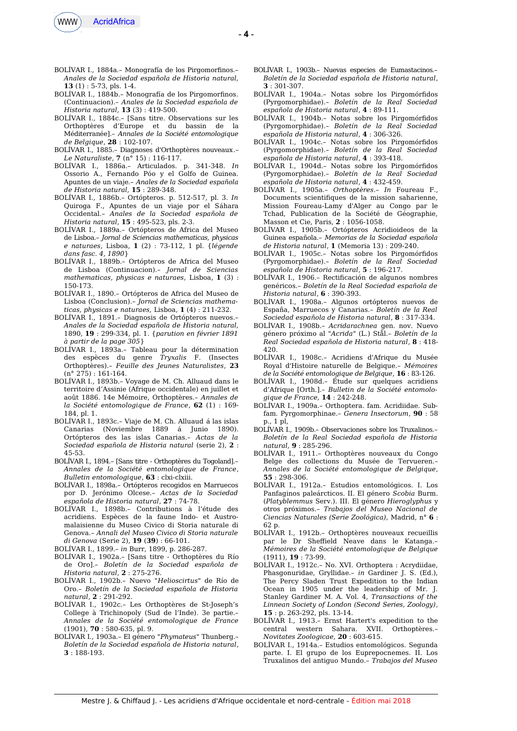BOLÍVAR I., 1884a.– Monografía de los Pirgomorfinos.– *Anales de la Sociedad española de Historia natural*, **13** (1) : 5-73, pls. 1-4.

BOLÍVAR I., 1884b.– Monografía de los Pirgomorfinos. (Continuacion).– *Anales de la Sociedad española de Historia natural*, **13** (3) : 419-500.

BOLÍVAR I., 1884c.– [Sans titre. Observations sur les Orthoptères d'Europe et du bassin de la Méditerranée].– *Annales de la Société entomologique de Belgique*, **28** : 102-107.

BOLÍVAR I., 1885.– Diagnoses d'Orthoptères nouveaux.– *Le Naturaliste*, **7** (n° 15) : 116-117.

BOLÍVAR I., 1886a.– Articulados. p. 341-348. *In* Ossorio A., Fernando Póo y el Golfo de Guinea. Apuntes de un viaje.– *Anales de la Sociedad española de Historia natural*, **15** : 289-348.

BOLÍVAR I., 1886b.– Ortópteros. p. 512-517, pl. 3. *In* Quiroga F., Apuntes de un viaje por el Sáhara Occidental.– *Anales de la Sociedad española de Historia natural*, **15** : 495-523, pls. 2-3.

BOLÍVAR I., 1889a.– Ortópteros de Africa del Museo de Lisboa.– *Jornal de Sciencias mathematicas, physicas e naturaes*, Lisboa, **1** (2) : 73-112, 1 pl. {*légende dans fasc. 4, 1890*}

BOLÍVAR I., 1889b.– Ortópteros de Africa del Museo de Lisboa (Continuacion).– *Jornal de Sciencias mathematicas, physicas e naturaes*, Lisboa, **1** (3) : 150-173.

BOLÍVAR I., 1890.– Ortópteros de Africa del Museo de Lisboa (Conclusion).– *Jornal de Sciencias mathematicas, physicas e naturaes*, Lisboa, **1** (4) : 211-232.

BOLÍVAR I., 1891.– Diagnosis de Ortópteros nuevos.– *Anales de la Sociedad española de Historia natural*, 1890, **19** : 299-334, pl. 1. {*parution en février 1891 à partir de la page 305*}

BOLÍVAR I., 1893a.– Tableau pour la détermination des espèces du genre *Tryxalis* F. (Insectes Orthoptères).– *Feuille des Jeunes Naturalistes*, **23** (n° 275) : 161-164.

BOLÍVAR I., 1893b.– Voyage de M. Ch. Alluaud dans le territoire d'Assinie (Afrique occidentale) en juillet et août 1886. 14e Mémoire, Orthoptères.– *Annales de la Société entomologique de France*, **62** (1) : 169-184, pl. 1.

BOLÍVAR I., 1893c.– Viaje de M. Ch. Alluaud á las islas Canarias (Noviembre 1889 á Junio 1890). Ortópteros des las islas Canarias.– *Actas de la Sociedad española de Historia natural* (serie 2), **2** : 45-53.

BOLÍVAR I., 1894.– [Sans titre - Orthoptères du Togoland].– *Annales de la Société entomologique de France, Bulletin entomologique*, **63** : clxi-clxiii.

BOLÍVAR I., 1898a.– Ortópteros recogidos en Marruecos por D. Jerónimo Olcese.– *Actas de la Sociedad española de Historia natural*, **27** : 74-78.

BOLÍVAR I., 1898b.– Contributions à l'étude des acridiens. Espèces de la faune Indo- et Austro-malaisienne du Museo Civico di Storia naturale di Genova.– *Annali del Museo Civico di Storia naturale di Genova* (Serie 2), **19** (**39**) : 66-101.

BOLÍVAR I., 1899.– *in* Burr, 1899, p. 286-287.

BOLÍVAR I., 1902a.– [Sans titre - Orthoptères du Río de Oro].– *Boletín de la Sociedad española de Historia natural*, **2** : 275-276.

BOLÍVAR I., 1902b.– Nuevo "*Helioscirtus*" de Río de Oro.– *Boletín de la Sociedad española de Historia natural*, **2** : 291-292.

BOLÍVAR I., 1902c.– Les Orthoptères de St-Joseph's College à Trichinopoly (Sud de l'Inde). 3e partie.– *Annales de la Société entomologique de France* (1901), **70** : 580-635, pl. 9.

BOLÍVAR I., 1903a.– El género "*Phymateus*" Thunberg.– *Boletín de la Sociedad española de Historia natural*, **3** : 188-193.

BOLÍVAR I., 1903b.– Nuevas especies de Eumastacinos.– *Boletín de la Sociedad española de Historia natural*, **3** : 301-307.

BOLÍVAR I., 1904a.– Notas sobre los Pirgomórfidos (Pyrgomorphidae).– *Boletín de la Real Sociedad española de Historia natural*, **4** : 89-111.

BOLÍVAR I., 1904b.– Notas sobre los Pirgomórfidos (Pyrgomorphidae).– *Boletín de la Real Sociedad española de Historia natural*, **4** : 306-326.

BOLÍVAR I., 1904c.– Notas sobre los Pirgomórfidos (Pyrgomorphidae).– *Boletín de la Real Sociedad española de Historia natural*, **4** : 393-418.

BOLÍVAR I., 1904d.– Notas sobre los Pirgomórfidos (Pyrgomorphidae).– *Boletín de la Real Sociedad española de Historia natural*, **4** : 432-459.

BOLÍVAR I., 1905a.– *Orthoptères*.– *In* Foureau F., Documents scientifiques de la mission saharienne, Mission Foureau-Lamy d'Alger au Congo par le Tchad, Publication de la Société de Géographie, Masson et Cie, Paris, **2** : 1056-1058.

BOLÍVAR I., 1905b.– Ortópteros Acridioideos de la Guinea española.– *Memorias de la Sociedad española de Historia natural*, **1** (Memoria 13) : 209-240.

BOLÍVAR I., 1905c.– Notas sobre los Pirgomórfidos (Pyrgomorphidae).– *Boletín de la Real Sociedad española de Historia natural*, **5** : 196-217.

BOLÍVAR I., 1906.– Rectificación de algunos nombres genéricos.– *Boletín de la Real Sociedad española de Historia natural*, **6** : 390-393.

BOLÍVAR I., 1908a.– Algunos ortópteros nuevos de España, Marruecos y Canarias.– *Boletín de la Real Sociedad española de Historia natural*, **8** : 317-334.

BOLÍVAR I., 1908b.– *Acridarachnea* gen. nov. Nuevo género próximo al "*Acrida*" (L.) Stål.– *Boletín de la Real Sociedad española de Historia natural*, **8** : 418-420.

BOLÍVAR I., 1908c.– Acridiens d'Afrique du Musée Royal d'Histoire naturelle de Belgique.– *Mémoires de la Société entomologique de Belgique*, **16** : 83-126.

BOLÍVAR I., 1908d.– Étude sur quelques acridiens d'Afrique [Orth.].– *Bulletin de la Société entomologique de France*, **14** : 242-248.

BOLÍVAR I., 1909a.– Orthoptera. fam. Acridiidae. Subfam. Pyrgomorphinae.– *Genera Insectorum*, **90** : 58 p., 1 pl,

BOLÍVAR I., 1909b.– Observaciones sobre los Truxalinos.– *Boletín de la Real Sociedad española de Historia natural*, **9** : 285-296.

BOLÍVAR I., 1911.– Orthoptères nouveaux du Congo Belge des collections du Musée de Tervueren.– *Annales de la Société entomologique de Belgique*, **55** : 298-306.

BOLÍVAR I., 1912a.– Estudios entomológicos. I. Los Panfaginos paleárcticos. II. El género *Scobia* Burm. (*Platyblemmus* Serv.). III. El género *Hieroglyphus* y otros próximos.– *Trabajos del Museo Nacional de Ciencias Naturales (Serie Zoológica)*, Madrid, n° **6** : 62 p.

BOLÍVAR I., 1912b.– Orthoptères nouveaux recueillis par le Dr Sheffield Neave dans le Katanga.– *Mémoires de la Société entomologique de Belgique* (1911), **19** : 73-99.

BOLÍVAR I., 1912c.– No. XVI. Orthoptera : Acrydiidae, Phasgonuridae, Gryllidae.– *in* Gardiner J. S. (Ed.), The Percy Sladen Trust Expedition to the Indian Ocean in 1905 under the leadership of Mr. J. Stanley Gardiner M. A. Vol. 4, *Transactions of the Linnean Society of London (Second Series, Zoology)*, **15** : p. 263-292, pls. 13-14.

BOLÍVAR I., 1913.– Ernst Hartert's expedition to the central western Sahara. XVII. Orthoptères.– *Novitates Zoologicae*, **20** : 603-615.

BOLÍVAR I., 1914a.– Estudios entomológicos. Segunda parte. I. El grupo de los Euprepocnemes. II. Los Truxalinos del antiguo Mundo.– *Trabajos del Museo*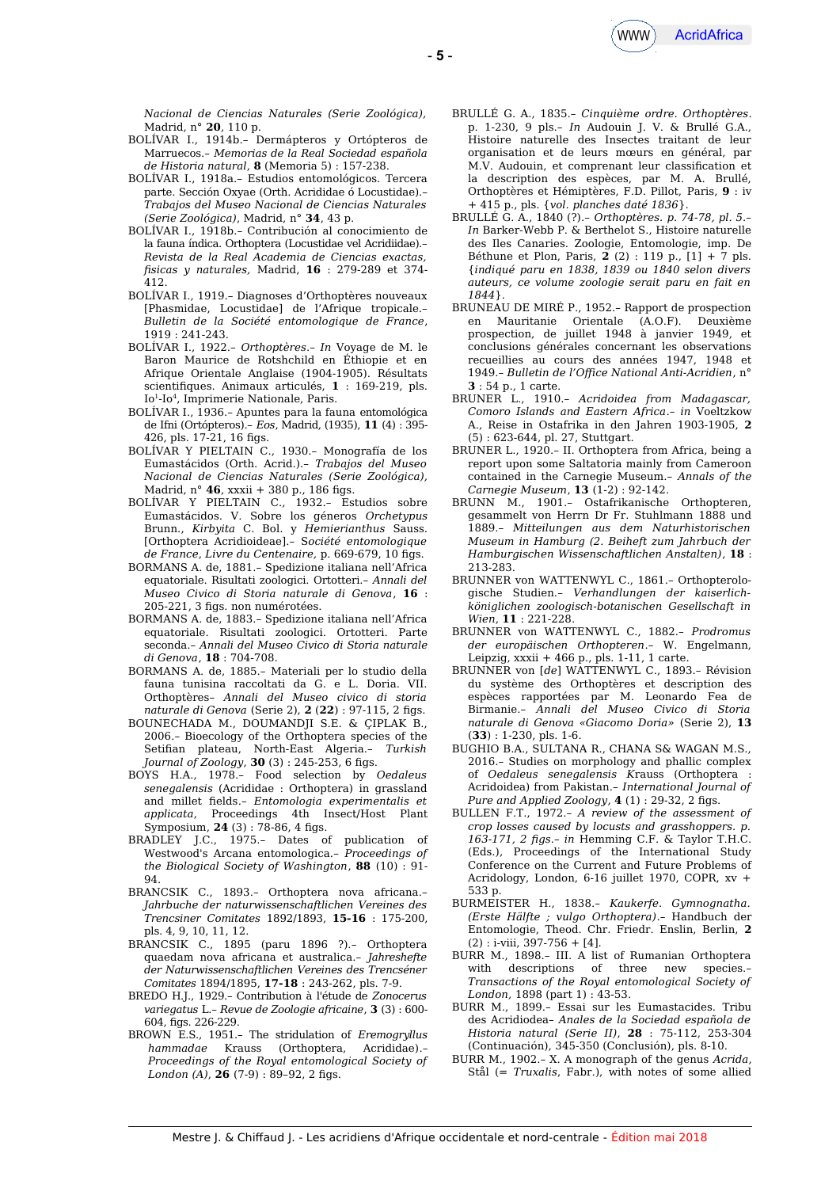*Nacional de Ciencias Naturales (Serie Zoológica)*, Madrid, n° **20**, 110 p.

BOLÍVAR I., 1914b.– Dermápteros y Ortópteros de Marruecos.– *Memorias de la Real Sociedad española de Historia natural*, **8** (Memoria 5) : 157-238.

BOLÍVAR I., 1918a.– Estudios entomológicos. Tercera parte. Sección Oxyae (Orth. Acrididae ó Locustidae).– *Trabajos del Museo Nacional de Ciencias Naturales (Serie Zoológica)*, Madrid, n° **34**, 43 p.

BOLÍVAR I., 1918b.– Contribución al conocimiento de la fauna índica. Orthoptera (Locustidae vel Acridiidae).– *Revista de la Real Academia de Ciencias exactas, fisicas y naturales*, Madrid, **16** : 279-289 et 374-412.

BOLÍVAR I., 1919.– Diagnoses d'Orthoptères nouveaux [Phasmidae, Locustidae] de l'Afrique tropicale.– *Bulletin de la Société entomologique de France*, 1919 : 241-243.

BOLÍVAR I., 1922.– *Orthoptères*.– *In* Voyage de M. le Baron Maurice de Rotshchild en Éthiopie et en Afrique Orientale Anglaise (1904-1905). Résultats scientifiques. Animaux articulés, **1** : 169-219, pls. Io[1]-Io[4], Imprimerie Nationale, Paris.

BOLÍVAR I., 1936.– Apuntes para la fauna entomológica de Ifni (Ortópteros).– *Eos*, Madrid, (1935), **11** (4) : 395-426, pls. 17-21, 16 figs.

BOLÍVAR Y PIELTAIN C., 1930.– Monografía de los Eumastácidos (Orth. Acrid.).– *Trabajos del Museo Nacional de Ciencias Naturales (Serie Zoológica)*, Madrid, n° **46**, xxxii + 380 p., 186 figs.

BOLÍVAR Y PIELTAIN C., 1932.– Estudios sobre Eumastácidos. V. Sobre los géneros *Orchetypus* Brunn., *Kirbyita* C. Bol. y *Hemierianthus* Sauss. [Orthoptera Acridioideae].– *Société entomologique de France, Livre du Centenaire,* p. 669-679, 10 figs.

BORMANS A. de, 1881.– Spedizione italiana nell'Africa equatoriale. Risultati zoologici. Ortotteri.– *Annali del Museo Civico di Storia naturale di Genova*, **16** : 205-221, 3 figs. non numérotées.

BORMANS A. de, 1883.– Spedizione italiana nell'Africa equatoriale. Risultati zoologici. Ortotteri. Parte seconda.– *Annali del Museo Civico di Storia naturale di Genova*, **18** : 704-708.

BORMANS A. de, 1885.– Materiali per lo studio della fauna tunisina raccoltati da G. e L. Doria. VII. Orthoptères– *Annali del Museo civico di storia naturale di Genova* (Serie 2), **2** (**22**) : 97-115, 2 figs.

BOUNECHADA M., DOUMANDJI S.E. & ÇIPLAK B., 2006.– Bioecology of the Orthoptera species of the Setifian plateau, North-East Algeria.– *Turkish Journal of Zoology*, **30** (3) : 245-253, 6 figs.

BOYS H.A., 1978.– Food selection by *Oedaleus senegalensis* (Acrididae : Orthoptera) in grassland and millet fields.– *Entomologia experimentalis et applicata*, Proceedings 4th Insect/Host Plant Symposium, **24** (3) : 78-86, 4 figs.

BRADLEY J.C., 1975.– Dates of publication of Westwood's Arcana entomologica.– *Proceedings of the Biological Society of Washington*, **88** (10) : 91-94.

BRANCSIK C., 1893.– Orthoptera nova africana.– *Jahrbuche der naturwissenschaftlichen Vereines des Trencsiner Comitates* 1892/1893, **15-16** : 175-200, pls. 4, 9, 10, 11, 12.

BRANCSIK C., 1895 (paru 1896 ?).– Orthoptera quaedam nova africana et australica.– *Jahreshefte der Naturwissenschaftlichen Vereines des Trencséner Comitates* 1894/1895, **17-18** : 243-262, pls. 7-9.

BREDO H.J., 1929.– Contribution à l'étude de *Zonocerus variegatus* L.– *Revue de Zoologie africaine*, **3** (3) : 600-604, figs. 226-229.

BROWN E.S., 1951.– The stridulation of *Eremogryllus hammadae* Krauss (Orthoptera, Acrididae).– *Proceedings of the Royal entomological Society of London (A)*, **26** (7-9) : 89–92, 2 figs.

BRULLÉ G. A., 1835.– *Cinquième ordre. Orthoptères*. p. 1-230, 9 pls.– *In* Audouin J. V. & Brullé G.A., Histoire naturelle des Insectes traitant de leur organisation et de leurs mœurs en général, par M.V. Audouin, et comprenant leur classification et la description des espèces, par M. A. Brullé, Orthoptères et Hémiptères, F.D. Pillot, Paris, **9** : iv + 415 p., pls. {*vol. planches daté 1836*}.

BRULLÉ G. A., 1840 (?).– *Orthoptères. p. 74-78, pl. 5*.– *In* Barker-Webb P. & Berthelot S., Histoire naturelle des Iles Canaries. Zoologie, Entomologie, imp. De Béthune et Plon, Paris, **2** (2) : 119 p., [1] + 7 pls. {*indiqué paru en 1838, 1839 ou 1840 selon divers auteurs, ce volume zoologie serait paru en fait en 1844*}.

BRUNEAU DE MIRÉ P., 1952.– Rapport de prospection en Mauritanie Orientale (A.O.F). Deuxième prospection, de juillet 1948 à janvier 1949, et conclusions générales concernant les observations recueillies au cours des années 1947, 1948 et 1949.– *Bulletin de l'Office National Anti-Acridien*, n° **3** : 54 p., 1 carte.

BRUNER L., 1910.– *Acridoidea from Madagascar, Comoro Islands and Eastern Africa*.– *in* Voeltzkow A., Reise in Ostafrika in den Jahren 1903-1905, **2** (5) : 623-644, pl. 27, Stuttgart.

BRUNER L., 1920.– II. Orthoptera from Africa, being a report upon some Saltatoria mainly from Cameroon contained in the Carnegie Museum.– *Annals of the Carnegie Museum*, **13** (1-2) : 92-142.

BRUNN M., 1901.– Ostafrikanische Orthopteren, gesammelt von Herrn Dr Fr. Stuhlmann 1888 und 1889.– *Mitteilungen aus dem Naturhistorischen Museum in Hamburg (2. Beiheft zum Jahrbuch der Hamburgischen Wissenschaftlichen Anstalten)*, **18** : 213-283.

BRUNNER von WATTENWYL C., 1861.– Orthopterologische Studien.– *Verhandlungen der kaiserlich-königlichen zoologisch-botanischen Gesellschaft in Wien*, **11** : 221-228.

BRUNNER von WATTENWYL C., 1882.– *Prodromus der europäischen Orthopteren*.– W. Engelmann, Leipzig, xxxii + 466 p., pls. 1-11, 1 carte.

BRUNNER von [*de*] WATTENWYL C., 1893.– Révision du système des Orthoptères et description des espèces rapportées par M. Leonardo Fea de Birmanie.– *Annali del Museo Civico di Storia naturale di Genova «Giacomo Doria»* (Serie 2), **13** (**33**) : 1-230, pls. 1-6.

BUGHIO B.A., SULTANA R., CHANA S& WAGAN M.S., 2016.– Studies on morphology and phallic complex of *Oedaleus senegalensis* Krauss (Orthoptera : Acridoidea) from Pakistan.– *International Journal of Pure and Applied Zoology*, **4** (1) : 29-32, 2 figs.

BULLEN F.T., 1972.– *A review of the assessment of crop losses caused by locusts and grasshoppers. p. 163-171, 2 figs*.– *in* Hemming C.F. & Taylor T.H.C. (Eds.), Proceedings of the International Study Conference on the Current and Future Problems of Acridology, London, 6-16 juillet 1970, COPR, xv + 533 p.

BURMEISTER H., 1838.– *Kaukerfe. Gymnognatha. (Erste Hälfte ; vulgo Orthoptera)*.– Handbuch der Entomologie, Theod. Chr. Friedr. Enslin, Berlin, **2** (2) : i-viii, 397-756 + [4].

BURR M., 1898.– III. A list of Rumanian Orthoptera with descriptions of three new species.– *Transactions of the Royal entomological Society of London*, 1898 (part 1) : 43-53.

BURR M., 1899.– Essai sur les Eumastacides. Tribu des Acridiodea– *Anales de la Sociedad española de Historia natural (Serie II)*, **28** : 75-112, 253-304 (Continuación), 345-350 (Continuación), pls. 8-10.

BURR M., 1902.– X. A monograph of the genus *Acrida*, Stål (= *Truxalis*, Fabr.), with notes of some allied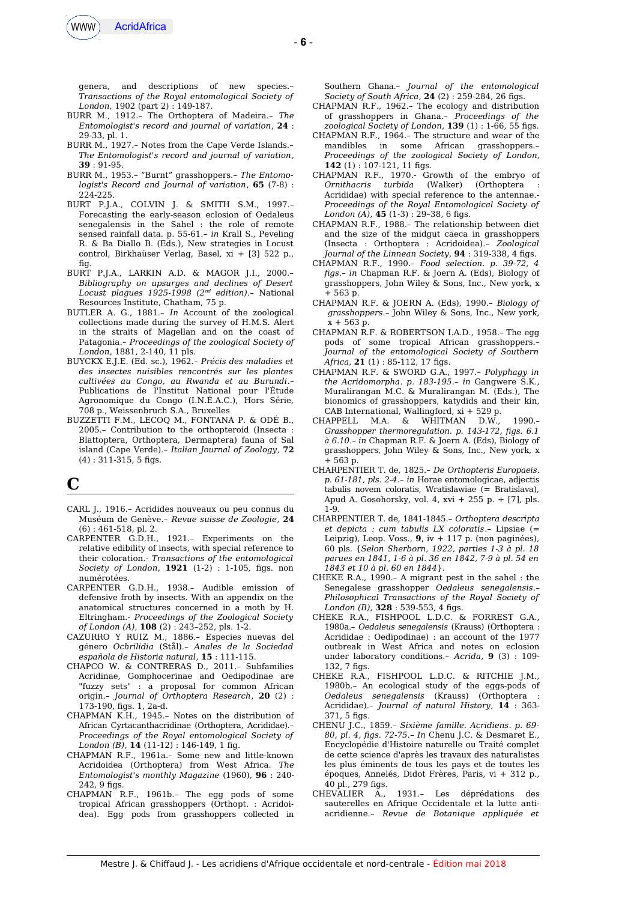genera, and descriptions of new species.– *Transactions of the Royal entomological Society of London*, 1902 (part 2) : 149-187.

BURR M., 1912.– The Orthoptera of Madeira.– *The Entomologist's record and journal of variation*, **24** : 29-33, pl. 1.

BURR M., 1927.– Notes from the Cape Verde Islands.– *The Entomologist's record and journal of variation*, **39** : 91-95.

BURR M., 1953.– "Burnt" grasshoppers.– *The Entomologist's Record and Journal of variation*, **65** (7-8) : 224-225.

BURT P.J.A., COLVIN J. & SMITH S.M., 1997.– Forecasting the early-season eclosion of Oedaleus senegalensis in the Sahel : the role of remote sensed rainfall data. p. 55-61.– *in* Krall S., Peveling R. & Ba Diallo B. (Eds.), New strategies in Locust control, Birkhaüser Verlag, Basel, xi + [3] 522 p., fig.

BURT P.J.A., LARKIN A.D. & MAGOR J.I., 2000.– *Bibliography on upsurges and declines of Desert Locust plagues 1925-1998 (2nd edition)*.– National Resources Institute, Chatham, 75 p.

BUTLER A. G., 1881.– *In* Account of the zoological collections made during the survey of H.M.S. Alert in the straits of Magellan and on the coast of Patagonia.– *Proceedings of the zoological Society of London*, 1881, 2-140, 11 pls.

BUYCKX E.J.E. (Ed. sc.), 1962.– *Précis des maladies et des insectes nuisibles rencontrés sur les plantes cultivées au Congo, au Rwanda et au Burundi*.– Publications de l'Institut National pour l'Étude Agronomique du Congo (I.N.É.A.C.), Hors Série, 708 p., Weissenbruch S.A., Bruxelles

BUZZETTI F.M., LECOQ M., FONTANA P. & ODÉ B., 2005.– Contribution to the orthopteroid (Insecta : Blattoptera, Orthoptera, Dermaptera) fauna of Sal island (Cape Verde).– *Italian Journal of Zoology*, **72** (4) : 311-315, 5 figs.

# C

CARL J., 1916.– Acridides nouveaux ou peu connus du Muséum de Genève.– *Revue suisse de Zoologie*, **24** (6) : 461-518, pl. 2.

CARPENTER G.D.H., 1921.– Experiments on the relative edibility of insects, with special reference to their coloration.- *Transactions of the entomological Society of London*, **1921** (1-2) : 1-105, figs. non numérotées.

CARPENTER G.D.H., 1938.– Audible emission of defensive froth by insects. With an appendix on the anatomical structures concerned in a moth by H. Eltringham.- *Proceedings of the Zoological Society of London (A)*, **108** (2) : 243–252, pls. 1-2.

CAZURRO Y RUIZ M., 1886.– Especies nuevas del género *Ochrilidia* (Stål).– *Anales de la Sociedad española de Historia natural*, **15** : 111-115.

CHAPCO W. & CONTRERAS D., 2011.– Subfamilies Acridinae, Gomphocerinae and Oedipodinae are "fuzzy sets" : a proposal for common African origin.– *Journal of Orthoptera Research*, **20** (2) : 173-190, figs. 1, 2a-d.

CHAPMAN K.H., 1945.– Notes on the distribution of African Cyrtacanthacridinae (Orthoptera, Acrididae).– *Proceedings of the Royal entomological Society of London (B)*, **14** (11-12) : 146-149, 1 fig.

CHAPMAN R.F., 1961a.– Some new and little-known Acridoidea (Orthoptera) from West Africa. *The Entomologist's monthly Magazine* (1960), **96** : 240-242, 9 figs.

CHAPMAN R.F., 1961b.– The egg pods of some tropical African grasshoppers (Orthopt. : Acridoidea). Egg pods from grasshoppers collected in Southern Ghana.– *Journal of the entomological Society of South Africa*, **24** (2) : 259-284, 26 figs.

CHAPMAN R.F., 1962.– The ecology and distribution of grasshoppers in Ghana.– *Proceedings of the zoological Society of London*, **139** (1) : 1-66, 55 figs.

CHAPMAN R.F., 1964.– The structure and wear of the mandibles in some African grasshoppers.– *Proceedings of the zoological Society of London*, **142** (1) : 107-121, 11 figs.

CHAPMAN R.F., 1970.- Growth of the embryo of *Ornithacris turbida* (Walker) (Orthoptera : Acrididae) with special reference to the antennae.- *Proceedings of the Royal Entomological Society of London (A)*, **45** (1-3) : 29–38, 6 figs.

CHAPMAN R.F., 1988.– The relationship between diet and the size of the midgut caeca in grasshoppers (Insecta : Orthoptera : Acridoidea).– *Zoological Journal of the Linnean Society*, **94** : 319-338, 4 figs.

CHAPMAN R.F., 1990.– *Food selection. p. 39-72, 4 figs.*– *in* Chapman R.F. & Joern A. (Eds), Biology of grasshoppers, John Wiley & Sons, Inc., New york, x + 563 p.

CHAPMAN R.F. & JOERN A. (Eds), 1990.– *Biology of grasshoppers*.– John Wiley & Sons, Inc., New york, x + 563 p.

CHAPMAN R.F. & ROBERTSON I.A.D., 1958.– The egg pods of some tropical African grasshoppers.– *Journal of the entomological Society of Southern Africa*, **21** (1) : 85-112, 17 figs.

CHAPMAN R.F. & SWORD G.A., 1997.– *Polyphagy in the Acridomorpha. p. 183-195*.– *in* Gangwere S.K., Muralirangan M.C. & Muralirangan M. (Eds.), The bionomics of grasshoppers, katydids and their kin, CAB International, Wallingford, xi + 529 p.

CHAPPELL M.A. & WHITMAN D.W., 1990.– *Grasshopper thermoregulation. p. 143-172, figs. 6.1 à 6.10*.– *in* Chapman R.F. & Joern A. (Eds), Biology of grasshoppers, John Wiley & Sons, Inc., New york, x + 563 p.

CHARPENTIER T. de, 1825.– *De Orthopteris Europaeis. p. 61-181, pls. 2-4*.– *in* Horae entomologicae, adjectis tabulis novem coloratis, Wratislawiae (= Bratislava), Apud A. Gosohorsky, vol. 4, xvi + 255 p. + [7], pls. 1-9.

CHARPENTIER T. de, 1841-1845.– *Orthoptera descripta et depicta : cum tabulis LX coloratis*.– Lipsiae (= Leipzig), Leop. Voss., **9**, iv + 117 p. (non paginées), 60 pls. {*Selon Sherborn, 1922, parties 1-3 à pl. 18 parues en 1841, 1-6 à pl. 36 en 1842, 7-9 à pl. 54 en 1843 et 10 à pl. 60 en 1844*}.

CHEKE R.A., 1990.– A migrant pest in the sahel : the Senegalese grasshopper *Oedaleus senegalensis*.– *Philosophical Transactions of the Royal Society of London (B)*, **328** : 539-553, 4 figs.

CHEKE R.A., FISHPOOL L.D.C. & FORREST G.A., 1980a.– *Oedaleus senegalensis* (Krauss) (Orthoptera : Acrididae : Oedipodinae) : an account of the 1977 outbreak in West Africa and notes on eclosion under laboratory conditions.– *Acrida*, **9** (3) : 109-132, 7 figs.

CHEKE R.A., FISHPOOL L.D.C. & RITCHIE J.M., 1980b.– An ecological study of the eggs-pods of *Oedaleus senegalensis* (Krauss) (Orthoptera : Acrididae).– *Journal of natural History*, **14** : 363-371, 5 figs.

CHENU J.C., 1859.– *Sixième famille. Acridiens. p. 69-80, pl. 4, figs. 72-75*.– *In* Chenu J.C. & Desmaret E., Encyclopédie d'Histoire naturelle ou Traité complet de cette science d'après les travaux des naturalistes les plus éminents de tous les pays et de toutes les époques, Annelés, Didot Frères, Paris, vi + 312 p., 40 pl., 279 figs.

CHEVALIER A., 1931.– Les déprédations des sauterelles en Afrique Occidentale et la lutte anti-acridienne.– *Revue de Botanique appliquée et*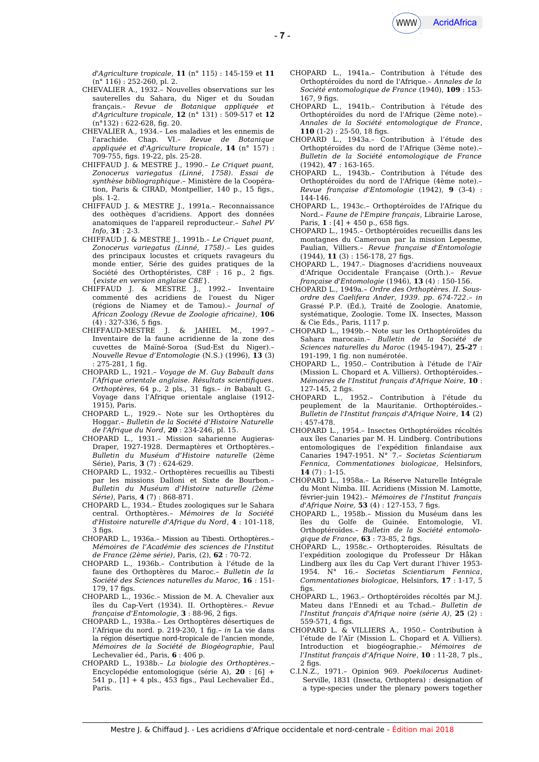*d'Agriculture tropicale*, **11** (n° 115) : 145-159 et **11** (n° 116) : 252-260, pl. 2.

CHEVALIER A., 1932.– Nouvelles observations sur les sauterelles du Sahara, du Niger et du Soudan français.– *Revue de Botanique appliquée et d'Agriculture tropicale*, **12** (n° 131) : 509-517 et **12** (n°132) : 622-628, fig. 20.

CHEVALIER A., 1934.– Les maladies et les ennemis de l'arachide. Chap. VI.– *Revue de Botanique appliquée et d'Agriculture tropicale*, **14** (n° 157) : 709-755, figs. 19-22, pls. 25-28.

CHIFFAUD J. & MESTRE J., 1990.– *Le Criquet puant, Zonocerus variegatus (Linné, 1758). Essai de synthèse bibliographique*.– Ministère de la Coopération, Paris & CIRAD, Montpellier, 140 p., 15 figs., pls. 1-2.

CHIFFAUD J. & MESTRE J., 1991a.– Reconnaissance des oothèques d'acridiens. Apport des données anatomiques de l'appareil reproducteur.– *Sahel PV Info*, **31** : 2-3.

CHIFFAUD J. & MESTRE J., 1991b.– *Le Criquet puant, Zonocerus variegatus (Linné, 1758)*.– Les guides des principaux locustes et criquets ravageurs du monde entier, Série des guides pratiques de la Société des Orthoptéristes, C8F : 16 p., 2 figs. {*existe en version anglaise C8E*}.

CHIFFAUD J. & MESTRE J., 1992.– Inventaire commenté des acridiens de l'ouest du Niger (régions de Niamey et de Tamou).– *Journal of African Zoology (Revue de Zoologie africaine)*, **106** (4) : 327-336, 5 figs.

CHIFFAUD-MESTRE J. & JAHIEL M., 1997.– Inventaire de la faune acridienne de la zone des cuvettes de Maïné-Soroa (Sud-Est du Niger).– *Nouvelle Revue d'Entomologie* (N.S.) (1996), **13** (3) : 275-281, 1 fig.

CHOPARD L., 1921.– *Voyage de M. Guy Babault dans l'Afrique orientale anglaise. Résultats scientifiques. Orthoptères*, 64 p., 2 pls., 31 figs.– *in* Babault G., Voyage dans l'Afrique orientale anglaise (1912-1915), Paris.

CHOPARD L., 1929.– Note sur les Orthoptères du Hoggar.– *Bulletin de la Société d'Histoire Naturelle de l'Afrique du Nord*, **20** : 234-246, pl. 15.

CHOPARD L., 1931.– Mission saharienne Augieras-Draper, 1927-1928. Dermaptères et Orthoptères.– *Bulletin du Muséum d'Histoire naturelle* (2ème Série), Paris, **3** (7) : 624-629.

CHOPARD L., 1932.– Orthoptères recueillis au Tibesti par les missions Dalloni et Sixte de Bourbon.– *Bulletin du Muséum d'Histoire naturelle (2ème Série)*, Paris, **4** (7) : 868-871.

CHOPARD L., 1934.– Études zoologiques sur le Sahara central. Orthoptères.– *Mémoires de la Société d'Histoire naturelle d'Afrique du Nord*, **4** : 101-118, 3 figs.

CHOPARD L., 1936a.– Mission au Tibesti. Orthoptères.– *Mémoires de l'Académie des sciences de l'Institut de France (2ème série)*, Paris, (2), **62** : 70-72.

CHOPARD L., 1936b.– Contribution à l'étude de la faune des Orthoptères du Maroc.– *Bulletin de la Société des Sciences naturelles du Maroc*, **16** : 151-179, 17 figs.

CHOPARD L., 1936c.– Mission de M. A. Chevalier aux îles du Cap-Vert (1934). II. Orthoptères.– *Revue française d'Entomologie*, **3** : 88-96, 2 figs.

CHOPARD L., 1938a.– Les Orthoptères désertiques de l'Afrique du nord. p. 219-230, 1 fig.– *in* La vie dans la région désertique nord-tropicale de l'ancien monde, *Mémoires de la Société de Biogéographie*, Paul Lechevalier éd., Paris, **6** : 406 p.

CHOPARD L., 1938b.– *La biologie des Orthoptères*.– Encyclopédie entomologique (série A), **20** : [6] + 541 p., [1] + 4 pls., 453 figs., Paul Lechevalier Éd., Paris.

CHOPARD L., 1941a.– Contribution à l'étude des Orthoptéroïdes du nord de l'Afrique.– *Annales de la Société entomologique de France* (1940), **109** : 153-167, 9 figs.

CHOPARD L., 1941b.– Contribution à l'étude des Orthoptéroïdes du nord de l'Afrique (2ème note).– *Annales de la Société entomologique de France*, **110** (1-2) : 25-50, 18 figs.

CHOPARD L., 1943a.– Contribution à l'étude des Orthoptéroïdes du nord de l'Afrique (3ème note).– *Bulletin de la Société entomologique de France* (1942), **47** : 163-165.

CHOPARD L., 1943b.– Contribution à l'étude des Orthoptéroïdes du nord de l'Afrique (4ème note).– *Revue française d'Entomologie* (1942), **9** (3-4) : 144-146.

CHOPARD L., 1943c.– Orthoptéroïdes de l'Afrique du Nord.– *Faune de l'Empire français*, Librairie Larose, Paris, **1** : [4] + 450 p., 658 figs.

CHOPARD L., 1945.– Orthoptéroïdes recueillis dans les montagnes du Cameroun par la mission Lepesme, Paulian, Villiers.– *Revue française d'Entomologie* (1944), **11** (3) : 156-178, 27 figs.

CHOPARD L., 1947.– Diagnoses d'acridiens nouveaux d'Afrique Occidentale Française (Orth.).– *Revue française d'Entomologie* (1946), **13** (4) : 150-156.

CHOPARD L., 1949a.– *Ordre des Orthoptères. II. Sous-ordre des Caelifera Ander, 1939. pp. 674-722*.– *in* Grassé P.P. (Éd.), Traité de Zoologie. Anatomie, systématique, Zoologie. Tome IX. Insectes, Masson & Cie Eds., Paris, 1117 p.

CHOPARD L., 1949b.– Note sur les Orthoptéroïdes du Sahara marocain.– *Bulletin de la Société de Sciences naturelles du Maroc* (1945-1947), **25-27** : 191-199, 1 fig. non numérotée.

CHOPARD L., 1950.– Contribution à l'étude de l'Aïr (Mission L. Chopard et A. Villiers). Orthoptéroïdes.– *Mémoires de l'Institut français d'Afrique Noire*, **10** : 127-145, 2 figs.

CHOPARD L., 1952.– Contribution à l'étude du peuplement de la Mauritanie. Orthoptéroïdes.– *Bulletin de l'Institut français d'Afrique Noire*, **14** (2) : 457-478.

CHOPARD L., 1954.– Insectes Orthoptéroïdes récoltés aux îles Canaries par M. H. Lindberg. Contributions entomologiques de l'expédition finlandaise aux Canaries 1947-1951. N° 7.– *Societas Scientiarum Fennica, Commentationes biologicae*, Helsinfors, **14** (7) : 1-15.

CHOPARD L., 1958a.– La Réserve Naturelle Intégrale du Mont Nimba. III. Acridiens (Mission M. Lamotte, février-juin 1942).– *Mémoires de l'Institut français d'Afrique Noire*, **53** (4) : 127-153, 7 figs.

CHOPARD L., 1958b.– Mission du Muséum dans les îles du Golfe de Guinée. Entomologie, VI. Orthoptéroïdes.– *Bulletin de la Société entomologique de France*, **63** : 73-85, 2 figs.

CHOPARD L., 1958c.– Orthopteroides. Résultats de l'expédition zoologique du Professeur Dr Håkan Lindberg aux îles du Cap Vert durant l'hiver 1953-1954. N° 16.– *Societas Scientiarum Fennica, Commentationes biologicae*, Helsinfors, **17** : 1-17, 5 figs.

CHOPARD L., 1963.– Orthoptéroïdes récoltés par M.J. Mateu dans l'Ennedi et au Tchad.– *Bulletin de l'Institut français d'Afrique noire (série A)*, **25** (2) : 559-571, 4 figs.

CHOPARD L. & VILLIERS A., 1950.– Contribution à l'étude de l'Aïr (Mission L. Chopard et A. Villiers). Introduction et biogéographie.– *Mémoires de l'Institut français d'Afrique Noire*, **10** : 11-28, 7 pls., 2 figs.

C.I.N.Z., 1971.– Opinion 969. *Poekilocerus* Audinet-Serville, 1831 (Insecta, Orthoptera) : designation of a type-species under the plenary powers together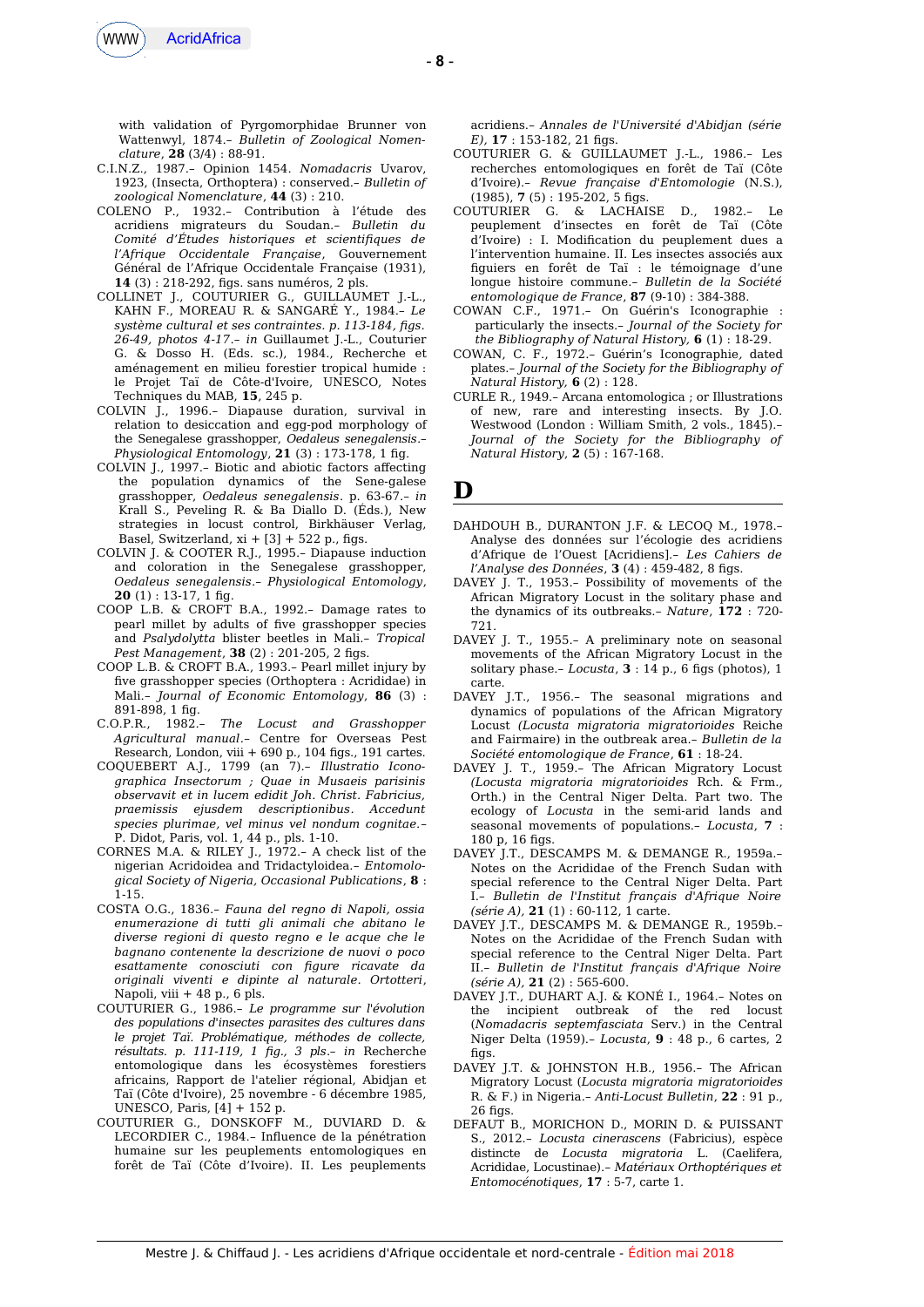with validation of Pyrgomorphidae Brunner von Wattenwyl, 1874.– *Bulletin of Zoological Nomenclature*, **28** (3/4) : 88-91.

C.I.N.Z., 1987.– Opinion 1454. *Nomadacris* Uvarov, 1923, (Insecta, Orthoptera) : conserved.– *Bulletin of zoological Nomenclature*, **44** (3) : 210.

COLENO P., 1932.– Contribution à l'étude des acridiens migrateurs du Soudan.– *Bulletin du Comité d'Études historiques et scientifiques de l'Afrique Occidentale Française*, Gouvernement Général de l'Afrique Occidentale Française (1931), **14** (3) : 218-292, figs. sans numéros, 2 pls.

COLLINET J., COUTURIER G., GUILLAUMET J.-L., KAHN F., MOREAU R. & SANGARÉ Y., 1984.– *Le système cultural et ses contraintes. p. 113-184, figs. 26-49, photos 4-17*.– *in* Guillaumet J.-L., Couturier G. & Dosso H. (Eds. sc.), 1984., Recherche et aménagement en milieu forestier tropical humide : le Projet Taï de Côte-d'Ivoire, UNESCO, Notes Techniques du MAB, **15**, 245 p.

COLVIN J., 1996.– Diapause duration, survival in relation to desiccation and egg-pod morphology of the Senegalese grasshopper, *Oedaleus senegalensis*.– *Physiological Entomology*, **21** (3) : 173-178, 1 fig.

COLVIN J., 1997.– Biotic and abiotic factors affecting the population dynamics of the Senegalese grasshopper, *Oedaleus senegalensis*. p. 63-67.– *in* Krall S., Peveling R. & Ba Diallo D. (Éds.), New strategies in locust control, Birkhäuser Verlag, Basel, Switzerland, xi + [3] + 522 p., figs.

COLVIN J. & COOTER R.J., 1995.– Diapause induction and coloration in the Senegalese grasshopper, *Oedaleus senegalensis*.– *Physiological Entomology*, **20** (1) : 13-17, 1 fig.

COOP L.B. & CROFT B.A., 1992.– Damage rates to pearl millet by adults of five grasshopper species and *Psalydolytta* blister beetles in Mali.– *Tropical Pest Management*, **38** (2) : 201-205, 2 figs.

COOP L.B. & CROFT B.A., 1993.– Pearl millet injury by five grasshopper species (Orthoptera : Acrididae) in Mali.– *Journal of Economic Entomology*, **86** (3) : 891-898, 1 fig.

C.O.P.R., 1982.– *The Locust and Grasshopper Agricultural manual*.– Centre for Overseas Pest Research, London, viii + 690 p., 104 figs., 191 cartes.

COQUEBERT A.J., 1799 (an 7).– *Illustratio Iconographica Insectorum ; Quae in Musaeis parisinis observavit et in lucem edidit Joh. Christ. Fabricius, praemissis ejusdem descriptionibus. Accedunt species plurimae, vel minus vel nondum cognitae*.– P. Didot, Paris, vol. 1, 44 p., pls. 1-10.

CORNES M.A. & RILEY J., 1972.– A check list of the nigerian Acridoidea and Tridactyloidea.– *Entomological Society of Nigeria, Occasional Publications*, **8** : 1-15.

COSTA O.G., 1836.– *Fauna del regno di Napoli, ossia enumerazione di tutti gli animali che abitano le diverse regioni di questo regno e le acque che le bagnano contenente la descrizione de nuovi o poco esattamente conosciuti con figure ricavate da originali viventi e dipinte al naturale. Ortotteri*, Napoli, viii + 48 p., 6 pls.

COUTURIER G., 1986.– *Le programme sur l'évolution des populations d'insectes parasites des cultures dans le projet Taï. Problématique, méthodes de collecte, résultats. p. 111-119, 1 fig., 3 pls*.– *in* Recherche entomologique dans les écosystèmes forestiers africains, Rapport de l'atelier régional, Abidjan et Taï (Côte d'Ivoire), 25 novembre - 6 décembre 1985, UNESCO, Paris, [4] + 152 p.

COUTURIER G., DONSKOFF M., DUVIARD D. & LECORDIER C., 1984.– Influence de la pénétration humaine sur les peuplements entomologiques en forêt de Taï (Côte d'Ivoire). II. Les peuplements acridiens.– *Annales de l'Université d'Abidjan (série E)*, **17** : 153-182, 21 figs.

COUTURIER G. & GUILLAUMET J.-L., 1986.– Les recherches entomologiques en forêt de Taï (Côte d'Ivoire).– *Revue française d'Entomologie* (N.S.), (1985), **7** (5) : 195-202, 5 figs.

COUTURIER G. & LACHAISE D., 1982.– Le peuplement d'insectes en forêt de Taï (Côte d'Ivoire) : I. Modification du peuplement dues a l'intervention humaine. II. Les insectes associés aux figuiers en forêt de Taï : le témoignage d'une longue histoire commune.– *Bulletin de la Société entomologique de France*, **87** (9-10) : 384-388.

COWAN C.F., 1971.– On Guérin's Iconographie : particularly the insects.– *Journal of the Society for the Bibliography of Natural History*, **6** (1) : 18-29.

COWAN, C. F., 1972.– Guérin's Iconographie, dated plates.– *Journal of the Society for the Bibliography of Natural History*, **6** (2) : 128.

CURLE R., 1949.– Arcana entomologica ; or Illustrations of new, rare and interesting insects. By J.O. Westwood (London : William Smith, 2 vols., 1845).– *Journal of the Society for the Bibliography of Natural History*, **2** (5) : 167-168.

# D

DAHDOUH B., DURANTON J.F. & LECOQ M., 1978.– Analyse des données sur l'écologie des acridiens d'Afrique de l'Ouest [Acridiens].– *Les Cahiers de l'Analyse des Données*, **3** (4) : 459-482, 8 figs.

DAVEY J. T., 1953.– Possibility of movements of the African Migratory Locust in the solitary phase and the dynamics of its outbreaks.– *Nature*, **172** : 720-721.

DAVEY J. T., 1955.– A preliminary note on seasonal movements of the African Migratory Locust in the solitary phase.– *Locusta*, **3** : 14 p., 6 figs (photos), 1 carte.

DAVEY J.T., 1956.– The seasonal migrations and dynamics of populations of the African Migratory Locust *(Locusta migratoria migratorioides* Reiche and Fairmaire) in the outbreak area.– *Bulletin de la Société entomologique de France*, **61** : 18-24.

DAVEY J. T., 1959.– The African Migratory Locust *(Locusta migratoria migratorioides* Rch. & Frm., Orth.) in the Central Niger Delta. Part two. The ecology of *Locusta* in the semi-arid lands and seasonal movements of populations.– *Locusta*, **7** : 180 p, 16 figs.

DAVEY J.T., DESCAMPS M. & DEMANGE R., 1959a.– Notes on the Acrididae of the French Sudan with special reference to the Central Niger Delta. Part I.– *Bulletin de l'Institut français d'Afrique Noire (série A)*, **21** (1) : 60-112, 1 carte.

DAVEY J.T., DESCAMPS M. & DEMANGE R., 1959b.– Notes on the Acrididae of the French Sudan with special reference to the Central Niger Delta. Part II.– *Bulletin de l'Institut français d'Afrique Noire (série A)*, **21** (2) : 565-600.

DAVEY J.T., DUHART A.J. & KONÉ I., 1964.– Notes on the incipient outbreak of the red locust (*Nomadacris septemfasciata* Serv.) in the Central Niger Delta (1959).– *Locusta*, **9** : 48 p., 6 cartes, 2 figs.

DAVEY J.T. & JOHNSTON H.B., 1956.– The African Migratory Locust (*Locusta migratoria migratorioides* R. & F.) in Nigeria.– *Anti-Locust Bulletin*, **22** : 91 p., 26 figs.

DEFAUT B., MORICHON D., MORIN D. & PUISSANT S., 2012.– *Locusta cinerascens* (Fabricius), espèce distincte de *Locusta migratoria* L. (Caelifera, Acrididae, Locustinae).– *Matériaux Orthoptériques et Entomocénotiques*, **17** : 5-7, carte 1.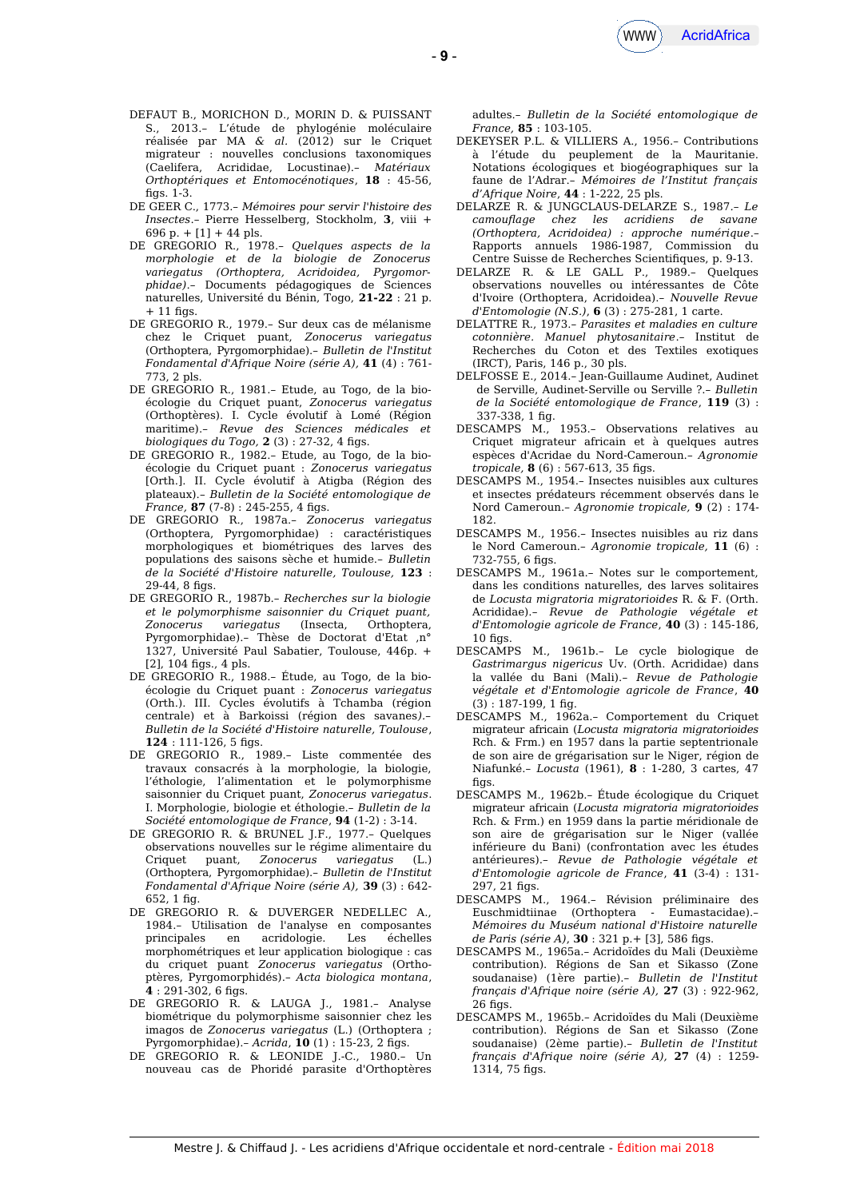DEFAUT B., MORICHON D., MORIN D. & PUISSANT S., 2013.– L'étude de phylogénie moléculaire réalisée par MA *& al.* (2012) sur le Criquet migrateur : nouvelles conclusions taxonomiques (Caelifera, Acrididae, Locustinae).– *Matériaux Orthoptériques et Entomocénotiques*, **18** : 45-56, figs. 1-3.

DE GEER C., 1773.– *Mémoires pour servir l'histoire des Insectes*.– Pierre Hesselberg, Stockholm, **3**, viii + 696 p. + [1] + 44 pls.

DE GREGORIO R., 1978.– *Quelques aspects de la morphologie et de la biologie de Zonocerus variegatus (Orthoptera, Acridoidea, Pygomorphidae)*.– Documents pédagogiques de Sciences naturelles, Université du Bénin, Togo, **21-22** : 21 p. + 11 figs.

DE GREGORIO R., 1979.– Sur deux cas de mélanisme chez le Criquet puant, *Zonocerus variegatus* (Orthoptera, Pyrgomorphidae).– *Bulletin de l'Institut Fondamental d'Afrique Noire (série A)*, **41** (4) : 761-773, 2 pls.

DE GREGORIO R., 1981.– Etude, au Togo, de la bio-écologie du Criquet puant, *Zonocerus variegatus* (Orthoptères). I. Cycle évolutif à Lomé (Région maritime).– *Revue des Sciences médicales et biologiques du Togo*, **2** (3) : 27-32, 4 figs.

DE GREGORIO R., 1982.– Etude, au Togo, de la bio-écologie du Criquet puant : *Zonocerus variegatus* [Orth.]. II. Cycle évolutif à Atigba (Région des plateaux).– *Bulletin de la Société entomologique de France*, **87** (7-8) : 245-255, 4 figs.

DE GREGORIO R., 1987a.– *Zonocerus variegatus* (Orthoptera, Pyrgomorphidae) : caractéristiques morphologiques et biométriques des populations des saisons sèche et humide.– *Bulletin de la Société d'Histoire naturelle, Toulouse*, **123** : 29-44, 8 figs.

DE GREGORIO R., 1987b.– *Recherches sur la biologie et le polymorphisme saisonnier du Criquet puant, Zonocerus variegatus* (Insecta, Orthoptera, Pyrgomorphidae).– Thèse de Doctorat d'Etat ,n° 1327, Université Paul Sabatier, Toulouse, 446p. + [2], 104 figs., 4 pls.

DE GREGORIO R., 1988.– Étude, au Togo, de la bio-écologie du Criquet puant : *Zonocerus variegatus* (Orth.). III. Cycles évolutifs à Tchamba (région centrale) et à Barkoissi (région des savanes).– *Bulletin de la Société d'Histoire naturelle, Toulouse*, **124** : 111-126, 5 figs.

DE GREGORIO R., 1989.– Liste commentée des travaux consacrés à la morphologie, la biologie, l'éthologie, l'alimentation et le polymorphisme saisonnier du Criquet puant, *Zonocerus variegatus*. I. Morphologie, biologie et éthologie.– *Bulletin de la Société entomologique de France*, **94** (1-2) : 3-14.

DE GREGORIO R. & BRUNEL J.F., 1977.– Quelques observations nouvelles sur le régime alimentaire du Criquet puant, *Zonocerus variegatus* (L.) (Orthoptera, Pyrgomorphidae).– *Bulletin de l'Institut Fondamental d'Afrique Noire (série A)*, **39** (3) : 642-652, 1 fig.

DE GREGORIO R. & DUVERGER NEDELLEC A., 1984.– Utilisation de l'analyse en composantes principales en acridologie. Les échelles morphométriques et leur application biologique : cas du criquet puant *Zonocerus variegatus* (Orthoptères, Pyrgomorphidés).– *Acta biologica montana*, **4** : 291-302, 6 figs.

DE GREGORIO R. & LAUGA J., 1981.– Analyse biométrique du polymorphisme saisonnier chez les imagos de *Zonocerus variegatus* (L.) (Orthoptera ; Pyrgomorphidae).– *Acrida*, **10** (1) : 15-23, 2 figs.

DE GREGORIO R. & LEONIDE J.-C., 1980.– Un nouveau cas de Phoridé parasite d'Orthoptères adultes.– *Bulletin de la Société entomologique de France*, **85** : 103-105.

DEKEYSER P.L. & VILLIERS A., 1956.– Contributions à l'étude du peuplement de la Mauritanie. Notations écologiques et biogéographiques sur la faune de l'Adrar.– *Mémoires de l'Institut français d'Afrique Noire*, **44** : 1-222, 25 pls.

DELARZE R. & JUNGCLAUS-DELARZE S., 1987.– *Le camouflage chez les acridiens de savane (Orthoptera, Acridoidea) : approche numérique*.– Rapports annuels 1986-1987, Commission du Centre Suisse de Recherches Scientifiques, p. 9-13.

DELARZE R. & LE GALL P., 1989.– Quelques observations nouvelles ou intéressantes de Côte d'Ivoire (Orthoptera, Acridoidea).– *Nouvelle Revue d'Entomologie (N.S.)*, **6** (3) : 275-281, 1 carte.

DELATTRE R., 1973.– *Parasites et maladies en culture cotonnière. Manuel phytosanitaire*.– Institut de Recherches du Coton et des Textiles exotiques (IRCT), Paris, 146 p., 30 pls.

DELFOSSE E., 2014.– Jean-Guillaume Audinet, Audinet de Serville, Audinet-Serville ou Serville ?.– *Bulletin de la Société entomologique de France*, **119** (3) : 337-338, 1 fig.

DESCAMPS M., 1953.– Observations relatives au Criquet migrateur africain et à quelques autres espèces d'Acridae du Nord-Cameroun.– *Agronomie tropicale*, **8** (6) : 567-613, 35 figs.

DESCAMPS M., 1954.– Insectes nuisibles aux cultures et insectes prédateurs récemment observés dans le Nord Cameroun.– *Agronomie tropicale*, **9** (2) : 174-182.

DESCAMPS M., 1956.– Insectes nuisibles au riz dans le Nord Cameroun.– *Agronomie tropicale*, **11** (6) : 732-755, 6 figs.

DESCAMPS M., 1961a.– Notes sur le comportement, dans les conditions naturelles, des larves solitaires de *Locusta migratoria migratorioides* R. & F. (Orth. Acrididae).– *Revue de Pathologie végétale et d'Entomologie agricole de France*, **40** (3) : 145-186, 10 figs.

DESCAMPS M., 1961b.– Le cycle biologique de *Gastrimargus nigericus* Uv. (Orth. Acrididae) dans la vallée du Bani (Mali).– *Revue de Pathologie végétale et d'Entomologie agricole de France*, **40** (3) : 187-199, 1 fig.

DESCAMPS M., 1962a.– Comportement du Criquet migrateur africain (*Locusta migratoria migratorioides* Rch. & Frm.) en 1957 dans la partie septentrionale de son aire de grégarisation sur le Niger, région de Niafunké.– *Locusta* (1961), **8** : 1-280, 3 cartes, 47 figs.

DESCAMPS M., 1962b.– Étude écologique du Criquet migrateur africain (*Locusta migratoria migratorioides* Rch. & Frm.) en 1959 dans la partie méridionale de son aire de grégarisation sur le Niger (vallée inférieure du Bani) (confrontation avec les études antérieures).– *Revue de Pathologie végétale et d'Entomologie agricole de France*, **41** (3-4) : 131-297, 21 figs.

DESCAMPS M., 1964.– Révision préliminaire des Euschmidtiinae (Orthoptera - Eumastacidae).– *Mémoires du Muséum national d'Histoire naturelle de Paris (série A)*, **30** : 321 p.+ [3], 586 figs.

DESCAMPS M., 1965a.– Acridoïdes du Mali (Deuxième contribution). Régions de San et Sikasso (Zone soudanaise) (1ère partie).– *Bulletin de l'Institut français d'Afrique noire (série A)*, **27** (3) : 922-962, 26 figs.

DESCAMPS M., 1965b.– Acridoïdes du Mali (Deuxième contribution). Régions de San et Sikasso (Zone soudanaise) (2ème partie).– *Bulletin de l'Institut français d'Afrique noire (série A)*, **27** (4) : 1259-1314, 75 figs.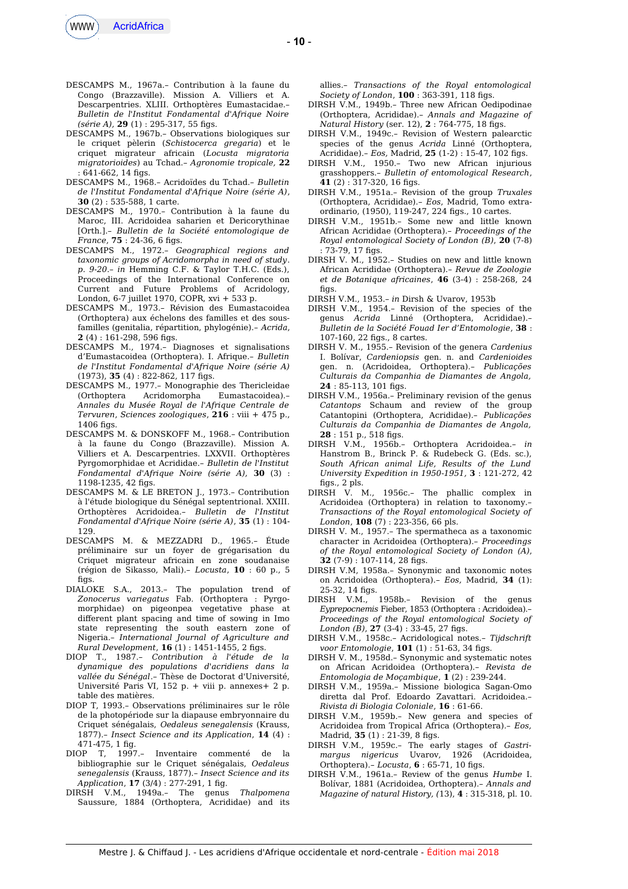DESCAMPS M., 1967a.– Contribution à la faune du Congo (Brazzaville). Mission A. Villiers et A. Descarpentries. XLIII. Orthoptères Eumastacidae.– *Bulletin de l'Institut Fondamental d'Afrique Noire (série A)*, **29** (1) : 295-317, 55 figs.

DESCAMPS M., 1967b.– Observations biologiques sur le criquet pèlerin (*Schistocerca gregaria*) et le criquet migrateur africain (*Locusta migratoria migratorioides*) au Tchad.– *Agronomie tropicale*, **22** : 641-662, 14 figs.

DESCAMPS M., 1968.– Acridoïdes du Tchad.– *Bulletin de l'Institut Fondamental d'Afrique Noire (série A)*, **30** (2) : 535-588, 1 carte.

DESCAMPS M., 1970.– Contribution à la faune du Maroc, III. Acridoidea saharien et Dericorythinae [Orth.].– *Bulletin de la Société entomologique de France*, **75** : 24-36, 6 figs.

DESCAMPS M., 1972.– *Geographical regions and taxonomic groups of Acridomorpha in need of study. p. 9-20.– in* Hemming C.F. & Taylor T.H.C. (Eds.), Proceedings of the International Conference on Current and Future Problems of Acridology, London, 6-7 juillet 1970, COPR, xvi + 533 p.

DESCAMPS M., 1973.– Révision des Eumastacoidea (Orthoptera) aux échelons des familles et des sous-familles (genitalia, répartition, phylogénie).– *Acrida*, **2** (4) : 161-298, 596 figs.

DESCAMPS M., 1974.– Diagnoses et signalisations d'Eumastacoidea (Orthoptera). I. Afrique.– *Bulletin de l'Institut Fondamental d'Afrique Noire (série A)* (1973), **35** (4) : 822-862, 117 figs.

DESCAMPS M., 1977.– Monographie des Thericleidae (Orthoptera Acridomorpha Eumastacoidea).– *Annales du Musée Royal de l'Afrique Centrale de Tervuren, Sciences zoologiques*, **216** : viii + 475 p., 1406 figs.

DESCAMPS M. & DONSKOFF M., 1968.– Contribution à la faune du Congo (Brazzaville). Mission A. Villiers et A. Descarpentries. LXXVII. Orthoptères Pyrgomorphidae et Acrididae.– *Bulletin de l'Institut Fondamental d'Afrique Noire (série A)*, **30** (3) : 1198-1235, 42 figs.

DESCAMPS M. & LE BRETON J., 1973.– Contribution à l'étude biologique du Sénégal septentrional. XXIII. Orthoptères Acridoidea.– *Bulletin de l'Institut Fondamental d'Afrique Noire (série A)*, **35** (1) : 104-129.

DESCAMPS M. & MEZZADRI D., 1965.– Étude préliminaire sur un foyer de grégarisation du Criquet migrateur africain en zone soudanaise (région de Sikasso, Mali).– *Locusta*, **10** : 60 p., 5 figs.

DIALOKE S.A., 2013.– The population trend of *Zonocerus variegatus* Fab. (Orthoptera : Pyrgomorphidae) on pigeonpea vegetative phase at different plant spacing and time of sowing in Imo state representing the south eastern zone of Nigeria.– *International Journal of Agriculture and Rural Development*, **16** (1) : 1451-1455, 2 figs.

DIOP T., 1987.– *Contribution à l'étude de la dynamique des populations d'acridiens dans la vallée du Sénégal*.– Thèse de Doctorat d'Université, Université Paris VI, 152 p. + viii p. annexes+ 2 p. table des matières.

DIOP T, 1993.– Observations préliminaires sur le rôle de la photopériode sur la diapause embryonnaire du Criquet sénégalais, *Oedaleus senegalensis* (Krauss, 1877).– *Insect Science and its Application*, **14** (4) : 471-475, 1 fig.

DIOP T, 1997.– Inventaire commenté de la bibliographie sur le Criquet sénégalais, *Oedaleus senegalensis* (Krauss, 1877).– *Insect Science and its Application*, **17** (3/4) : 277-291, 1 fig.

DIRSH V.M., 1949a.– The genus *Thalpomena* Saussure, 1884 (Orthoptera, Acrididae) and its allies.– *Transactions of the Royal entomological Society of London*, **100** : 363-391, 118 figs.

DIRSH V.M., 1949b.– Three new African Oedipodinae (Orthoptera, Acrididae).– *Annals and Magazine of Natural History* (ser. 12), **2** : 764-775, 18 figs.

DIRSH V.M., 1949c.– Revision of Western palearctic species of the genus *Acrida* Linné (Orthoptera, Acrididae).– *Eos*, Madrid, **25** (1-2) : 15-47, 102 figs.

DIRSH V.M., 1950.– Two new African injurious grasshoppers.– *Bulletin of entomological Research*, **41** (2) : 317-320, 16 figs.

DIRSH V.M., 1951a.– Revision of the group *Truxales* (Orthoptera, Acrididae).– *Eos*, Madrid, Tomo extra-ordinario, (1950), 119-247, 224 figs., 10 cartes.

DIRSH V.M., 1951b.– Some new and little known African Acrididae (Orthoptera).– *Proceedings of the Royal entomological Society of London (B)*, **20** (7-8) : 73-79, 17 figs.

DIRSH V. M., 1952.– Studies on new and little known African Acrididae (Orthoptera).– *Revue de Zoologie et de Botanique africaines*, **46** (3-4) : 258-268, 24 figs.

DIRSH V.M., 1953.– *in* Dirsh & Uvarov, 1953b

DIRSH V.M., 1954.– Revision of the species of the genus *Acrida* Linné (Orthoptera, Acrididae).– *Bulletin de la Société Fouad Ier d'Entomologie*, **38** : 107-160, 22 figs., 8 cartes.

DIRSH V. M., 1955.– Revision of the genera *Cardenius* I. Bolívar, *Cardeniopsis* gen. n. and *Cardenioides* gen. n. (Acridoidea, Orthoptera).– *Publicações Culturais da Companhia de Diamantes de Angola*, **24** : 85-113, 101 figs.

DIRSH V.M., 1956a.– Preliminary revision of the genus *Catantops* Schaum and review of the group Catantopini (Orthoptera, Acrididae).– *Publicações Culturais da Companhia de Diamantes de Angola*, **28** : 151 p., 518 figs.

DIRSH V.M., 1956b.– Orthoptera Acridoidea.– *in* Hanstrom B., Brinck P. & Rudebeck G. (Eds. sc.), *South African animal Life, Results of the Lund University Expedition in 1950-1951*, **3** : 121-272, 42 figs., 2 pls.

DIRSH V. M., 1956c.– The phallic complex in Acridoidea (Orthoptera) in relation to taxonomy.– *Transactions of the Royal entomological Society of London*, **108** (7) : 223-356, 66 pls.

DIRSH V. M., 1957.– The spermatheca as a taxonomic character in Acridoidea (Orthoptera).– *Proceedings of the Royal entomological Society of London (A)*, **32** (7-9) : 107-114, 28 figs.

DIRSH V.M, 1958a.– Synonymic and taxonomic notes on Acridoidea (Orthoptera).– *Eos*, Madrid, **34** (1): 25-32, 14 figs.

DIRSH V.M., 1958b.– Revision of the genus *Eyprepocnemis* Fieber, 1853 (Orthoptera : Acridoidea).– *Proceedings of the Royal entomological Society of London (B)*, **27** (3-4) : 33-45, 27 figs.

DIRSH V.M., 1958c.– Acridological notes.– *Tijdschrift voor Entomologie*, **101** (1) : 51-63, 34 figs.

DIRSH V. M., 1958d.– Synonymic and systematic notes on African Acridoidea (Orthoptera).– *Revista de Entomologia de Moçambique*, **1** (2) : 239-244.

DIRSH V.M., 1959a.– Missione biologica Sagan-Omo diretta dal Prof. Edoardo Zavattari. Acridoidea.– *Rivista di Biologia Coloniale*, **16** : 61-66.

DIRSH V.M., 1959b.– New genera and species of Acridoidea from Tropical Africa (Orthoptera).– *Eos*, Madrid, **35** (1) : 21-39, 8 figs.

DIRSH V.M., 1959c.– The early stages of *Gastrimargus nigericus* Uvarov, 1926 (Acridoidea, Orthoptera).– *Locusta*, **6** : 65-71, 10 figs.

DIRSH V.M., 1961a.– Review of the genus *Humbe* I. Bolívar, 1881 (Acridoidea, Orthoptera).– *Annals and Magazine of natural History*, *(*13), **4** : 315-318, pl. 10.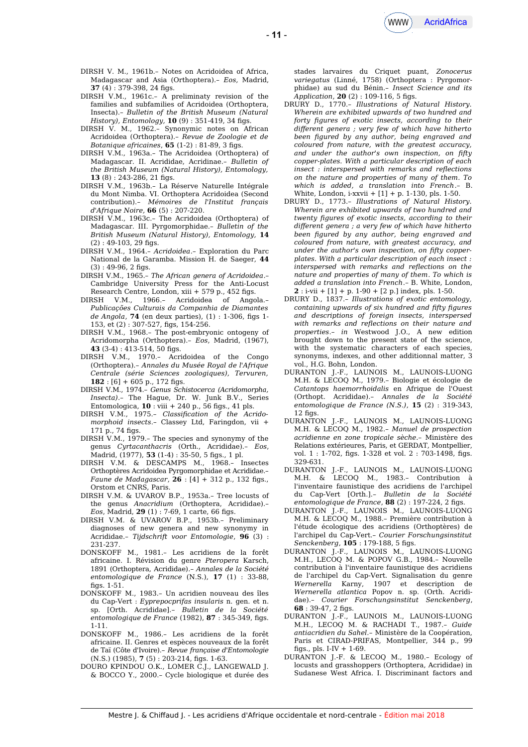DIRSH V. M., 1961b.– Notes on Acridoidea of Africa, Madagascar and Asia (Orthoptera).– *Eos*, Madrid, **37** (4) : 379-398, 24 figs.

DIRSH V.M., 1961c.– A preliminaty revision of the families and subfamilies of Acridoidea (Orthoptera, Insecta).– *Bulletin of the British Museum (Natural History), Entomology*, **10** (9) : 351-419, 34 figs.

DIRSH V. M., 1962.– Synonymic notes on African Acridoidea (Orthoptera).– *Revue de Zoologie et de Botanique africaines*, **65** (1-2) : 81-89, 3 figs.

DIRSH V.M., 1963a.– The Acridoidea (Orthoptera) of Madagascar. II. Acrididae, Acridinae.– *Bulletin of the British Museum (Natural History), Entomology*, **13** (8) : 243-286, 21 figs.

DIRSH V.M., 1963b.– La Réserve Naturelle Intégrale du Mont Nimba. VI. Orthoptera Acridoidea (Second contribution).– *Mémoires de l'Institut français d'Afrique Noire*, **66** (5) : 207-220.

DIRSH V.M., 1963c.– The Acridoidea (Orthoptera) of Madagascar. III. Pyrgomorphidae.– *Bulletin of the British Museum (Natural History), Entomology*, **14** (2) : 49-103, 29 figs.

DIRSH V.M., 1964.– *Acridoidea*.– Exploration du Parc National de la Garamba. Mission H. de Saeger, **44** (3) : 49-96, 2 figs.

DIRSH V.M., 1965.– *The African genera of Acridoidea*.– Cambridge University Press for the Anti-Locust Research Centre, London, xiii + 579 p., 452 figs.

DIRSH V.M., 1966.– Acridoidea of Angola.– *Publicações Culturais da Companhia de Diamantes de Angola*, **74** (en deux parties), (1) : 1-306, figs 1-153, et (2) : 307-527, figs, 154-256.

DIRSH V.M., 1968.– The post-embryonic ontogeny of Acridomorpha (Orthoptera).– *Eos*, Madrid, (1967), **43** (3-4) : 413-514, 50 figs.

DIRSH V.M., 1970.– Acridoidea of the Congo (Orthoptera).– *Annales du Musée Royal de l'Afrique Centrale (série Sciences zoologiques), Tervuren*, **182** : [6] + 605 p., 172 figs.

DIRSH V.M., 1974.– *Genus Schistocerca (Acridomorpha, Insecta)*.– The Hague, Dr. W. Junk B.V., Series Entomologica, **10** : viii + 240 p., 56 figs., 41 pls.

DIRSH V.M., 1975.– *Classification of the Acridomorphid insects*.– Classey Ltd, Faringdon, vii + 171 p., 74 figs.

DIRSH V.M., 1979.– The species and synonymy of the genus *Cyrtacanthacris* (Orth., Acrididae).– *Eos*, Madrid, (1977), **53** (1-4) : 35-50, 5 figs., 1 pl.

DIRSH V.M. & DESCAMPS M., 1968.– Insectes Orthoptères Acridoidea Pyrgomorphidae et Acrididae.– *Faune de Madagascar*, **26** : [4] + 312 p., 132 figs., Orstom et CNRS, Paris.

DIRSH V.M. & UVAROV B.P., 1953a.– Tree locusts of the genus *Anacridium* (Orthoptera, Acrididae).– *Eos*, Madrid, **29** (1) : 7-69, 1 carte, 66 figs.

DIRSH V.M. & UVAROV B.P., 1953b.– Preliminary diagnoses of new genera and new synonymy in Acrididae.– *Tijdschrift voor Entomologie*, **96** (3) : 231-237.

DONSKOFF M., 1981.– Les acridiens de la forêt africaine. I. Révision du genre *Pteropera* Karsch, 1891 (Orthoptera, Acrididae).– *Annales de la Société entomologique de France* (N.S.), **17** (1) : 33-88, figs. 1-51.

DONSKOFF M., 1983.– Un acridien nouveau des îles du Cap-Vert : *Eyprepocprifas insularis* n. gen. et n. sp. [Orth. Acrididae].– *Bulletin de la Société entomologique de France* (1982), **87** : 345-349, figs. 1-11.

DONSKOFF M., 1986.– Les acridiens de la forêt africaine. II. Genres et espèces nouveaux de la forêt de Taï (Côte d'Ivoire).– *Revue française d'Entomologie* (N.S.) (1985), **7** (5) : 203-214, figs. 1-63.

DOURO KPINDOU O.K., LOMER C.J., LANGEWALD J. & BOCCO Y., 2000.– Cycle biologique et durée des stades larvaires du Criquet puant, *Zonocerus variegatus* (Linné, 1758) (Orthoptera : Pyrgomorphidae) au sud du Bénin.– *Insect Science and its Application*, **20** (2) : 109-116, 5 figs.

DRURY D., 1770.– *Illustrations of Natural History. Wherein are exhibited upwards of two hundred and forty figures of exotic insects, according to their different genera ; very few of which have hitherto been figured by any author, being engraved and coloured from nature, with the greatest accuracy, and under the author's own inspection, on fifty copper-plates. With a particular description of each insect : interspersed with remarks and reflections on the nature and properties of many of them. To which is added, a translation into French*.– B. White, London, i-xxvii + [1] + p. 1-130, pls. 1-50.

DRURY D., 1773.– *Illustrations of Natural History. Wherein are exhibited upwards of two hundred and twenty figures of exotic insects, according to their different genera ; a very few of which have hitherto been figured by any author, being engraved and coloured from nature, with greatest accuracy, and under the author's own inspection, on fifty copper-plates. With a particular description of each insect : interspersed with remarks and reflections on the nature and properties of many of them. To which is added a translation into French*.– B. White, London, **2** : i-vii + [1] + p. 1-90 + [2 p.] index, pls. 1-50.

DRURY D., 1837.– *Illustrations of exotic entomology, containing upwards of six hundred and fifty figures and descriptions of foreign insects, interspersed with remarks and reflections on their nature and properties*.– *in* Westwood J.O., A new edition brought down to the present state of the science, with the systematic characters of each species, synonyms, indexes, and other additionnal matter, 3 vol., H.G. Bohn, London.

DURANTON J.-F., LAUNOIS M., LAUNOIS-LUONG M.H. & LECOQ M., 1979.– Biologie et écologie de *Catantops haemorrhoidalis* en Afrique de l'Ouest (Orthopt. Acrididae).– *Annales de la Société entomologique de France (N.S.)*, **15** (2) : 319-343, 12 figs.

DURANTON J.-F., LAUNOIS M., LAUNOIS-LUONG M.H. & LECOQ M., 1982.– *Manuel de prospection acridienne en zone tropicale sèche*.– Ministère des Relations extérieures, Paris, et GERDAT, Montpellier, vol. 1 : 1-702, figs. 1-328 et vol. 2 : 703-1498, figs. 329-631.

DURANTON J.-F., LAUNOIS M., LAUNOIS-LUONG M.H. & LECOQ M., 1983.– Contribution à l'inventaire faunistique des acridiens de l'archipel du Cap-Vert [Orth.].– *Bulletin de la Société entomologique de France*, **88** (2) : 197-224, 2 figs.

DURANTON J.-F., LAUNOIS M., LAUNOIS-LUONG M.H. & LECOQ M., 1988.– Première contribution à l'étude écologique des acridiens (Orthoptères) de l'archipel du Cap-Vert.– *Courier Forschungsinstitut Senckenberg*, **105** : 179-188, 5 figs.

DURANTON J.-F., LAUNOIS M., LAUNOIS-LUONG M.H., LECOQ M. & POPOV G.B., 1984.– Nouvelle contribution à l'inventaire faunistique des acridiens de l'archipel du Cap-Vert. Signalisation du genre *Wernerella* Karny, 1907 et description de *Wernerella atlantica* Popov n. sp. (Orth. Acrididae).– *Courier Forschungsinstitut Senckenberg*, **68** : 39-47, 2 figs.

DURANTON J.-F., LAUNOIS M., LAUNOIS-LUONG M.H., LECOQ M. & RACHADI T., 1987.– *Guide antiacridien du Sahel*.– Ministère de la Coopération, Paris et CIRAD-PRIFAS, Montpellier, 344 p., 99 figs., pls. I-IV + 1-69.

DURANTON J.-F. & LECOQ M., 1980.– Ecology of locusts and grasshoppers (Orthoptera, Acrididae) in Sudanese West Africa. I. Discriminant factors and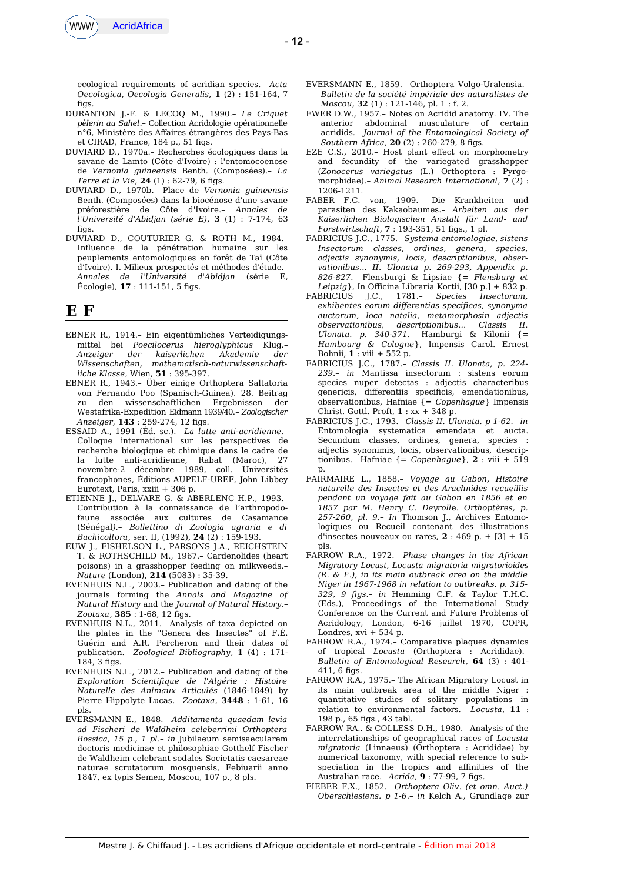ecological requirements of acridian species.– *Acta Oecologica, Oecologia Generalis*, **1** (2) : 151-164, 7 figs.

DURANTON J.-F. & LECOQ M., 1990.– *Le Criquet pèlerin au Sahel*.– Collection Acridologie opérationnelle n°6, Ministère des Affaires étrangères des Pays-Bas et CIRAD, France, 184 p., 51 figs.

DUVIARD D., 1970a.– Recherches écologiques dans la savane de Lamto (Côte d'Ivoire) : l'entomocoenose de *Vernonia guineensis* Benth. (Composées).– *La Terre et la Vie*, **24** (1) : 62-79, 6 figs.

DUVIARD D., 1970b.– Place de *Vernonia guineensis* Benth. (Composées) dans la biocénose d'une savane préforestière de Côte d'Ivoire.– *Annales de l'Université d'Abidjan (série E)*, **3** (1) : 7-174, 63 figs.

DUVIARD D., COUTURIER G. & ROTH M., 1984.– Influence de la pénétration humaine sur les peuplements entomologiques en forêt de Taï (Côte d'Ivoire). I. Milieux prospectés et méthodes d'étude.– *Annales de l'Université d'Abidjan* (série E, Écologie), **17** : 111-151, 5 figs.

# E F

EBNER R., 1914.– Ein eigentümliches Verteidigungs­mittel bei *Poecilocerus hieroglyphicus* Klug.– *Anzeiger der kaiserlichen Akademie der Wissenschaften, mathematisch-naturwissenschaft­liche Klasse*, Wien, **51** : 395-397.

EBNER R., 1943.– Über einige Orthoptera Saltatoria von Fernando Poo (Spanisch-Guinea). 28. Beitrag zu den wissenschaftlichen Ergebnissen der Westafrika-Expedition Eidmann 1939/40.– *Zoologischer Anzeiger*, **143** : 259-274, 12 figs.

ESSAID A., 1991 (Éd. sc.).– *La lutte anti-acridienne*.– Colloque international sur les perspectives de recherche biologique et chimique dans le cadre de la lutte anti-acridienne, Rabat (Maroc), 27 novembre-2 décembre 1989, coll. Universités francophones, Éditions AUPELF-UREF, John Libbey Eurotext, Paris, xxiii + 306 p.

ETIENNE J., DELVARE G. & ABERLENC H.P., 1993.– Contribution à la connaissance de l'arthropodo­faune associée aux cultures de Casamance (Sénégal).– *Bollettino di Zoologia agraria e di Bachicoltora*, ser. II, (1992), **24** (2) : 159-193.

EUW J., FISHELSON L., PARSONS J.A., REICHSTEIN T. & ROTHSCHILD M., 1967.– Cardenolides (heart poisons) in a grasshopper feeding on milkweeds.– *Nature* (London), **214** (5083) : 35-39.

EVENHUIS N.L., 2003.– Publication and dating of the journals forming the *Annals and Magazine of Natural History* and the *Journal of Natural History*.– *Zootaxa*, **385** : 1-68, 12 figs.

EVENHUIS N.L., 2011.– Analysis of taxa depicted on the plates in the "Genera des Insectes" of F.É. Guérin and A.R. Percheron and their dates of publication.– *Zoological Bibliography*, **1** (4) : 171-184, 3 figs.

EVENHUIS N.L., 2012.– Publication and dating of the *Exploration Scientifique de l'Algérie : Histoire Naturelle des Animaux Articulés* (1846-1849) by Pierre Hippolyte Lucas.– *Zootaxa*, **3448** : 1-61, 16 pls.

EVERSMANN E., 1848.– *Additamenta quaedam levia ad Fischeri de Waldheim celeberrimi Orthoptera Rossica, 15 p., 1 pl.– in* Jubilaeum semisaecularem doctoris medicinae et philosophiae Gotthelf Fischer de Waldheim celebrant sodales Societatis caesareae naturae scrutatorum mosquensis, Febiuarii anno 1847, ex typis Semen, Moscou, 107 p., 8 pls.

EVERSMANN E., 1859.– Orthoptera Volgo-Uralensia.– *Bulletin de la société impériale des naturalistes de Moscou*, **32** (1) : 121-146, pl. 1 : f. 2.

EWER D.W., 1957.– Notes on Acridid anatomy. IV. The anterior abdominal musculature of certain acridids.– *Journal of the Entomological Society of Southern Africa*, **20** (2) : 260-279, 8 figs.

EZE C.S., 2010.– Host plant effect on morphometry and fecundity of the variegated grasshopper (*Zonocerus variegatus* (L.) Orthoptera : Pyrgo­morphidae).– *Animal Research International*, **7** (2) : 1206-1211.

FABER F.C. von, 1909.– Die Krankheiten und parasiten des Kakaobaumes.– *Arbeiten aus der Kaiserlichen Biologischen Anstalt für Land- und Forstwirtschaft*, **7** : 193-351, 51 figs., 1 pl.

FABRICIUS J.C., 1775.– *Systema entomologiae, sistens Insectorum classes, ordines, genera, species, adjectis synonymis, locis, descriptionibus, obser­vationibus... II. Ulonata p. 269-293, Appendix p. 826-827*.– Flensburgi & Lipsiae {= *Flensburg et Leipzig*}, In Officina Libraria Kortii, [30 p.] + 832 p.

FABRICIUS J.C., 1781.– *Species Insectorum, exhibentes eorum differentias specificas, synonyma auctorum, loca natalia, metamorphosin adjectis observationibus, descriptionibus... Classis II. Ulonata. p. 340-371*.– Hamburgi & Kilonii {= *Hambourg & Cologne*}, Impensis Carol. Ernest Bohnii, **1** : viii + 552 p.

FABRICIUS J.C., 1787.– *Classis II. Ulonata, p. 224-239*.– *in* Mantissa insectorum : sistens eorum species nuper detectas : adjectis characteribus genericis, differentiis specificis, emendationibus, observationibus, Hafniae {= *Copenhague*} Impensis Christ. Gottl. Proft, **1** : xx + 348 p.

FABRICIUS J.C., 1793.– *Classis II. Ulonata. p 1-62*.– *in* Entomologia systematica emendata et aucta. Secundum classes, ordines, genera, species : adjectis synonimis, locis, observationibus, descrip­tionibus.– Hafniae {= *Copenhague*}, **2** : viii + 519 p.

FAIRMAIRE L., 1858.– *Voyage au Gabon, Histoire naturelle des Insectes et des Arachnides recueillis pendant un voyage fait au Gabon en 1856 et en 1857 par M. Henry C. Deyrolle. Orthoptères, p. 257-260, pl. 9*.– *In* Thomson J., Archives Entomo­logiques ou Recueil contenant des illustrations d'insectes nouveaux ou rares, **2** : 469 p. + [3] + 15 pls.

FARROW R.A., 1972.– *Phase changes in the African Migratory Locust, Locusta migratoria migratorioides (R. & F.), in its main outbreak area on the middle Niger in 1967-1968 in relation to outbreaks. p. 315-329, 9 figs*.– *in* Hemming C.F. & Taylor T.H.C. (Eds.), Proceedings of the International Study Conference on the Current and Future Problems of Acridology, London, 6-16 juillet 1970, COPR, Londres, xvi + 534 p.

FARROW R.A., 1974.– Comparative plagues dynamics of tropical *Locusta* (Orthoptera : Acrididae).– *Bulletin of Entomological Research*, **64** (3) : 401-411, 6 figs.

FARROW R.A., 1975.– The African Migratory Locust in its main outbreak area of the middle Niger : quantitative studies of solitary populations in relation to environmental factors.– *Locusta*, **11** : 198 p., 65 figs., 43 tabl.

FARROW RA.. & COLLESS D.H., 1980.– Analysis of the interrelationships of geographical races of *Locusta migratoria* (Linnaeus) (Orthoptera : Acrididae) by numerical taxonomy, with special reference to sub­speciation in the tropics and affinities of the Australian race.– *Acrida*, **9** : 77-99, 7 figs.

FIEBER F.X., 1852.– *Orthoptera Oliv. (et omn. Auct.) Oberschlesiens. p 1-6*.– *in* Kelch A., Grundlage zur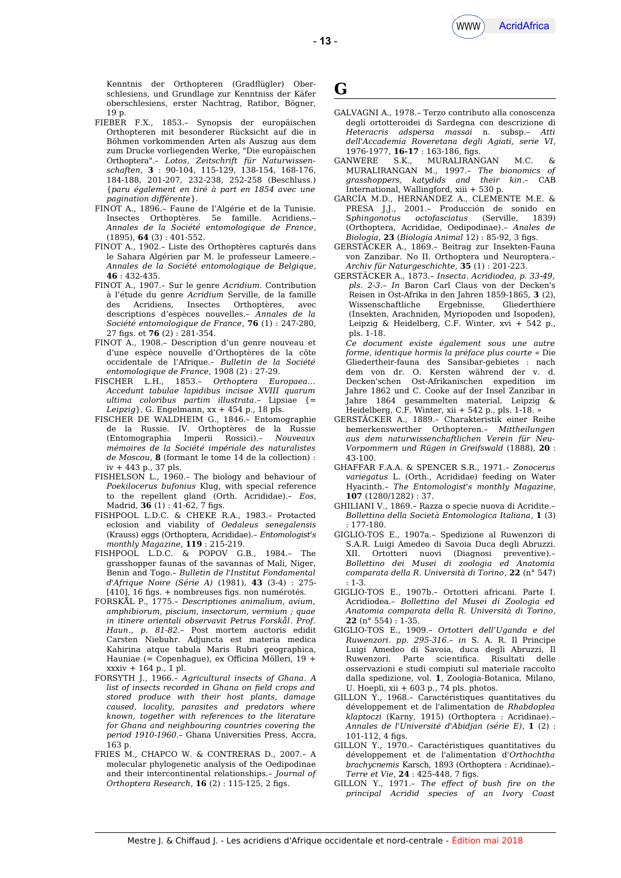Kenntnis der Orthopteren (Gradflügler) Oberschlesiens, und Grundlage zur Kenntniss der Käfer oberschlesiens, erster Nachtrag, Ratibor, Bögner, 19 p.

FIEBER F.X., 1853.– Synopsis der europäischen Orthopteren mit besonderer Rücksicht auf die in Böhmen vorkommenden Arten als Auszug aus dem zum Drucke vorliegenden Werke, "Die europäischen Orthoptera".– *Lotos, Zeitschrift für Naturwissenschaften*, **3** : 90-104, 115-129, 138-154, 168-176, 184-188, 201-207, 232-238, 252-258 (Beschluss.) {*paru également en tiré à part en 1854 avec une pagination différente*}.

FINOT A., 1896.– Faune de l'Algérie et de la Tunisie. Insectes Orthoptères. 5e famille. Acridiens.– *Annales de la Société entomologique de France*, (1895), **64** (3) : 401-552.

FINOT A., 1902.– Liste des Orthoptères capturés dans le Sahara Algérien par M. le professeur Lameere.– *Annales de la Société entomologique de Belgique*, **46** : 432-435.

FINOT A., 1907.– Sur le genre *Acridium.* Contribution à l'étude du genre *Acridium* Serville, de la famille des Acridiens, Insectes Orthoptères, avec descriptions d'espèces nouvelles.– *Annales de la Société entomologique de France*, **76** (1) : 247-280, 27 figs. et **76** (2) : 281-354.

FINOT A., 1908.– Description d'un genre nouveau et d'une espèce nouvelle d'Orthoptères de la côte occidentale de l'Afrique.– *Bulletin de la Société entomologique de France*, 1908 (2) : 27-29.

FISCHER L.H., 1853.– *Orthoptera Europaea... Accedunt tabulae lapidibus incisae XVIII quarum ultima coloribus partim illustrata*.– Lipsiae {= *Leipzig*}, G. Engelmann, xx + 454 p., 18 pls.

FISCHER DE WALDHEIM G., 1846.– Entomographie de la Russie. IV. Orthoptères de la Russie (Entomographia Imperii Rossici).– *Nouveaux mémoires de la Société impériale des naturalistes de Moscou*, **8** (formant le tome 14 de la collection) : iv + 443 p., 37 pls.

FISHELSON L., 1960.– The biology and behaviour of *Poekilocerus bufonius* Klug, with special reference to the repellent gland (Orth. Acrididae).– *Eos*, Madrid, **36** (1) : 41-62, 7 figs.

FISHPOOL L.D.C. & CHEKE R.A., 1983.– Protacted eclosion and viability of *Oedaleus senegalensis* (Krauss) eggs (Orthoptera, Acrididae).– *Entomologist's monthly Magazine*, **119** : 215-219.

FISHPOOL L.D.C. & POPOV G.B., 1984.– The grasshopper faunas of the savannas of Mali, Niger, Benin and Togo.– *Bulletin de l'Institut Fondamental d'Afrique Noire (Série A)* (1981), **43** (3-4) : 275-[410], 16 figs. + nombreuses figs. non numérotés.

FORSKÅL P., 1775.– *Descriptiones animalium, avium, amphibiorum, piscium, insectorum, vermium ; quae in itinere orientali observavit Petrus Forskål. Prof. Haun., p. 81-82*.– Post mortem auctoris edidit Carsten Niebuhr. Adjuncta est materia medica Kahirina atque tabula Maris Rubri geographica, Hauniae (= Copenhague), ex Officina Mölleri, 19 + xxxiv + 164 p., 1 pl.

FORSYTH J., 1966.– *Agricultural insects of Ghana. A list of insects recorded in Ghana on field crops and stored produce with their host plants, damage caused, locality, parasites and predators where known, together with references to the literature for Ghana and neighbouring countries covering the period 1910-1960*.– Ghana Universities Press, Accra, 163 p.

FRIES M., CHAPCO W. & CONTRERAS D., 2007.– A molecular phylogenetic analysis of the Oedipodinae and their intercontinental relationships.– *Journal of Orthoptera Research*, **16** (2) : 115-125, 2 figs.

# G

GALVAGNI A., 1978.– Terzo contributo alla conoscenza degli ortotteroidei di Sardegna con descrizione di *Heteracris adspersa massai* n. subsp.– *Atti dell'Accademia Roveretana degli Agiati, serie VI*, 1976-1977, **16-17** : 163-186, figs.

GANWERE S.K., MURALIRANGAN M.C. & MURALIRANGAN M., 1997.– *The bionomics of grasshoppers, katydids and their kin*.– CAB International, Wallingford, xiii + 530 p.

GARCÍA M.D., HERNÁNDEZ A., CLEMENTE M.E. & PRESA J.J., 2001.– Producción de sonido en *Sphingonotus octofasciatus* (Serville, 1839) (Orthoptera, Acrididae, Oedipodinae).– *Anales de Biología*, **23** (*Biología Animal* 12) : 85-92, 3 figs.

GERSTÄCKER A., 1869.– Beitrag zur Insekten-Fauna von Zanzibar. No II. Orthoptera und Neuroptera.– *Archiv für Naturgeschichte*, **35** (1) : 201-223.

GERSTÄCKER A., 1873.– *Insecta. Acridiodea, p. 33-49, pls. 2-3*.– *In* Baron Carl Claus von der Decken's Reisen in Ost-Afrika in den Jahren 1859-1865, **3** (2), Wissenschaftliche Ergebnisse, Gliederthiere (Insekten, Arachniden, Myriopoden und Isopoden), Leipzig & Heidelberg, C.F. Winter, xvi + 542 p., pls. 1-18.

*Ce document existe également sous une autre forme, identique hormis la préface plus courte* « Die Gliedertheir-fauna des Sansibar-gebietes : nach dem von dr. O. Kersten während der v. d. Decken'schen Ost-Afrikanischen expedition im Jahre 1862 und C. Cooke auf der Insel Zanibar in Jahre 1864 gesammelten material, Leipzig & Heidelberg, C.F. Winter, xii + 542 p., pls. 1-18. »

GERSTÄCKER A., 1889.– Charakteristik einer Reihe bemerkenswerther Orthopteren.– *Mittheilungen aus dem naturwissenchaftlichen Verein für Neu-Vorpommern und Rügen in Greifswald* (1888), **20** : 43-100.

GHAFFAR F.A.A. & SPENCER S.R., 1971.– *Zonocerus variegatus* L. (Orth., Acrididae) feeding on Water Hyacinth.– *The Entomologist's monthly Magazine*, **107** (1280/1282) : 37.

GHILIANI V., 1869.– Razza o specie nuova di Acridite.– *Bollettino della Società Entomologica Italiana*, **1** (3) : 177-180.

GIGLIO-TOS E., 1907a.– Spedizione al Ruwenzori di S.A.R. Luigi Amedeo di Savoia Duca degli Abruzzi. XII. Ortotteri nuovi (Diagnosi preventive).– *Bollettino dei Musei di zoologia ed Anatomia comparata della R. Università di Torino*, **22** (n° 547) : 1-3.

GIGLIO-TOS E., 1907b.– Ortotteri africani. Parte I. Acridiodea.– *Bollettino del Musei di Zoologia ed Anatomia comparata della R. Università di Torino*, **22** (n° 554) : 1-35.

GIGLIO-TOS E., 1909.– *Ortotteri dell'Uganda e del Ruwenzori. pp. 295-316*.– *in* S. A. R. Il Principe Luigi Amedeo di Savoia, duca degli Abruzzi, Il Ruwenzori. Parte scientifica. Risultati delle osservazioni e studi compiuti sul materiale raccolto dalla spedizione, vol. **1**, Zoologia-Botanica, Milano, U. Hoepli, xii + 603 p., 74 pls. photos.

GILLON Y., 1968.– Caractéristiques quantitatives du développement et de l'alimentation de *Rhabdoplea klaptoczi* (Karny, 1915) (Orthoptera : Acridinae).– *Annales de l'Université d'Abidjan (série E)*, **1** (2) : 101-112, 4 figs.

GILLON Y., 1970.– Caractéristiques quantitatives du développement et de l'alimentation d'*Orthochtha brachycnemis* Karsch, 1893 (Orthoptera : Acridinae).– *Terre et Vie*, **24** : 425-448, 7 figs.

GILLON Y., 1971.– *The effect of bush fire on the principal Acridid species of an Ivory Coast*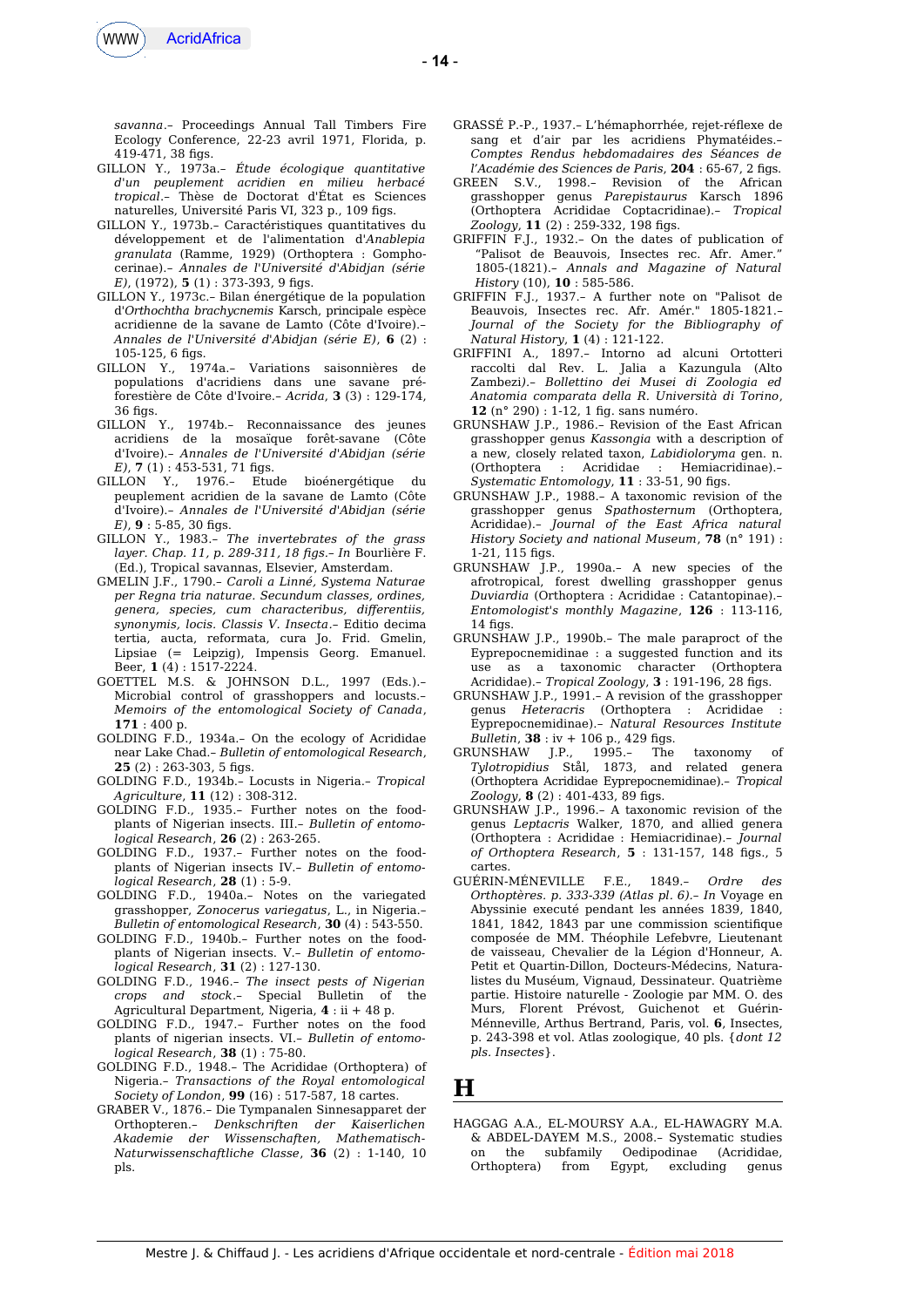*savanna*.– Proceedings Annual Tall Timbers Fire Ecology Conference, 22-23 avril 1971, Florida, p. 419-471, 38 figs.

GILLON Y., 1973a.– *Étude écologique quantitative d'un peuplement acridien en milieu herbacé tropical*.– Thèse de Doctorat d'État es Sciences naturelles, Université Paris VI, 323 p., 109 figs.

GILLON Y., 1973b.– Caractéristiques quantitatives du développement et de l'alimentation d'*Anablepia granulata* (Ramme, 1929) (Orthoptera : Gomphocerinae).– *Annales de l'Université d'Abidjan (série E)*, (1972), **5** (1) : 373-393, 9 figs.

GILLON Y., 1973c.– Bilan énergétique de la population d'*Orthochtha brachycnemis* Karsch, principale espèce acridienne de la savane de Lamto (Côte d'Ivoire).– *Annales de l'Université d'Abidjan (série E)*, **6** (2) : 105-125, 6 figs.

GILLON Y., 1974a.– Variations saisonnières de populations d'acridiens dans une savane pré-forestière de Côte d'Ivoire.– *Acrida*, **3** (3) : 129-174, 36 figs.

GILLON Y., 1974b.– Reconnaissance des jeunes acridiens de la mosaïque forêt-savane (Côte d'Ivoire).– *Annales de l'Université d'Abidjan (série E)*, **7** (1) : 453-531, 71 figs.

GILLON Y., 1976.– Etude bioénergétique du peuplement acridien de la savane de Lamto (Côte d'Ivoire).– *Annales de l'Université d'Abidjan (série E)*, **9** : 5-85, 30 figs.

GILLON Y., 1983.– *The invertebrates of the grass layer. Chap. 11, p. 289-311, 18 figs*.– *In* Bourlière F. (Ed.), Tropical savannas, Elsevier, Amsterdam.

GMELIN J.F., 1790.– *Caroli a Linné, Systema Naturae per Regna tria naturae. Secundum classes, ordines, genera, species, cum characteribus, differentiis, synonymis, locis. Classis V. Insecta*.– Editio decima tertia, aucta, reformata, cura Jo. Frid. Gmelin, Lipsiae (= Leipzig), Impensis Georg. Emanuel. Beer, **1** (4) : 1517-2224.

GOETTEL M.S. & JOHNSON D.L., 1997 (Eds.).– Microbial control of grasshoppers and locusts.– *Memoirs of the entomological Society of Canada*, **171** : 400 p.

GOLDING F.D., 1934a.– On the ecology of Acrididae near Lake Chad.– *Bulletin of entomological Research*, **25** (2) : 263-303, 5 figs.

GOLDING F.D., 1934b.– Locusts in Nigeria.– *Tropical Agriculture*, **11** (12) : 308-312.

GOLDING F.D., 1935.– Further notes on the food-plants of Nigerian insects. III.– *Bulletin of entomological Research*, **26** (2) : 263-265.

GOLDING F.D., 1937.– Further notes on the food-plants of Nigerian insects IV.– *Bulletin of entomological Research*, **28** (1) : 5-9.

GOLDING F.D., 1940a.– Notes on the variegated grasshopper, *Zonocerus variegatus*, L., in Nigeria.– *Bulletin of entomological Research*, **30** (4) : 543-550.

GOLDING F.D., 1940b.– Further notes on the food-plants of Nigerian insects. V.– *Bulletin of entomological Research*, **31** (2) : 127-130.

GOLDING F.D., 1946.– *The insect pests of Nigerian crops and stock*.– Special Bulletin of the Agricultural Department, Nigeria, **4** : ii + 48 p.

GOLDING F.D., 1947.– Further notes on the food plants of nigerian insects. VI.– *Bulletin of entomological Research*, **38** (1) : 75-80.

GOLDING F.D., 1948.– The Acrididae (Orthoptera) of Nigeria.– *Transactions of the Royal entomological Society of London*, **99** (16) : 517-587, 18 cartes.

GRABER V., 1876.– Die Tympanalen Sinnesapparet der Orthopteren.– *Denkschriften der Kaiserlichen Akademie der Wissenschaften, Mathematisch-Naturwissenschaftliche Classe*, **36** (2) : 1-140, 10 pls.

GRASSÉ P.-P., 1937.– L'hémaphorrhée, rejet-réflexe de sang et d'air par les acridiens Phymatéides.– *Comptes Rendus hebdomadaires des Séances de l'Académie des Sciences de Paris*, **204** : 65-67, 2 figs.

GREEN S.V., 1998.– Revision of the African grasshopper genus *Parepistaurus* Karsch 1896 (Orthoptera Acrididae Coptacridinae).– *Tropical Zoology*, **11** (2) : 259-332, 198 figs.

GRIFFIN F.J., 1932.– On the dates of publication of "Palisot de Beauvois, Insectes rec. Afr. Amer." 1805-(1821).– *Annals and Magazine of Natural History* (10), **10** : 585-586.

GRIFFIN F.J., 1937.– A further note on "Palisot de Beauvois, Insectes rec. Afr. Amér." 1805-1821.– *Journal of the Society for the Bibliography of Natural History*, **1** (4) : 121-122.

GRIFFINI A., 1897.– Intorno ad alcuni Ortotteri raccolti dal Rev. L. Jalia a Kazungula (Alto Zambezi).– *Bollettino dei Musei di Zoologia ed Anatomia comparata della R. Università di Torino*, **12** (n° 290) : 1-12, 1 fig. sans numéro.

GRUNSHAW J.P., 1986.– Revision of the East African grasshopper genus *Kassongia* with a description of a new, closely related taxon, *Labidioloryma* gen. n. (Orthoptera : Acrididae : Hemiacridinae).– *Systematic Entomology*, **11** : 33-51, 90 figs.

GRUNSHAW J.P., 1988.– A taxonomic revision of the grasshopper genus *Spathosternum* (Orthoptera, Acrididae).– *Journal of the East Africa natural History Society and national Museum*, **78** (n° 191) : 1-21, 115 figs.

GRUNSHAW J.P., 1990a.– A new species of the afrotropical, forest dwelling grasshopper genus *Duviardia* (Orthoptera : Acrididae : Catantopinae).– *Entomologist's monthly Magazine*, **126** : 113-116, 14 figs.

GRUNSHAW J.P., 1990b.– The male paraproct of the Eyprepocnemidinae : a suggested function and its use as a taxonomic character (Orthoptera Acrididae).– *Tropical Zoology*, **3** : 191-196, 28 figs.

GRUNSHAW J.P., 1991.– A revision of the grasshopper genus *Heteracris* (Orthoptera : Acrididae : Eyprepocnemidinae).– *Natural Resources Institute Bulletin*, **38** : iv + 106 p., 429 figs.

GRUNSHAW J.P., 1995.– The taxonomy of *Tylotropidius* Stål, 1873, and related genera (Orthoptera Acrididae Eyprepocnemidinae).– *Tropical Zoology*, **8** (2) : 401-433, 89 figs.

GRUNSHAW J.P., 1996.– A taxonomic revision of the genus *Leptacris* Walker, 1870, and allied genera (Orthoptera : Acrididae : Hemiacridinae).– *Journal of Orthoptera Research*, **5** : 131-157, 148 figs., 5 cartes.

GUÉRIN-MÉNEVILLE F.E., 1849.– *Ordre des Orthoptères. p. 333-339 (Atlas pl. 6)*.– *In* Voyage en Abyssinie executé pendant les années 1839, 1840, 1841, 1842, 1843 par une commission scientifique composée de MM. Théophile Lefebvre, Lieutenant de vaisseau, Chevalier de la Légion d'Honneur, A. Petit et Quartin-Dillon, Docteurs-Médecins, Naturalistes du Muséum, Vignaud, Dessinateur. Quatrième partie. Histoire naturelle - Zoologie par MM. O. des Murs, Florent Prévost, Guichenot et Guérin-Ménneville, Arthus Bertrand, Paris, vol. **6**, Insectes, p. 243-398 et vol. Atlas zoologique, 40 pls. {*dont 12 pls. Insectes*}.

# H

HAGGAG A.A., EL-MOURSY A.A., EL-HAWAGRY M.A. & ABDEL-DAYEM M.S., 2008.– Systematic studies on the subfamily Oedipodinae (Acrididae, Orthoptera) from Egypt, excluding genus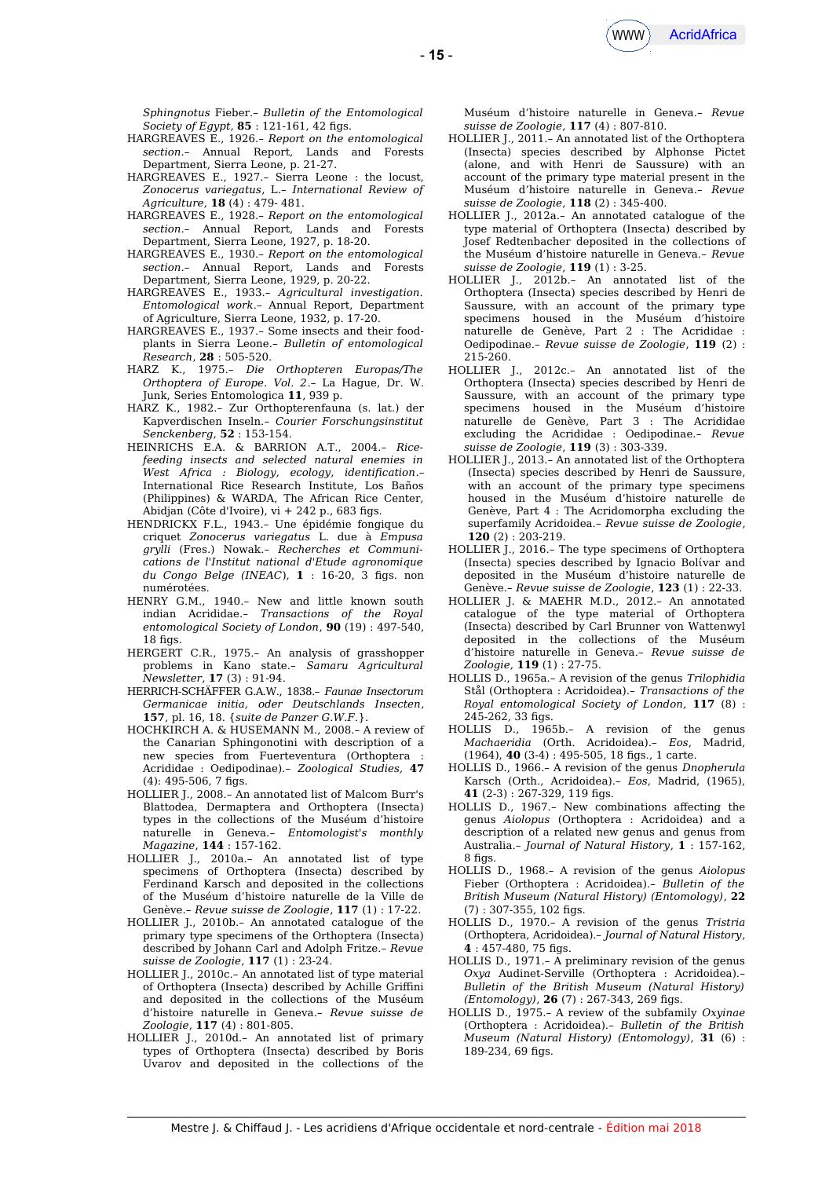*Sphingnotus* Fieber.– *Bulletin of the Entomological Society of Egypt*, **85** : 121-161, 42 figs.

HARGREAVES E., 1926.– *Report on the entomological section*.– Annual Report, Lands and Forests Department, Sierra Leone, p. 21-27.

HARGREAVES E., 1927.– Sierra Leone : the locust, *Zonocerus variegatus*, L.– *International Review of Agriculture*, **18** (4) : 479- 481.

HARGREAVES E., 1928.– *Report on the entomological section*.– Annual Report, Lands and Forests Department, Sierra Leone, 1927, p. 18-20.

HARGREAVES E., 1930.– *Report on the entomological section*.– Annual Report, Lands and Forests Department, Sierra Leone, 1929, p. 20-22.

HARGREAVES E., 1933.– *Agricultural investigation. Entomological work*.– Annual Report, Department of Agriculture, Sierra Leone, 1932, p. 17-20.

HARGREAVES E., 1937.– Some insects and their food-plants in Sierra Leone.– *Bulletin of entomological Research*, **28** : 505-520.

HARZ K., 1975.– *Die Orthopteren Europas/The Orthoptera of Europe. Vol. 2*.– La Hague, Dr. W. Junk, Series Entomologica **11**, 939 p.

HARZ K., 1982.– Zur Orthopterenfauna (s. lat.) der Kapverdischen Inseln.– *Courier Forschungsinstitut Senckenberg*, **52** : 153-154.

HEINRICHS E.A. & BARRION A.T., 2004.– *Rice-feeding insects and selected natural enemies in West Africa : Biology, ecology, identification*.– International Rice Research Institute, Los Baños (Philippines) & WARDA, The African Rice Center, Abidjan (Côte d'Ivoire), vi + 242 p., 683 figs.

HENDRICKX F.L., 1943.– Une épidémie fongique du criquet *Zonocerus variegatus* L. due à *Empusa grylli* (Fres.) Nowak.– *Recherches et Communications de l'Institut national d'Etude agronomique du Congo Belge (INEAC)*, **1** : 16-20, 3 figs. non numérotées.

HENRY G.M., 1940.– New and little known south indian Acrididae.– *Transactions of the Royal entomological Society of London*, **90** (19) : 497-540, 18 figs.

HERGERT C.R., 1975.– An analysis of grasshopper problems in Kano state.– *Samaru Agricultural Newsletter*, **17** (3) : 91-94.

HERRICH-SCHÄFFER G.A.W., 1838.– *Faunae Insectorum Germanicae initia, oder Deutschlands Insecten*, **157**, pl. 16, 18. {*suite de Panzer G.W.F.*}.

HOCHKIRCH A. & HUSEMANN M., 2008.– A review of the Canarian Sphingonotini with description of a new species from Fuerteventura (Orthoptera : Acrididae : Oedipodinae).– *Zoological Studies*, **47** (4): 495-506, 7 figs.

HOLLIER J., 2008.– An annotated list of Malcom Burr's Blattodea, Dermaptera and Orthoptera (Insecta) types in the collections of the Muséum d'histoire naturelle in Geneva.– *Entomologist's monthly Magazine*, **144** : 157-162.

HOLLIER J., 2010a.– An annotated list of type specimens of Orthoptera (Insecta) described by Ferdinand Karsch and deposited in the collections of the Muséum d'histoire naturelle de la Ville de Genève.– *Revue suisse de Zoologie*, **117** (1) : 17-22.

HOLLIER J., 2010b.– An annotated catalogue of the primary type specimens of the Orthoptera (Insecta) described by Johann Carl and Adolph Fritze.– *Revue suisse de Zoologie*, **117** (1) : 23-24.

HOLLIER J., 2010c.– An annotated list of type material of Orthoptera (Insecta) described by Achille Griffini and deposited in the collections of the Muséum d'histoire naturelle in Geneva.– *Revue suisse de Zoologie*, **117** (4) : 801-805.

HOLLIER J., 2010d.– An annotated list of primary types of Orthoptera (Insecta) described by Boris Uvarov and deposited in the collections of the Muséum d'histoire naturelle in Geneva.– *Revue suisse de Zoologie*, **117** (4) : 807-810.

HOLLIER J., 2011.– An annotated list of the Orthoptera (Insecta) species described by Alphonse Pictet (alone, and with Henri de Saussure) with an account of the primary type material present in the Muséum d'histoire naturelle in Geneva.– *Revue suisse de Zoologie*, **118** (2) : 345-400.

HOLLIER J., 2012a.– An annotated catalogue of the type material of Orthoptera (Insecta) described by Josef Redtenbacher deposited in the collections of the Muséum d'histoire naturelle in Geneva.– *Revue suisse de Zoologie*, **119** (1) : 3-25.

HOLLIER J., 2012b.– An annotated list of the Orthoptera (Insecta) species described by Henri de Saussure, with an account of the primary type specimens housed in the Muséum d'histoire naturelle de Genève, Part 2 : The Acrididae : Oedipodinae.– *Revue suisse de Zoologie*, **119** (2) : 215-260.

HOLLIER J., 2012c.– An annotated list of the Orthoptera (Insecta) species described by Henri de Saussure, with an account of the primary type specimens housed in the Muséum d'histoire naturelle de Genève, Part 3 : The Acrididae excluding the Acrididae : Oedipodinae.– *Revue suisse de Zoologie*, **119** (3) : 303-339.

HOLLIER J., 2013.– An annotated list of the Orthoptera (Insecta) species described by Henri de Saussure, with an account of the primary type specimens housed in the Muséum d'histoire naturelle de Genève, Part 4 : The Acridomorpha excluding the superfamily Acridoidea.– *Revue suisse de Zoologie*, **120** (2) : 203-219.

HOLLIER J., 2016.– The type specimens of Orthoptera (Insecta) species described by Ignacio Bolívar and deposited in the Muséum d'histoire naturelle de Genève.– *Revue suisse de Zoologie*, **123** (1) : 22-33.

HOLLIER J. & MAEHR M.D., 2012.– An annotated catalogue of the type material of Orthoptera (Insecta) described by Carl Brunner von Wattenwyl deposited in the collections of the Muséum d'histoire naturelle in Geneva.– *Revue suisse de Zoologie*, **119** (1) : 27-75.

HOLLIS D., 1965a.– A revision of the genus *Trilophidia* Stål (Orthoptera : Acridoidea).– *Transactions of the Royal entomological Society of London*, **117** (8) : 245-262, 33 figs.

HOLLIS D., 1965b.– A revision of the genus *Machaeridia* (Orth. Acridoidea).– *Eos*, Madrid, (1964), **40** (3-4) : 495-505, 18 figs., 1 carte.

HOLLIS D., 1966.– A revision of the genus *Dnopherula* Karsch (Orth., Acridoidea).– *Eos*, Madrid, (1965), **41** (2-3) : 267-329, 119 figs.

HOLLIS D., 1967.– New combinations affecting the genus *Aiolopus* (Orthoptera : Acridoidea) and a description of a related new genus and genus from Australia.– *Journal of Natural History*, **1** : 157-162, 8 figs.

HOLLIS D., 1968.– A revision of the genus *Aiolopus* Fieber (Orthoptera : Acridoidea).– *Bulletin of the British Museum (Natural History) (Entomology)*, **22** (7) : 307-355, 102 figs.

HOLLIS D., 1970.– A revision of the genus *Tristria* (Orthoptera, Acridoidea).– *Journal of Natural History*, **4** : 457-480, 75 figs.

HOLLIS D., 1971.– A preliminary revision of the genus *Oxya* Audinet-Serville (Orthoptera : Acridoidea).– *Bulletin of the British Museum (Natural History) (Entomology)*, **26** (7) : 267-343, 269 figs.

HOLLIS D., 1975.– A review of the subfamily *Oxyinae* (Orthoptera : Acridoidea).– *Bulletin of the British Museum (Natural History) (Entomology)*, **31** (6) : 189-234, 69 figs.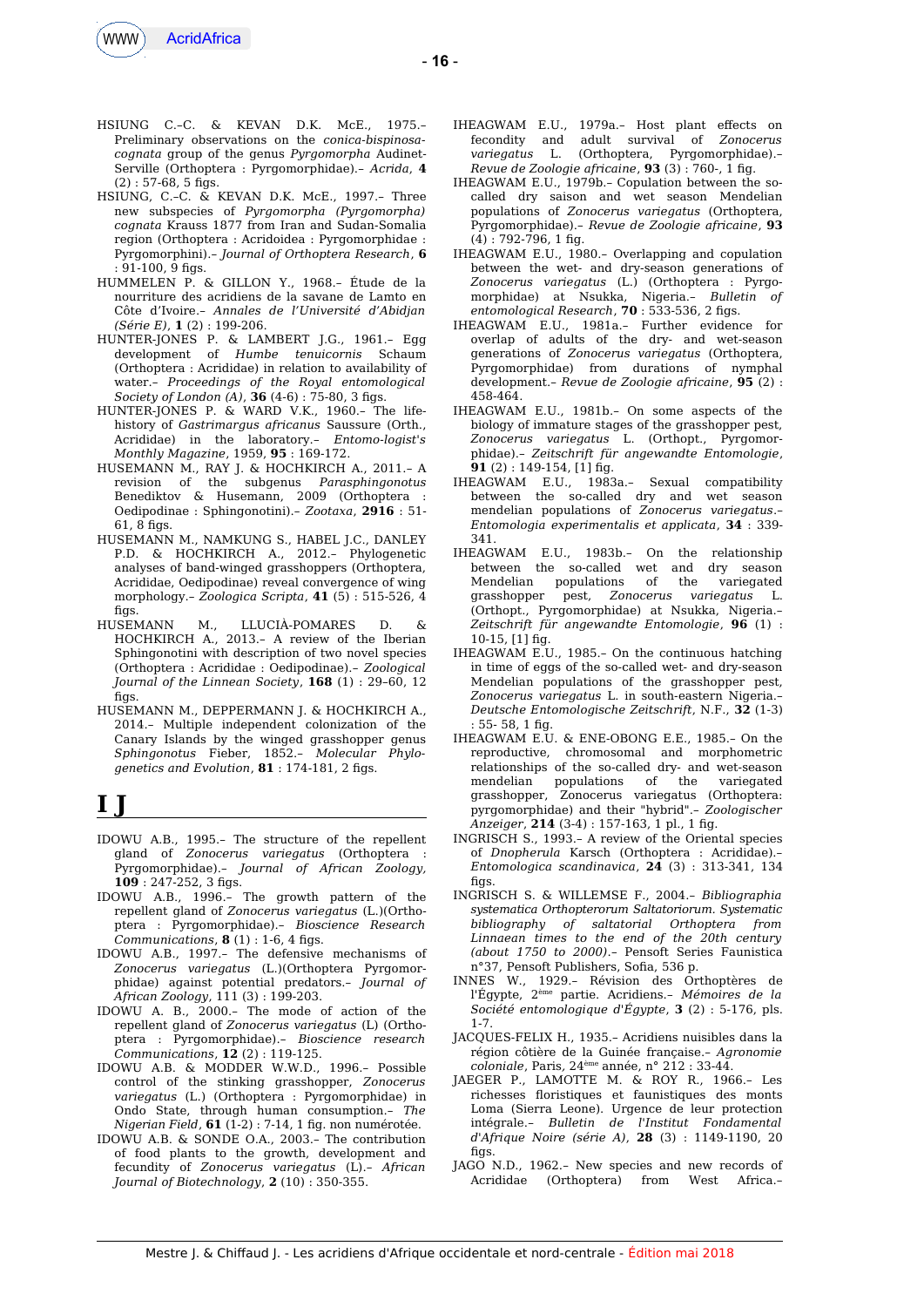HSIUNG C.-C. & KEVAN D.K. McE., 1975.– Preliminary observations on the *conica-bispinosa-cognata* group of the genus *Pyrgomorpha* Audinet-Serville (Orthoptera : Pyrgomorphidae).– *Acrida*, **4** (2) : 57-68, 5 figs.

HSIUNG, C.-C. & KEVAN D.K. McE., 1997.– Three new subspecies of *Pyrgomorpha (Pyrgomorpha) cognata* Krauss 1877 from Iran and Sudan-Somalia region (Orthoptera : Acridoidea : Pyrgomorphidae : Pyrgomorphini).– *Journal of Orthoptera Research*, **6** : 91-100, 9 figs.

HUMMELEN P. & GILLON Y., 1968.– Étude de la nourriture des acridiens de la savane de Lamto en Côte d'Ivoire.– *Annales de l'Université d'Abidjan (Série E)*, **1** (2) : 199-206.

HUNTER-JONES P. & LAMBERT J.G., 1961.– Egg development of *Humbe tenuicornis* Schaum (Orthoptera : Acrididae) in relation to availability of water.– *Proceedings of the Royal entomological Society of London (A)*, **36** (4-6) : 75-80, 3 figs.

HUNTER-JONES P. & WARD V.K., 1960.– The life-history of *Gastrimargus africanus* Saussure (Orth., Acrididae) in the laboratory.– *Entomo-logist's Monthly Magazine*, 1959, **95** : 169-172.

HUSEMANN M., RAY J. & HOCHKIRCH A., 2011.– A revision of the subgenus *Parasphingonotus* Benediktov & Husemann, 2009 (Orthoptera : Oedipodinae : Sphingonotini).– *Zootaxa*, **2916** : 51-61, 8 figs.

HUSEMANN M., NAMKUNG S., HABEL J.C., DANLEY P.D. & HOCHKIRCH A., 2012.– Phylogenetic analyses of band-winged grasshoppers (Orthoptera, Acrididae, Oedipodinae) reveal convergence of wing morphology.– *Zoologica Scripta*, **41** (5) : 515-526, 4 figs.

HUSEMANN M., LLUCIÀ-POMARES D. & HOCHKIRCH A., 2013.– A review of the Iberian Sphingonotini with description of two novel species (Orthoptera : Acrididae : Oedipodinae).– *Zoological Journal of the Linnean Society*, **168** (1) : 29–60, 12 figs.

HUSEMANN M., DEPPERMANN J. & HOCHKIRCH A., 2014.– Multiple independent colonization of the Canary Islands by the winged grasshopper genus *Sphingonotus* Fieber, 1852.– *Molecular Phylogenetics and Evolution*, **81** : 174-181, 2 figs.

# I J

IDOWU A.B., 1995.– The structure of the repellent gland of *Zonocerus variegatus* (Orthoptera : Pyrgomorphidae).– *Journal of African Zoology*, **109** : 247-252, 3 figs.

IDOWU A.B., 1996.– The growth pattern of the repellent gland of *Zonocerus variegatus* (L.)(Orthoptera : Pyrgomorphidae).– *Bioscience Research Communications*, **8** (1) : 1-6, 4 figs.

IDOWU A.B., 1997.– The defensive mechanisms of *Zonocerus variegatus* (L.)(Orthoptera Pyrgomorphidae) against potential predators.– *Journal of African Zoology*, 111 (3) : 199-203.

IDOWU A. B., 2000.– The mode of action of the repellent gland of *Zonocerus variegatus* (L) (Orthoptera : Pyrgomorphidae).– *Bioscience research Communications*, **12** (2) : 119-125.

IDOWU A.B. & MODDER W.W.D., 1996.– Possible control of the stinking grasshopper, *Zonocerus variegatus* (L.) (Orthoptera : Pyrgomorphidae) in Ondo State, through human consumption.– *The Nigerian Field*, **61** (1-2) : 7-14, 1 fig. non numérotée.

IDOWU A.B. & SONDE O.A., 2003.– The contribution of food plants to the growth, development and fecundity of *Zonocerus variegatus* (L).– *African Journal of Biotechnology*, **2** (10) : 350-355.

IHEAGWAM E.U., 1979a.– Host plant effects on fecondity and adult survival of *Zonocerus variegatus* L. (Orthoptera, Pyrgomorphidae).– *Revue de Zoologie africaine*, **93** (3) : 760-, 1 fig.

IHEAGWAM E.U., 1979b.– Copulation between the so-called dry saison and wet season Mendelian populations of *Zonocerus variegatus* (Orthoptera, Pyrgomorphidae).– *Revue de Zoologie africaine*, **93** (4) : 792-796, 1 fig.

IHEAGWAM E.U., 1980.– Overlapping and copulation between the wet- and dry-season generations of *Zonocerus variegatus* (L.) (Orthoptera : Pyrgomorphidae) at Nsukka, Nigeria.– *Bulletin of entomological Research*, **70** : 533-536, 2 figs.

IHEAGWAM E.U., 1981a.– Further evidence for overlap of adults of the dry- and wet-season generations of *Zonocerus variegatus* (Orthoptera, Pyrgomorphidae) from durations of nymphal development.– *Revue de Zoologie africaine*, **95** (2) : 458-464.

IHEAGWAM E.U., 1981b.– On some aspects of the biology of immature stages of the grasshopper pest, *Zonocerus variegatus* L. (Orthopt., Pyrgomorphidae).– *Zeitschrift für angewandte Entomologie*, **91** (2) : 149-154, [1] fig.

IHEAGWAM E.U., 1983a.– Sexual compatibility between the so-called dry and wet season mendelian populations of *Zonocerus variegatus*.– *Entomologia experimentalis et applicata*, **34** : 339-341.

IHEAGWAM E.U., 1983b.– On the relationship between the so-called wet and dry season Mendelian populations of the variegated grasshopper pest, *Zonocerus variegatus* L. (Orthopt., Pyrgomorphidae) at Nsukka, Nigeria.– *Zeitschrift für angewandte Entomologie*, **96** (1) : 10-15, [1] fig.

IHEAGWAM E.U., 1985.– On the continuous hatching in time of eggs of the so-called wet- and dry-season Mendelian populations of the grasshopper pest, *Zonocerus variegatus* L. in south-eastern Nigeria.– *Deutsche Entomologische Zeitschrift*, N.F., **32** (1-3) : 55- 58, 1 fig.

IHEAGWAM E.U. & ENE-OBONG E.E., 1985.– On the reproductive, chromosomal and morphometric relationships of the so-called dry- and wet-season mendelian populations of the variegated grasshopper, Zonocerus variegatus (Orthoptera: pyrgomorphidae) and their "hybrid".– *Zoologischer Anzeiger*, **214** (3-4) : 157-163, 1 pl., 1 fig.

INGRISCH S., 1993.– A review of the Oriental species of *Dnopherula* Karsch (Orthoptera : Acrididae).– *Entomologica scandinavica*, **24** (3) : 313-341, 134 figs.

INGRISCH S. & WILLEMSE F., 2004.– *Bibliographia systematica Orthopterorum Saltatoriorum. Systematic bibliography of saltatorial Orthoptera from Linnaean times to the end of the 20th century (about 1750 to 2000)*.– Pensoft Series Faunistica n°37, Pensoft Publishers, Sofia, 536 p.

INNES W., 1929.– Révision des Orthoptères de l'Égypte, 2ème partie. Acridiens.– *Mémoires de la Société entomologique d'Égypte*, **3** (2) : 5-176, pls. 1-7.

JACQUES-FELIX H., 1935.– Acridiens nuisibles dans la région côtière de la Guinée française.– *Agronomie coloniale*, Paris, 24ème année, n° 212 : 33-44.

JAEGER P., LAMOTTE M. & ROY R., 1966.– Les richesses floristiques et faunistiques des monts Loma (Sierra Leone). Urgence de leur protection intégrale.– *Bulletin de l'Institut Fondamental d'Afrique Noire (série A)*, **28** (3) : 1149-1190, 20 figs.

JAGO N.D., 1962.– New species and new records of Acrididae (Orthoptera) from West Africa.–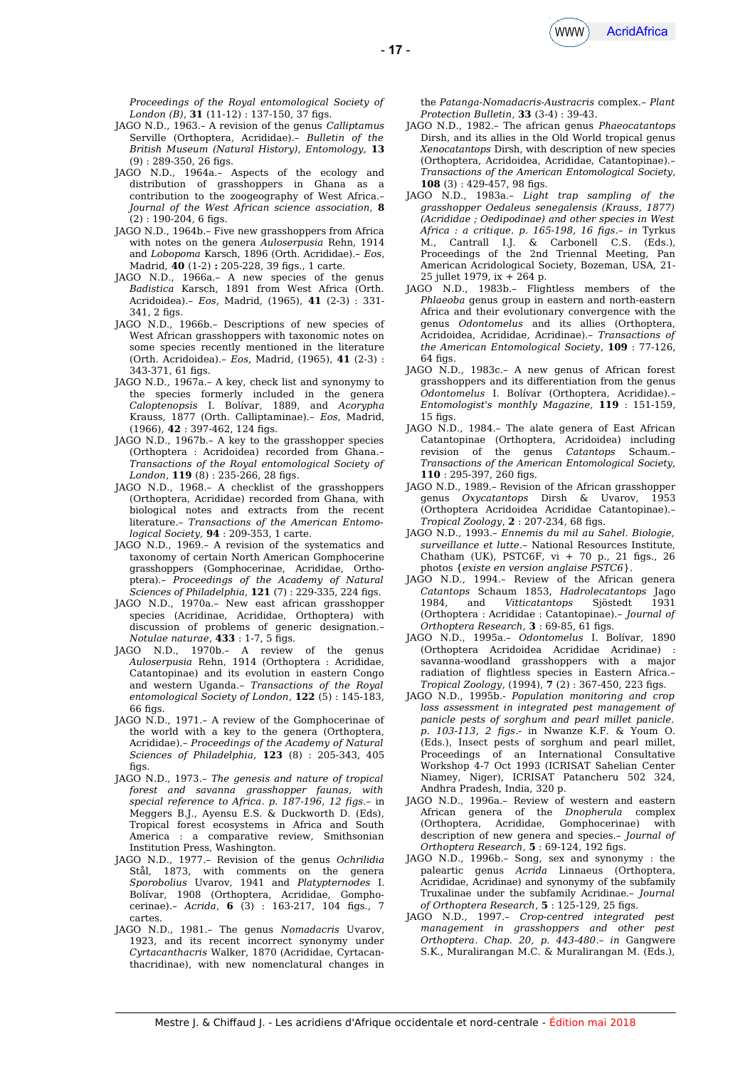*Proceedings of the Royal entomological Society of London (B)*, **31** (11-12) : 137-150, 37 figs.

JAGO N.D., 1963.– A revision of the genus *Calliptamus* Serville (Orthoptera, Acrididae).– *Bulletin of the British Museum (Natural History), Entomology,* **13** (9) : 289-350, 26 figs.

JAGO N.D., 1964a.– Aspects of the ecology and distribution of grasshoppers in Ghana as a contribution to the zoogeography of West Africa.– *Journal of the West African science association*, **8** (2) : 190-204, 6 figs.

JAGO N.D., 1964b.– Five new grasshoppers from Africa with notes on the genera *Auloserpusia* Rehn, 1914 and *Lobopoma* Karsch, 1896 (Orth. Acrididae).– *Eos*, Madrid, **40** (1-2) **:** 205-228, 39 figs., 1 carte.

JAGO N.D., 1966a.– A new species of the genus *Badistica* Karsch, 1891 from West Africa (Orth. Acridoidea).– *Eos*, Madrid, (1965), **41** (2-3) : 331-341, 2 figs.

JAGO N.D., 1966b.– Descriptions of new species of West African grasshoppers with taxonomic notes on some species recently mentioned in the literature (Orth. Acridoidea).– *Eos,* Madrid, (1965), **41** (2-3) : 343-371, 61 figs.

JAGO N.D., 1967a.– A key, check list and synonymy to the species formerly included in the genera *Caloptenopsis* I. Bolívar, 1889, and *Acorypha* Krauss, 1877 (Orth. Calliptaminae).– *Eos*, Madrid, (1966), **42** : 397-462, 124 figs.

JAGO N.D., 1967b.– A key to the grasshopper species (Orthoptera : Acridoidea) recorded from Ghana.– *Transactions of the Royal entomological Society of London*, **119** (8) : 235-266, 28 figs.

JAGO N.D., 1968.– A checklist of the grasshoppers (Orthoptera, Acrididae) recorded from Ghana, with biological notes and extracts from the recent literature.– *Transactions of the American Entomological Society,* **94** : 209-353, 1 carte.

JAGO N.D., 1969.– A revision of the systematics and taxonomy of certain North American Gomphocerine grasshoppers (Gomphocerinae, Acrididae, Orthoptera).– *Proceedings of the Academy of Natural Sciences of Philadelphia*, **121** (7) : 229-335, 224 figs.

JAGO N.D., 1970a.– New east african grasshopper species (Acridinae, Acrididae, Orthoptera) with discussion of problems of generic designation.– *Notulae naturae*, **433** : 1-7, 5 figs.

JAGO N.D., 1970b.– A review of the genus *Auloserpusia* Rehn, 1914 (Orthoptera : Acrididae, Catantopinae) and its evolution in eastern Congo and western Uganda.– *Transactions of the Royal entomological Society of London*, **122** (5) : 145-183, 66 figs.

JAGO N.D., 1971.– A review of the Gomphocerinae of the world with a key to the genera (Orthoptera, Acrididae).– *Proceedings of the Academy of Natural Sciences of Philadelphia,* **123** (8) : 205-343, 405 figs.

JAGO N.D., 1973.– *The genesis and nature of tropical forest and savanna grasshopper faunas, with special reference to Africa. p. 187-196, 12 figs.*– in Meggers B.J., Ayensu E.S. & Duckworth D. (Eds), Tropical forest ecosystems in Africa and South America : a comparative review, Smithsonian Institution Press, Washington.

JAGO N.D., 1977.– Revision of the genus *Ochrilidia* Stål, 1873, with comments on the genera *Sporobolius* Uvarov, 1941 and *Platypternodes* I. Bolívar, 1908 (Orthoptera, Acrididae, Gomphocerinae).– *Acrida*, **6** (3) : 163-217, 104 figs., 7 cartes.

JAGO N.D., 1981.– The genus *Nomadacris* Uvarov, 1923, and its recent incorrect synonymy under *Cyrtacanthacris* Walker, 1870 (Acrididae, Cyrtacanthacridinae), with new nomenclatural changes in the *Patanga-Nomadacris-Austracris* complex.– *Plant Protection Bulletin*, **33** (3-4) : 39-43.

JAGO N.D., 1982.– The african genus *Phaeocatantops* Dirsh, and its allies in the Old World tropical genus *Xenocatantops* Dirsh, with description of new species (Orthoptera, Acridoidea, Acrididae, Catantopinae).– *Transactions of the American Entomological Society*, **108** (3) : 429-457, 98 figs.

JAGO N.D., 1983a.– *Light trap sampling of the grasshopper Oedaleus senegalensis (Krauss, 1877) (Acrididae ; Oedipodinae) and other species in West Africa : a critique. p. 165-198, 16 figs.*– in Tyrkus M., Cantrall I.J. & Carbonell C.S. (Eds.), Proceedings of the 2nd Triennal Meeting, Pan American Acridological Society, Bozeman, USA, 21-25 juillet 1979, ix + 264 p.

JAGO N.D., 1983b.– Flightless members of the *Phlaeoba* genus group in eastern and north-eastern Africa and their evolutionary convergence with the genus *Odontomelus* and its allies (Orthoptera, Acridoidea, Acrididae, Acridinae).– *Transactions of the American Entomological Society*, **109** : 77-126, 64 figs.

JAGO N.D., 1983c.– A new genus of African forest grasshoppers and its differentiation from the genus *Odontomelus* I. Bolívar (Orthoptera, Acrididae).– *Entomologist's monthly Magazine,* **119** : 151-159, 15 figs.

JAGO N.D., 1984.– The alate genera of East African Catantopinae (Orthoptera, Acridoidea) including revision of the genus *Catantops* Schaum.– *Transactions of the American Entomological Society,* **110** : 295-397, 260 figs.

JAGO N.D., 1989.– Revision of the African grasshopper genus *Oxycatantops* Dirsh & Uvarov, 1953 (Orthoptera Acridoidea Acrididae Catantopinae).– *Tropical Zoology*, **2** : 207-234, 68 figs.

JAGO N.D., 1993.– *Ennemis du mil au Sahel. Biologie, surveillance et lutte*.– National Resources Institute, Chatham (UK), PSTC6F, vi + 70 p., 21 figs., 26 photos {*existe en version anglaise PSTC6*}.

JAGO N.D., 1994.– Review of the African genera *Catantops* Schaum 1853, *Hadrolecatantops* Jago 1984, and *Vitticatantops* Sjöstedt 1931 (Orthoptera : Acrididae : Catantopinae).– *Journal of Orthoptera Research*, **3** : 69-85, 61 figs.

JAGO N.D., 1995a.– *Odontomelus* I. Bolívar, 1890 (Orthoptera Acridoidea Acrididae Acridinae) : savanna-woodland grasshoppers with a major radiation of flightless species in Eastern Africa.– *Tropical Zoology*, (1994), **7** (2) : 367-450, 223 figs.

JAGO N.D., 1995b.- *Population monitoring and crop loss assessment in integrated pest management of panicle pests of sorghum and pearl millet panicle. p. 103-113, 2 figs*.- in Nwanze K.F. & Youm O. (Eds.), Insect pests of sorghum and pearl millet, Proceedings of an International Consultative Workshop 4-7 Oct 1993 (ICRISAT Sahelian Center Niamey, Niger), ICRISAT Patancheru 502 324, Andhra Pradesh, India, 320 p.

JAGO N.D., 1996a.– Review of western and eastern African genera of the *Dnopherula* complex (Orthoptera, Acrididae, Gomphocerinae) with description of new genera and species.– *Journal of Orthoptera Research*, **5** : 69-124, 192 figs.

JAGO N.D., 1996b.– Song, sex and synonymy : the palearctic genus *Acrida* Linnaeus (Orthoptera, Acrididae, Acridinae) and synonymy of the subfamily Truxalinae under the subfamily Acridinae.– *Journal of Orthoptera Research*, **5** : 125-129, 25 figs.

JAGO N.D., 1997.– *Crop-centred integrated pest management in grasshoppers and other pest Orthoptera. Chap. 20, p. 443-480*.– in Gangwere S.K., Muralirangan M.C. & Muralirangan M. (Eds.),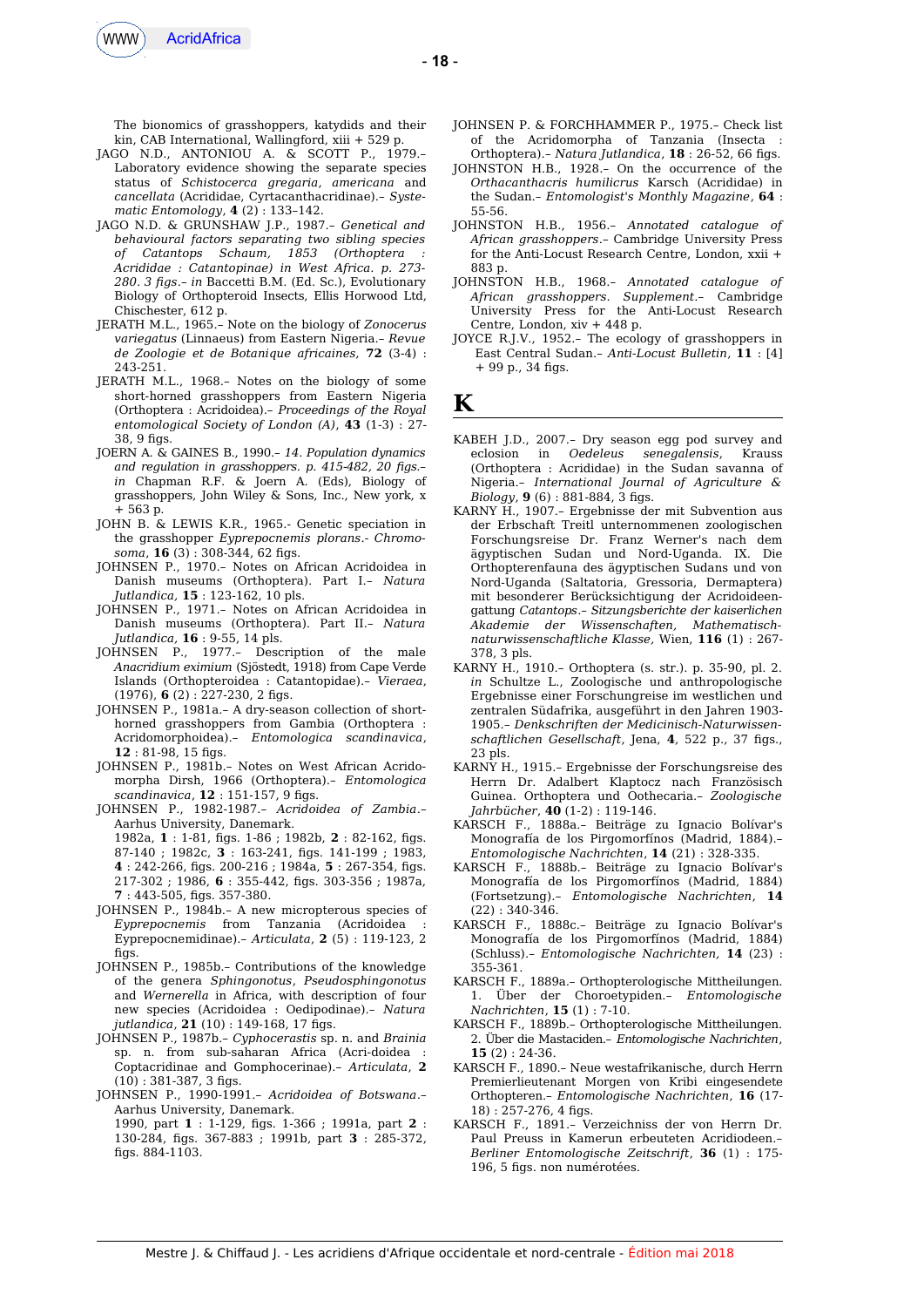The bionomics of grasshoppers, katydids and their kin, CAB International, Wallingford, xiii + 529 p.

JAGO N.D., ANTONIOU A. & SCOTT P., 1979.– Laboratory evidence showing the separate species status of *Schistocerca gregaria*, *americana* and *cancellata* (Acrididae, Cyrtacanthacridinae).– *Systematic Entomology*, **4** (2) : 133–142.

JAGO N.D. & GRUNSHAW J.P., 1987.– *Genetical and behavioural factors separating two sibling species of Catantops Schaum, 1853 (Orthoptera : Acrididae : Catantopinae) in West Africa. p. 273-280. 3 figs.– in* Baccetti B.M. (Ed. Sc.), Evolutionary Biology of Orthopteroid Insects, Ellis Horwood Ltd, Chischester, 612 p.

JERATH M.L., 1965.– Note on the biology of *Zonocerus variegatus* (Linnaeus) from Eastern Nigeria.– *Revue de Zoologie et de Botanique africaines,* **72** (3-4) : 243-251.

JERATH M.L., 1968.– Notes on the biology of some short-horned grasshoppers from Eastern Nigeria (Orthoptera : Acridoidea).– *Proceedings of the Royal entomological Society of London (A)*, **43** (1-3) : 27-38, 9 figs.

JOERN A. & GAINES B., 1990.– *14. Population dynamics and regulation in grasshoppers. p. 415-482, 20 figs.– in* Chapman R.F. & Joern A. (Eds), Biology of grasshoppers, John Wiley & Sons, Inc., New york, x + 563 p.

JOHN B. & LEWIS K.R., 1965.- Genetic speciation in the grasshopper *Eyprepocnemis plorans*.- *Chromosoma*, **16** (3) : 308-344, 62 figs.

JOHNSEN P., 1970.– Notes on African Acridoidea in Danish museums (Orthoptera). Part I.– *Natura Jutlandica,* **15** : 123-162, 10 pls.

JOHNSEN P., 1971.– Notes on African Acridoidea in Danish museums (Orthoptera). Part II.– *Natura Jutlandica,* **16** : 9-55, 14 pls.

JOHNSEN P., 1977.– Description of the male *Anacridium eximium* (Sjöstedt, 1918) from Cape Verde Islands (Orthopteroidea : Catantopidae).– *Vieraea*, (1976), **6** (2) : 227-230, 2 figs.

JOHNSEN P., 1981a.– A dry-season collection of short-horned grasshoppers from Gambia (Orthoptera : Acridomorphoidea).– *Entomologica scandinavica*, **12** : 81-98, 15 figs.

JOHNSEN P., 1981b.– Notes on West African Acridomorpha Dirsh, 1966 (Orthoptera).– *Entomologica scandinavica*, **12** : 151-157, 9 figs.

JOHNSEN P., 1982-1987.– *Acridoidea of Zambia*.– Aarhus University, Danemark.
1982a, **1** : 1-81, figs. 1-86 ; 1982b, **2** : 82-162, figs. 87-140 ; 1982c, **3** : 163-241, figs. 141-199 ; 1983, **4** : 242-266, figs. 200-216 ; 1984a, **5** : 267-354, figs. 217-302 ; 1986, **6** : 355-442, figs. 303-356 ; 1987a, **7** : 443-505, figs. 357-380.

JOHNSEN P., 1984b.– A new micropterous species of *Eyprepocnemis* from Tanzania (Acridoidea : Eyprepocnemidinae).– *Articulata*, **2** (5) : 119-123, 2 figs.

JOHNSEN P., 1985b.– Contributions of the knowledge of the genera *Sphingonotus*, *Pseudosphingonotus* and *Wernerella* in Africa, with description of four new species (Acridoidea : Oedipodinae).– *Natura jutlandica*, **21** (10) : 149-168, 17 figs.

JOHNSEN P., 1987b.– *Cyphocerastis* sp. n. and *Brainia* sp. n. from sub-saharan Africa (Acri-doidea : Coptacridinae and Gomphocerinae).– *Articulata*, **2** (10) : 381-387, 3 figs.

JOHNSEN P., 1990-1991.– *Acridoidea of Botswana*.– Aarhus University, Danemark.
1990, part **1** : 1-129, figs. 1-366 ; 1991a, part **2** : 130-284, figs. 367-883 ; 1991b, part **3** : 285-372, figs. 884-1103.

JOHNSEN P. & FORCHHAMMER P., 1975.– Check list of the Acridomorpha of Tanzania (Insecta : Orthoptera).– *Natura Jutlandica*, **18** : 26-52, 66 figs.

JOHNSTON H.B., 1928.– On the occurrence of the *Orthacanthacris humilicrus* Karsch (Acrididae) in the Sudan.– *Entomologist's Monthly Magazine*, **64** : 55-56.

JOHNSTON H.B., 1956.– *Annotated catalogue of African grasshoppers*.– Cambridge University Press for the Anti-Locust Research Centre, London, xxii + 883 p.

JOHNSTON H.B., 1968.– *Annotated catalogue of African grasshoppers. Supplement*.– Cambridge University Press for the Anti-Locust Research Centre, London, xiv + 448 p.

JOYCE R.J.V., 1952.– The ecology of grasshoppers in East Central Sudan.– *Anti-Locust Bulletin*, **11** : [4] + 99 p., 34 figs.

# K

KABEH J.D., 2007.– Dry season egg pod survey and eclosion in *Oedeleus senegalensis*, Krauss (Orthoptera : Acrididae) in the Sudan savanna of Nigeria.– *International Journal of Agriculture & Biology*, **9** (6) : 881-884, 3 figs.

KARNY H., 1907.– Ergebnisse der mit Subvention aus der Erbschaft Treitl unternommenen zoologischen Forschungsreise Dr. Franz Werner's nach dem ägyptischen Sudan und Nord-Uganda. IX. Die Orthopterenfauna des ägyptischen Sudans und von Nord-Uganda (Saltatoria, Gressoria, Dermaptera) mit besonderer Berücksichtigung der Acridoideengattung *Catantops*.– *Sitzungsberichte der kaiserlichen Akademie der Wissenschaften, Mathematisch-naturwissenschaftliche Klasse,* Wien, **116** (1) : 267-378, 3 pls.

KARNY H., 1910.– Orthoptera (s. str.). p. 35-90, pl. 2. *in* Schultze L., Zoologische und anthropologische Ergebnisse einer Forschungreise im westlichen und zentralen Südafrika, ausgeführt in den Jahren 1903-1905.– *Denkschriften der Medicinisch-Naturwissenschaftlichen Gesellschaft*, Jena, **4**, 522 p., 37 figs., 23 pls.

KARNY H., 1915.– Ergebnisse der Forschungsreise des Herrn Dr. Adalbert Klaptocz nach Französisch Guinea. Orthoptera und Oothecaria.– *Zoologische Jahrbücher*, **40** (1-2) : 119-146.

KARSCH F., 1888a.– Beiträge zu Ignacio Bolívar's Monografía de los Pirgomorfínos (Madrid, 1884).– *Entomologische Nachrichten*, **14** (21) : 328-335.

KARSCH F., 1888b.– Beiträge zu Ignacio Bolívar's Monografía de los Pirgomorfínos (Madrid, 1884) (Fortsetzung).– *Entomologische Nachrichten*, **14** (22) : 340-346.

KARSCH F., 1888c.– Beiträge zu Ignacio Bolívar's Monografía de los Pirgomorfínos (Madrid, 1884) (Schluss).– *Entomologische Nachrichten,* **14** (23) : 355-361.

KARSCH F., 1889a.– Orthopterologische Mittheilungen. 1. Über der Choroetypiden.– *Entomologische Nachrichten*, **15** (1) : 7-10.

KARSCH F., 1889b.– Orthopterologische Mittheilungen. 2. Über die Mastaciden.– *Entomologische Nachrichten*, **15** (2) : 24-36.

KARSCH F., 1890.– Neue westafrikanische, durch Herrn Premierlieutenant Morgen von Kribi eingesendete Orthopteren.– *Entomologische Nachrichten*, **16** (17-18) : 257-276, 4 figs.

KARSCH F., 1891.– Verzeichniss der von Herrn Dr. Paul Preuss in Kamerun erbeuteten Acridiodeen.– *Berliner Entomologische Zeitschrift*, **36** (1) : 175-196, 5 figs. non numérotées.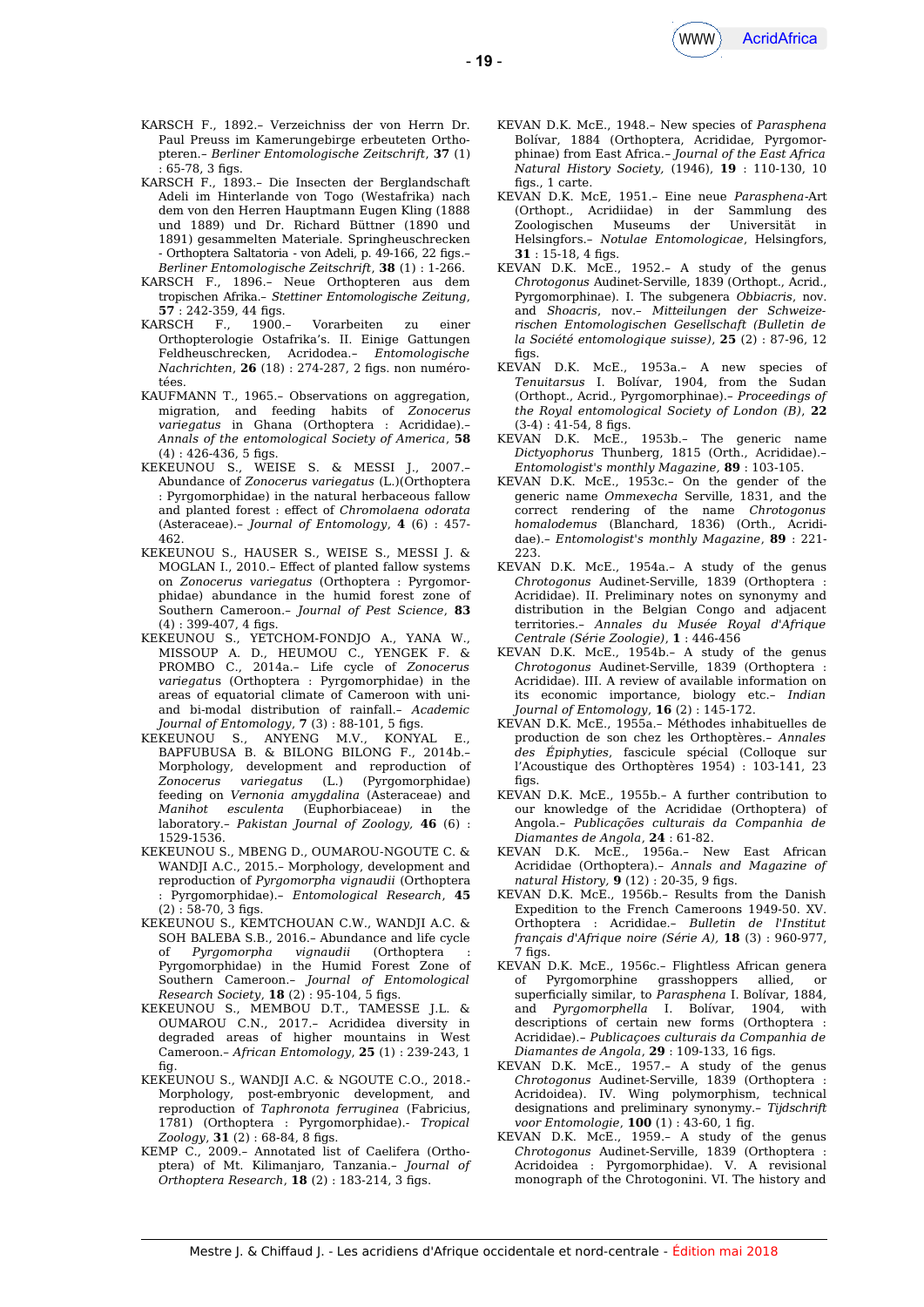KARSCH F., 1892.– Verzeichniss der von Herrn Dr. Paul Preuss im Kamerungebirge erbeuteten Orthopteren.– *Berliner Entomologische Zeitschrift*, **37** (1) : 65-78, 3 figs.

KARSCH F., 1893.– Die Insecten der Berglandschaft Adeli im Hinterlande von Togo (Westafrika) nach dem von den Herren Hauptmann Eugen Kling (1888 und 1889) und Dr. Richard Büttner (1890 und 1891) gesammelten Materiale. Springheuschrecken - Orthoptera Saltatoria - von Adeli, p. 49-166, 22 figs.– *Berliner Entomologische Zeitschrift*, **38** (1) : 1-266.

KARSCH F., 1896.– Neue Orthopteren aus dem tropischen Afrika.– *Stettiner Entomologische Zeitung*, **57** : 242-359, 44 figs.

KARSCH F., 1900.– Vorarbeiten zu einer Orthopterologie Ostafrika's. II. Einige Gattungen Feldheuschrecken, Acridodea.– *Entomologische Nachrichten*, **26** (18) : 274-287, 2 figs. non numérotées.

KAUFMANN T., 1965.– Observations on aggregation, migration, and feeding habits of *Zonocerus variegatus* in Ghana (Orthoptera : Acrididae).– *Annals of the entomological Society of America*, **58** (4) : 426-436, 5 figs.

KEKEUNOU S., WEISE S. & MESSI J., 2007.– Abundance of *Zonocerus variegatus* (L.)(Orthoptera : Pyrgomorphidae) in the natural herbaceous fallow and planted forest : effect of *Chromolaena odorata* (Asteraceae).– *Journal of Entomology*, **4** (6) : 457-462.

KEKEUNOU S., HAUSER S., WEISE S., MESSI J. & MOGLAN I., 2010.– Effect of planted fallow systems on *Zonocerus variegatus* (Orthoptera : Pyrgomorphidae) abundance in the humid forest zone of Southern Cameroon.– *Journal of Pest Science*, **83** (4) : 399-407, 4 figs.

KEKEUNOU S., YETCHOM-FONDJO A., YANA W., MISSOUP A. D., HEUMOU C., YENGEK F. & PROMBO C., 2014a.– Life cycle of *Zonocerus variegatus* (Orthoptera : Pyrgomorphidae) in the areas of equatorial climate of Cameroon with uni- and bi-modal distribution of rainfall.– *Academic Journal of Entomology*, **7** (3) : 88-101, 5 figs.

KEKEUNOU S., ANYENG M.V., KONYAL E., BAPFUBUSA B. & BILONG BILONG F., 2014b.– Morphology, development and reproduction of *Zonocerus variegatus* (L.) (Pyrgomorphidae) feeding on *Vernonia amygdalina* (Asteraceae) and *Manihot esculenta* (Euphorbiaceae) in the laboratory.– *Pakistan Journal of Zoology*, **46** (6) : 1529-1536.

KEKEUNOU S., MBENG D., OUMAROU-NGOUTE C. & WANDJI A.C., 2015.– Morphology, development and reproduction of *Pyrgomorpha vignaudii* (Orthoptera : Pyrgomorphidae).– *Entomological Research*, **45** (2) : 58-70, 3 figs.

KEKEUNOU S., KEMTCHOUAN C.W., WANDJI A.C. & SOH BALEBA S.B., 2016.– Abundance and life cycle of *Pyrgomorpha vignaudii* (Orthoptera : Pyrgomorphidae) in the Humid Forest Zone of Southern Cameroon.– *Journal of Entomological Research Society*, **18** (2) : 95-104, 5 figs.

KEKEUNOU S., MEMBOU D.T., TAMESSE J.L. & OUMAROU C.N., 2017.– Acrididea diversity in degraded areas of higher mountains in West Cameroon.– *African Entomology*, **25** (1) : 239-243, 1 fig.

KEKEUNOU S., WANDJI A.C. & NGOUTE C.O., 2018.- Morphology, post-embryonic development, and reproduction of *Taphronota ferruginea* (Fabricius, 1781) (Orthoptera : Pyrgomorphidae).- *Tropical Zoology*, **31** (2) : 68-84, 8 figs.

KEMP C., 2009.– Annotated list of Caelifera (Orthoptera) of Mt. Kilimanjaro, Tanzania.– *Journal of Orthoptera Research*, **18** (2) : 183-214, 3 figs.

KEVAN D.K. McE., 1948.– New species of *Parasphena* Bolívar, 1884 (Orthoptera, Acrididae, Pyrgomorphinae) from East Africa.– *Journal of the East Africa Natural History Society*, (1946), **19** : 110-130, 10 figs., 1 carte.

KEVAN D.K. McE, 1951.– Eine neue *Parasphena*-Art (Orthopt., Acridiidae) in der Sammlung des Zoologischen Museums der Universität in Helsingfors.– *Notulae Entomologicae*, Helsingfors, **31** : 15-18, 4 figs.

KEVAN D.K. McE., 1952.– A study of the genus *Chrotogonus* Audinet-Serville, 1839 (Orthopt., Acrid., Pyrgomorphinae). I. The subgenera *Obbiacris*, nov. and *Shoacris*, nov.– *Mitteilungen der Schweizerischen Entomologischen Gesellschaft (Bulletin de la Société entomologique suisse)*, **25** (2) : 87-96, 12 figs.

KEVAN D.K. McE., 1953a.– A new species of *Tenuitarsus* I. Bolívar, 1904, from the Sudan (Orthopt., Acrid., Pyrgomorphinae).– *Proceedings of the Royal entomological Society of London (B)*, **22** (3-4) : 41-54, 8 figs.

KEVAN D.K. McE., 1953b.– The generic name *Dictyophorus* Thunberg, 1815 (Orth., Acrididae).– *Entomologist's monthly Magazine*, **89** : 103-105.

KEVAN D.K. McE., 1953c.– On the gender of the generic name *Ommexecha* Serville, 1831, and the correct rendering of the name *Chrotogonus homalodemus* (Blanchard, 1836) (Orth., Acrididae).– *Entomologist's monthly Magazine*, **89** : 221-223.

KEVAN D.K. McE., 1954a.– A study of the genus *Chrotogonus* Audinet-Serville, 1839 (Orthoptera : Acrididae). II. Preliminary notes on synonymy and distribution in the Belgian Congo and adjacent territories.– *Annales du Musée Royal d'Afrique Centrale (Série Zoologie)*, **1** : 446-456

KEVAN D.K. McE., 1954b.– A study of the genus *Chrotogonus* Audinet-Serville, 1839 (Orthoptera : Acrididae). III. A review of available information on its economic importance, biology etc.– *Indian Journal of Entomology*, **16** (2) : 145-172.

KEVAN D.K. McE., 1955a.– Méthodes inhabituelles de production de son chez les Orthoptères.– *Annales des Épiphyties*, fascicule spécial (Colloque sur l'Acoustique des Orthoptères 1954) : 103-141, 23 figs.

KEVAN D.K. McE., 1955b.– A further contribution to our knowledge of the Acrididae (Orthoptera) of Angola.– *Publicações culturais da Companhia de Diamantes de Angola*, **24** : 61-82.

KEVAN D.K. McE., 1956a.– New East African Acrididae (Orthoptera).– *Annals and Magazine of natural History*, **9** (12) : 20-35, 9 figs.

KEVAN D.K. McE., 1956b.– Results from the Danish Expedition to the French Cameroons 1949-50. XV. Orthoptera : Acrididae.– *Bulletin de l'Institut français d'Afrique noire (Série A)*, **18** (3) : 960-977, 7 figs.

KEVAN D.K. McE., 1956c.– Flightless African genera of Pyrgomorphine grasshoppers allied, or superficially similar, to *Parasphena* I. Bolívar, 1884, and *Pyrgomorphella* I. Bolívar, 1904, with descriptions of certain new forms (Orthoptera : Acrididae).– *Publicaçoes culturais da Companhia de Diamantes de Angola*, **29** : 109-133, 16 figs.

KEVAN D.K. McE., 1957.– A study of the genus *Chrotogonus* Audinet-Serville, 1839 (Orthoptera : Acridoidea). IV. Wing polymorphism, technical designations and preliminary synonymy.– *Tijdschrift voor Entomologie*, **100** (1) : 43-60, 1 fig.

KEVAN D.K. McE., 1959.– A study of the genus *Chrotogonus* Audinet-Serville, 1839 (Orthoptera : Acridoidea : Pyrgomorphidae). V. A revisional monograph of the Chrotogonini. VI. The history and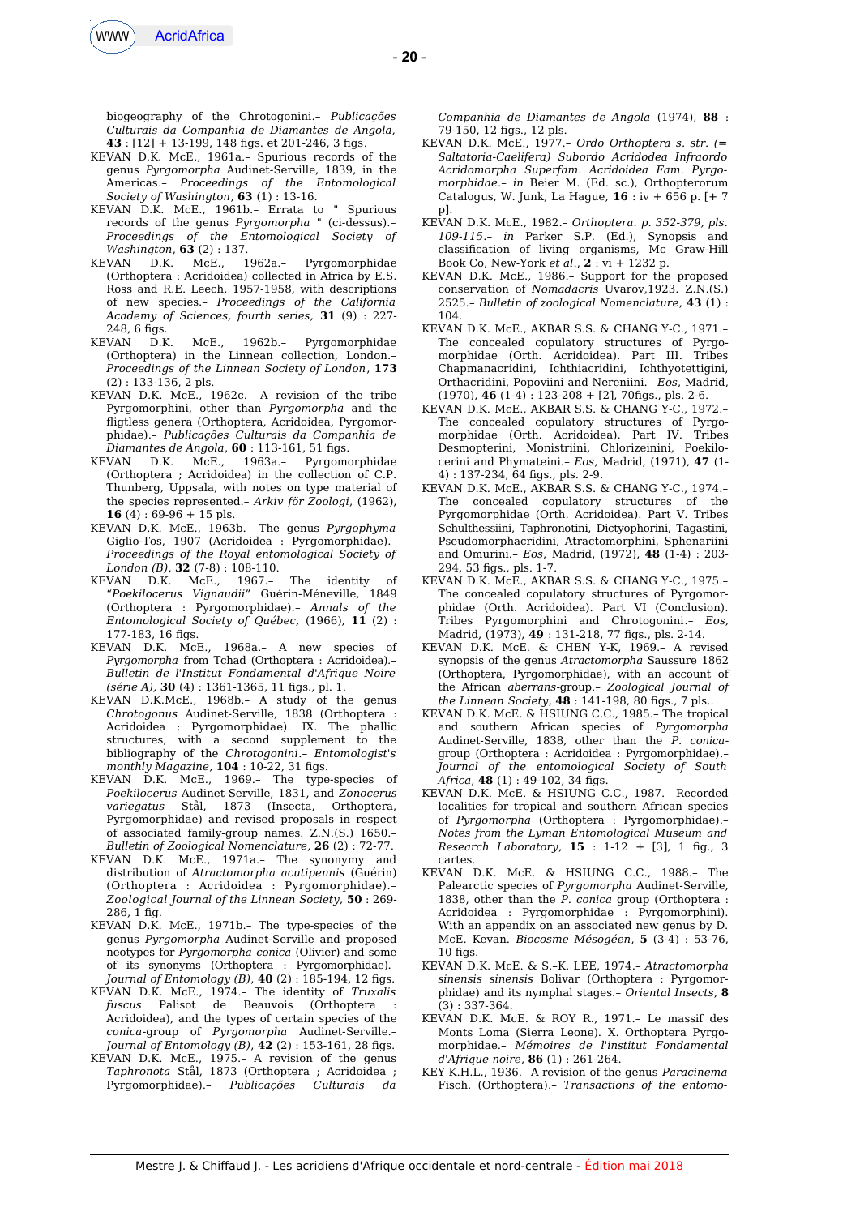biogeography of the Chrotogonini.– *Publicações Culturais da Companhia de Diamantes de Angola*, **43** : [12] + 13-199, 148 figs. et 201-246, 3 figs.

KEVAN D.K. McE., 1961a.– Spurious records of the genus *Pyrgomorpha* Audinet-Serville, 1839, in the Americas.– *Proceedings of the Entomological Society of Washington*, **63** (1) : 13-16.

KEVAN D.K. McE., 1961b.– Errata to " Spurious records of the genus *Pyrgomorpha* " (ci-dessus).– *Proceedings of the Entomological Society of Washington*, **63** (2) : 137.

KEVAN D.K. McE., 1962a.– Pyrgomorphidae (Orthoptera : Acridoidea) collected in Africa by E.S. Ross and R.E. Leech, 1957-1958, with descriptions of new species.– *Proceedings of the California Academy of Sciences, fourth series*, **31** (9) : 227-248, 6 figs.

KEVAN D.K. McE., 1962b.– Pyrgomorphidae (Orthoptera) in the Linnean collection, London.– *Proceedings of the Linnean Society of London*, **173** (2) : 133-136, 2 pls.

KEVAN D.K. McE., 1962c.– A revision of the tribe Pyrgomorphini, other than *Pyrgomorpha* and the fligtless genera (Orthoptera, Acridoidea, Pyrgomorphidae).– *Publicações Culturais da Companhia de Diamantes de Angola*, **60** : 113-161, 51 figs.

KEVAN D.K. McE., 1963a.– Pyrgomorphidae (Orthoptera ; Acridoidea) in the collection of C.P. Thunberg, Uppsala, with notes on type material of the species represented.– *Arkiv för Zoologi*, (1962), **16** (4) : 69-96 + 15 pls.

KEVAN D.K. McE., 1963b.– The genus *Pyrgophyma* Giglio-Tos, 1907 (Acridoidea : Pyrgomorphidae).– *Proceedings of the Royal entomological Society of London (B)*, **32** (7-8) : 108-110.

KEVAN D.K. McE., 1967.– The identity of *"Poekilocerus Vignaudii"* Guérin-Méneville, 1849 (Orthoptera : Pyrgomorphidae).– *Annals of the Entomological Society of Québec*, (1966), **11** (2) : 177-183, 16 figs.

KEVAN D.K. McE., 1968a.– A new species of *Pyrgomorpha* from Tchad (Orthoptera : Acridoidea).– *Bulletin de l'Institut Fondamental d'Afrique Noire (série A)*, **30** (4) : 1361-1365, 11 figs., pl. 1.

KEVAN D.K.McE., 1968b.– A study of the genus *Chrotogonus* Audinet-Serville, 1838 (Orthoptera : Acridoidea : Pyrgomorphidae). IX. The phallic structures, with a second supplement to the bibliography of the *Chrotogonini*.– *Entomologist's monthly Magazine*, **104** : 10-22, 31 figs.

KEVAN D.K. McE., 1969.– The type-species of *Poekilocerus* Audinet-Serville, 1831, and *Zonocerus variegatus* Stål, 1873 (Insecta, Orthoptera, Pyrgomorphidae) and revised proposals in respect of associated family-group names. Z.N.(S.) 1650.– *Bulletin of Zoological Nomenclature*, **26** (2) : 72-77.

KEVAN D.K. McE., 1971a.– The synonymy and distribution of *Atractomorpha acutipennis* (Guérin) (Orthoptera : Acridoidea : Pyrgomorphidae).– *Zoological Journal of the Linnean Society*, **50** : 269-286, 1 fig.

KEVAN D.K. McE., 1971b.– The type-species of the genus *Pyrgomorpha* Audinet-Serville and proposed neotypes for *Pyrgomorpha conica* (Olivier) and some of its synonyms (Orthoptera : Pyrgomorphidae).– *Journal of Entomology (B)*, **40** (2) : 185-194, 12 figs.

KEVAN D.K. McE., 1974.– The identity of *Truxalis fuscus* Palisot de Beauvois (Orthoptera : Acridoidea), and the types of certain species of the *conica*-group of *Pyrgomorpha* Audinet-Serville.– *Journal of Entomology (B)*, **42** (2) : 153-161, 28 figs.

KEVAN D.K. McE., 1975.– A revision of the genus *Taphronota* Stål, 1873 (Orthoptera ; Acridoidea ; Pyrgomorphidae).– *Publicações Culturais da Companhia de Diamantes de Angola* (1974), **88** : 79-150, 12 figs., 12 pls.

KEVAN D.K. McE., 1977.– *Ordo Orthoptera s. str. (= Saltatoria-Caelifera) Subordo Acridodea Infraordo Acridomorpha Superfam. Acridoidea Fam. Pyrgomorphidae*.– *in* Beier M. (Ed. sc.), Orthopterorum Catalogus, W. Junk, La Hague, **16** : iv + 656 p. [+ 7 p].

KEVAN D.K. McE., 1982.– *Orthoptera. p. 352-379, pls. 109-115*.– *in* Parker S.P. (Ed.), Synopsis and classification of living organisms, Mc Graw-Hill Book Co, New-York *et al.*, **2** : vi + 1232 p.

KEVAN D.K. McE., 1986.– Support for the proposed conservation of *Nomadacris* Uvarov,1923. Z.N.(S.) 2525.– *Bulletin of zoological Nomenclature*, **43** (1) : 104.

KEVAN D.K. McE., AKBAR S.S. & CHANG Y-C., 1971.– The concealed copulatory structures of Pyrgomorphidae (Orth. Acridoidea). Part III. Tribes Chapmanacridini, Ichthiacridini, Ichthyotettigini, Orthacridini, Popoviini and Nereniini.– *Eos*, Madrid, (1970), **46** (1-4) : 123-208 + [2], 70figs., pls. 2-6.

KEVAN D.K. McE., AKBAR S.S. & CHANG Y-C., 1972.– The concealed copulatory structures of Pyrgomorphidae (Orth. Acridoidea). Part IV. Tribes Desmopterini, Monistriini, Chlorizeinini, Poekilocerini and Phymateini.– *Eos*, Madrid, (1971), **47** (1-4) : 137-234, 64 figs., pls. 2-9.

KEVAN D.K. McE., AKBAR S.S. & CHANG Y-C., 1974.– The concealed copulatory structures of the Pyrgomorphidae (Orth. Acridoidea). Part V. Tribes Schulthessiini, Taphronotini, Dictyophorini, Tagastini, Pseudomorphacridini, Atractomorphini, Sphenariini and Omurini.– *Eos*, Madrid, (1972), **48** (1-4) : 203-294, 53 figs., pls. 1-7.

KEVAN D.K. McE., AKBAR S.S. & CHANG Y-C., 1975.– The concealed copulatory structures of Pyrgomorphidae (Orth. Acridoidea). Part VI (Conclusion). Tribes Pyrgomorphini and Chrotogonini.– *Eos*, Madrid, (1973), **49** : 131-218, 77 figs., pls. 2-14.

KEVAN D.K. McE. & CHEN Y-K, 1969.– A revised synopsis of the genus *Atractomorpha* Saussure 1862 (Orthoptera, Pyrgomorphidae), with an account of the African *aberrans*-group.– *Zoological Journal of the Linnean Society*, **48** : 141-198, 80 figs., 7 pls..

KEVAN D.K. McE. & HSIUNG C.C., 1985.– The tropical and southern African species of *Pyrgomorpha* Audinet-Serville, 1838, other than the *P. conica*-group (Orthoptera : Acridoidea : Pyrgomorphidae).– *Journal of the entomological Society of South Africa*, **48** (1) : 49-102, 34 figs.

KEVAN D.K. McE. & HSIUNG C.C., 1987.– Recorded localities for tropical and southern African species of *Pyrgomorpha* (Orthoptera : Pyrgomorphidae).– *Notes from the Lyman Entomological Museum and Research Laboratory*, **15** : 1-12 + [3], 1 fig., 3 cartes.

KEVAN D.K. McE. & HSIUNG C.C., 1988.– The Palearctic species of *Pyrgomorpha* Audinet-Serville, 1838, other than the *P. conica* group (Orthoptera : Acridoidea : Pyrgomorphidae : Pyrgomorphini). With an appendix on an associated new genus by D. McE. Kevan.–*Biocosme Mésogéen*, **5** (3-4) : 53-76, 10 figs.

KEVAN D.K. McE. & S.–K. LEE, 1974.– *Atractomorpha sinensis sinensis* Bolivar (Orthoptera : Pyrgomorphidae) and its nymphal stages.– *Oriental Insects*, **8** (3) : 337-364.

KEVAN D.K. McE. & ROY R., 1971.– Le massif des Monts Loma (Sierra Leone). X. Orthoptera Pyrgomorphidae.– *Mémoires de l'institut Fondamental d'Afrique noire*, **86** (1) : 261-264.

KEY K.H.L., 1936.– A revision of the genus *Paracinema* Fisch. (Orthoptera).– *Transactions of the entomo-*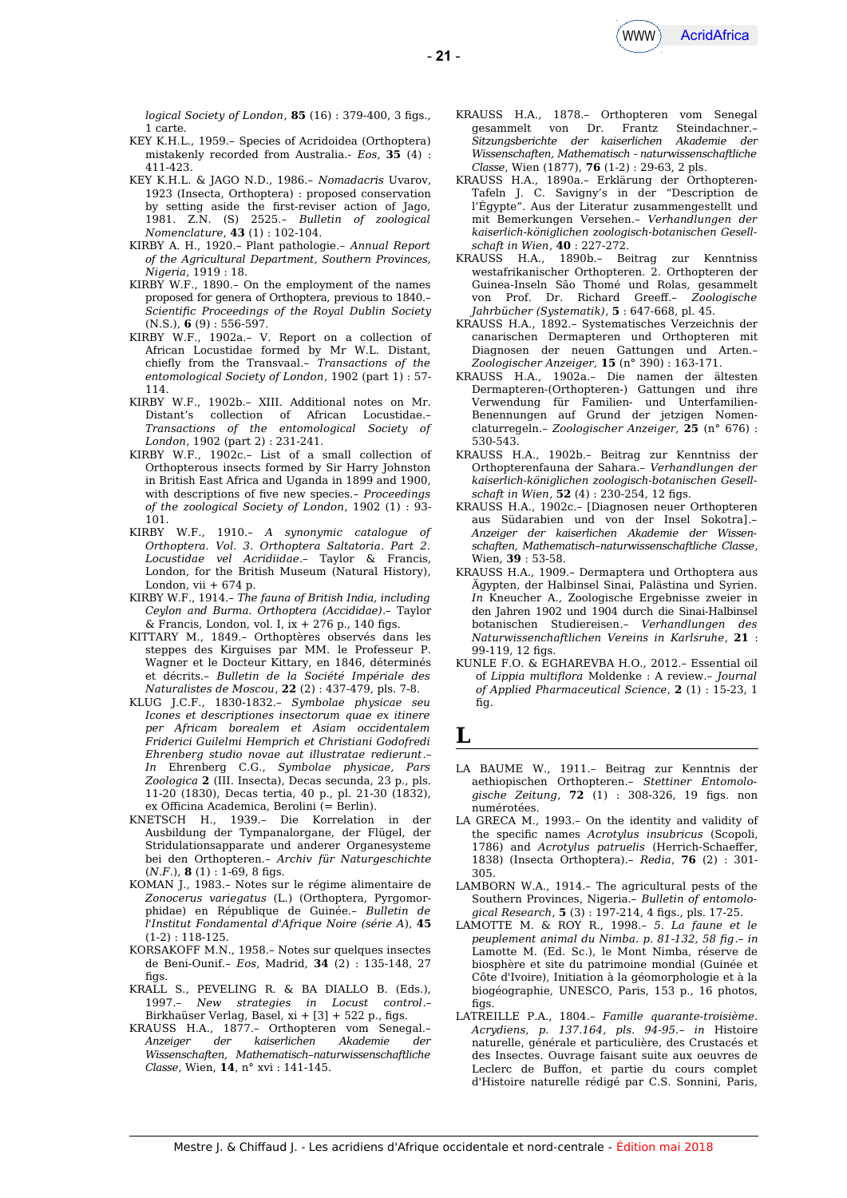*logical Society of London*, **85** (16) : 379-400, 3 figs., 1 carte.

KEY K.H.L., 1959.– Species of Acridoidea (Orthoptera) mistakenly recorded from Australia.- *Eos*, **35** (4) : 411-423.

KEY K.H.L. & JAGO N.D., 1986.– *Nomadacris* Uvarov, 1923 (Insecta, Orthoptera) : proposed conservation by setting aside the first-reviser action of Jago, 1981. Z.N. (S) 2525.– *Bulletin of zoological Nomenclature*, **43** (1) : 102-104.

KIRBY A. H., 1920.– Plant pathologie.– *Annual Report of the Agricultural Department, Southern Provinces, Nigeria*, 1919 : 18.

KIRBY W.F., 1890.– On the employment of the names proposed for genera of Orthoptera, previous to 1840.– *Scientific Proceedings of the Royal Dublin Society* (N.S.), **6** (9) : 556-597.

KIRBY W.F., 1902a.– V. Report on a collection of African Locustidae formed by Mr W.L. Distant, chiefly from the Transvaal.– *Transactions of the entomological Society of London*, 1902 (part 1) : 57-114.

KIRBY W.F., 1902b.– XIII. Additional notes on Mr. Distant's collection of African Locustidae.– *Transactions of the entomological Society of London*, 1902 (part 2) : 231-241.

KIRBY W.F., 1902c.– List of a small collection of Orthopterous insects formed by Sir Harry Johnston in British East Africa and Uganda in 1899 and 1900, with descriptions of five new species.– *Proceedings of the zoological Society of London*, 1902 (1) : 93-101.

KIRBY W.F., 1910.– *A synonymic catalogue of Orthoptera. Vol. 3. Orthoptera Saltatoria. Part 2. Locustidae vel Acridiidae*.– Taylor & Francis, London, for the British Museum (Natural History), London, vii + 674 p.

KIRBY W.F., 1914.– *The fauna of British India, including Ceylon and Burma. Orthoptera (Accididae)*.– Taylor & Francis, London, vol. I, ix + 276 p., 140 figs.

KITTARY M., 1849.– Orthoptères observés dans les steppes des Kirguises par MM. le Professeur P. Wagner et le Docteur Kittary, en 1846, déterminés et décrits.– *Bulletin de la Société Impériale des Naturalistes de Moscou*, **22** (2) : 437-479, pls. 7-8.

KLUG J.C.F., 1830-1832.– *Symbolae physicae seu Icones et descriptiones insectorum quae ex itinere per Africam borealem et Asiam occidentalem Friderici Guilelmi Hemprich et Christiani Godofredi Ehrenberg studio novae aut illustratae redierunt*.– *In* Ehrenberg C.G., *Symbolae physicae, Pars Zoologica* **2** (III. Insecta), Decas secunda, 23 p., pls. 11-20 (1830), Decas tertia, 40 p., pl. 21-30 (1832), ex Officina Academica, Berolini (= Berlin).

KNETSCH H., 1939.– Die Korrelation in der Ausbildung der Tympanalorgane, der Flügel, der Stridulationsapparate und anderer Organesysteme bei den Orthopteren.– *Archiv für Naturgeschichte* (*N.F.*), **8** (1) : 1-69, 8 figs.

KOMAN J., 1983.– Notes sur le régime alimentaire de *Zonocerus variegatus* (L.) (Orthoptera, Pyrgomorphidae) en République de Guinée.- *Bulletin de l'Institut Fondamental d'Afrique Noire (série A)*, **45** (1-2) : 118-125.

KORSAKOFF M.N., 1958.– Notes sur quelques insectes de Beni-Ounif.– *Eos*, **34** (2) : 135-148, 27 figs.

KRALL S., PEVELING R. & BA DIALLO B. (Eds.), 1997.– *New strategies in Locust control*.– Birkhaüser Verlag, Basel, xi + [3] + 522 p., figs.

KRAUSS H.A., 1877.– Orthopteren vom Senegal.– *Anzeiger der kaiserlichen Akademie der Wissenschaften, Mathematisch-naturwissenschaftliche Classe*, Wien, **14**, n° xvi : 141-145.

KRAUSS H.A., 1878.– Orthopteren vom Senegal gesammelt von Dr. Frantz Steindachner.– *Sitzungsberichte der kaiserlichen Akademie der Wissenschaften, Mathematisch - naturwissenschaftliche Classe*, Wien (1877), **76** (1-2) : 29-63, 2 pls.

KRAUSS H.A., 1890a.– Erklärung der Orthopteren-Tafeln J. C. Savigny's in der "Description de l'Égypte". Aus der Literatur zusammengestellt und mit Bemerkungen Versehen.– *Verhandlungen der kaiserlich-königlichen zoologisch-botanischen Gesellschaft in Wien*, **40** : 227-272.

KRAUSS H.A., 1890b.– Beitrag zur Kenntniss westafrikanischer Orthopteren. 2. Orthopteren der Guinea-Inseln São Thomé und Rolas, gesammelt von Prof. Dr. Richard Greeff.– *Zoologische Jahrbücher (Systematik)*, **5** : 647-668, pl. 45.

KRAUSS H.A., 1892.– Systematisches Verzeichnis der canarischen Dermapteren und Orthopteren mit Diagnosen der neuen Gattungen und Arten.– *Zoologischer Anzeiger,* **15** (n° 390) : 163-171.

KRAUSS H.A., 1902a.– Die namen der ältesten Dermapteren-(Orthopteren-) Gattungen und ihre Verwendung für Familien- und Unterfamilien-Benennungen auf Grund der jetzigen Nomenclaturregeln.– *Zoologischer Anzeiger,* **25** (n° 676) : 530-543.

KRAUSS H.A., 1902b.– Beitrag zur Kenntniss der Orthopterenfauna der Sahara.– *Verhandlungen der kaiserlich-königlichen zoologisch-botanischen Gesellschaft in Wien*, **52** (4) : 230-254, 12 figs.

KRAUSS H.A., 1902c.– [Diagnosen neuer Orthopteren aus Südarabien und von der Insel Sokotra].– *Anzeiger der kaiserlichen Akademie der Wissenschaften, Mathematisch–naturwissenschaftliche Classe*, Wien, **39** : 53-58.

KRAUSS H.A., 1909.– Dermaptera und Orthoptera aus Ägypten, der Halbinsel Sinai, Palästina und Syrien. *In* Kneucher A., Zoologische Ergebnisse zweier in den Jahren 1902 und 1904 durch die Sinai-Halbinsel botanischen Studiereisen.– *Verhandlungen des Naturwissenschaftlichen Vereins in Karlsruhe*, **21** : 99-119, 12 figs.

KUNLE F.O. & EGHAREVBA H.O., 2012.– Essential oil of *Lippia multiflora* Moldenke : A review.– *Journal of Applied Pharmaceutical Science*, **2** (1) : 15-23, 1 fig.

# L

LA BAUME W., 1911.– Beitrag zur Kenntnis der aethiopischen Orthopteren.– *Stettiner Entomologische Zeitung*, **72** (1) : 308-326, 19 figs. non numérotées.

LA GRECA M., 1993.– On the identity and validity of the specific names *Acrotylus insubricus* (Scopoli, 1786) and *Acrotylus patruelis* (Herrich-Schaeffer, 1838) (Insecta Orthoptera).– *Redia*, **76** (2) : 301-305.

LAMBORN W.A., 1914.– The agricultural pests of the Southern Provinces, Nigeria.– *Bulletin of entomological Research*, **5** (3) : 197-214, 4 figs., pls. 17-25.

LAMOTTE M. & ROY R., 1998.– *5. La faune et le peuplement animal du Nimba. p. 81-132, 58 fig*.– *in* Lamotte M. (Ed. Sc.), le Mont Nimba, réserve de biosphère et site du patrimoine mondial (Guinée et Côte d'Ivoire), Initiation à la géomorphologie et à la biogéographie, UNESCO, Paris, 153 p., 16 photos, figs.

LATREILLE P.A., 1804.– *Famille quarante-troisième. Acrydiens, p. 137.164, pls. 94-95*.– *in* Histoire naturelle, générale et particulière, des Crustacés et des Insectes. Ouvrage faisant suite aux oeuvres de Leclerc de Buffon, et partie du cours complet d'Histoire naturelle rédigé par C.S. Sonnini, Paris,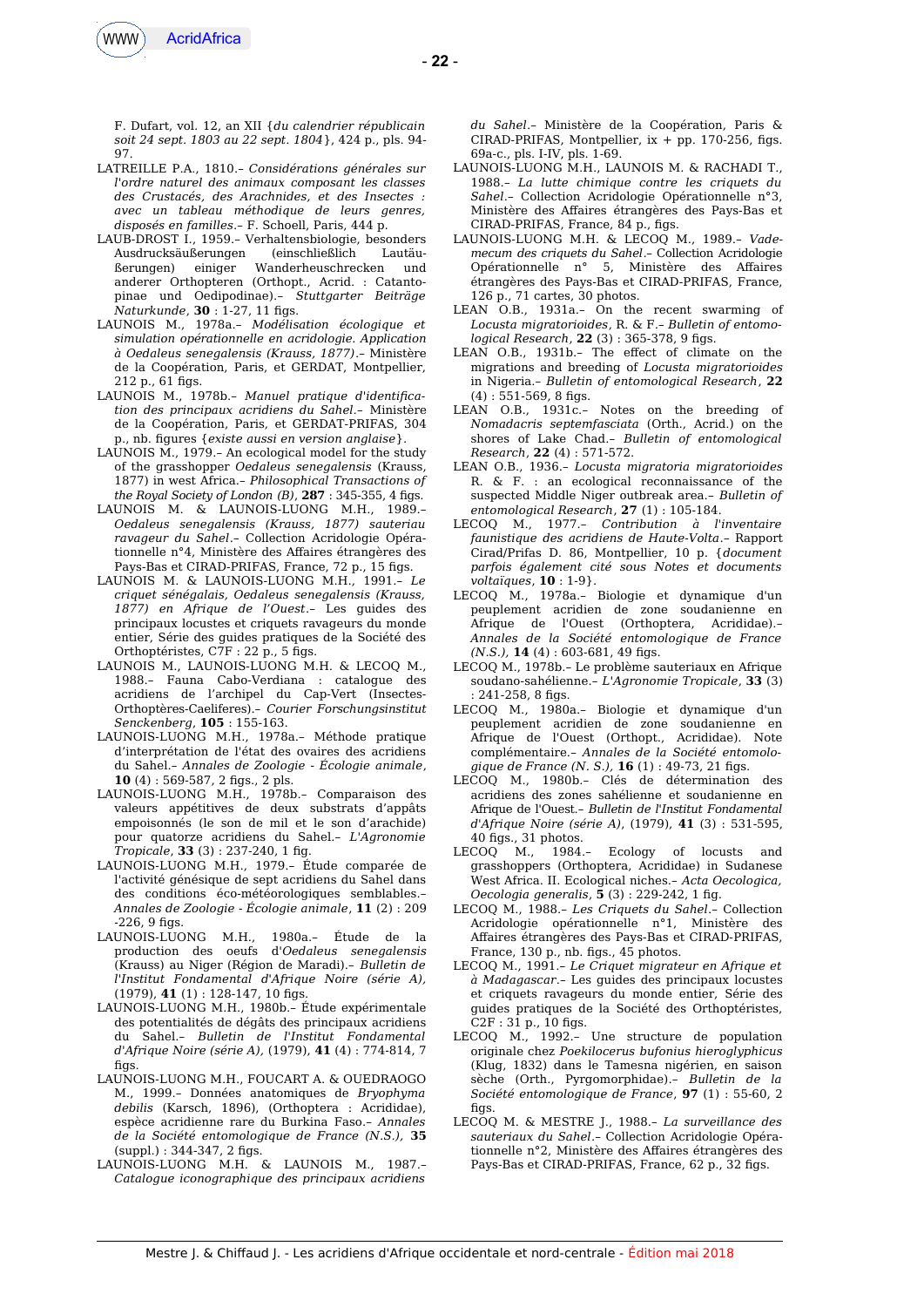F. Dufart, vol. 12, an XII {*du calendrier républicain soit 24 sept. 1803 au 22 sept. 1804*}, 424 p., pls. 94-97.

LATREILLE P.A., 1810.– *Considérations générales sur l'ordre naturel des animaux composant les classes des Crustacés, des Arachnides, et des Insectes : avec un tableau méthodique de leurs genres, disposés en familles*.– F. Schoell, Paris, 444 p.

LAUB-DROST I., 1959.– Verhaltensbiologie, besonders Ausdrucksäußerungen (einschließlich Lautäußerungen) einiger Wanderheuschrecken und anderer Orthopteren (Orthopt., Acrid. : Catantopinae und Oedipodinae).– *Stuttgarter Beiträge Naturkunde*, **30** : 1-27, 11 figs.

LAUNOIS M., 1978a.– *Modélisation écologique et simulation opérationnelle en acridologie. Application à Oedaleus senegalensis (Krauss, 1877)*.– Ministère de la Coopération, Paris, et GERDAT, Montpellier, 212 p., 61 figs.

LAUNOIS M., 1978b.– *Manuel pratique d'identification des principaux acridiens du Sahel*.– Ministère de la Coopération, Paris, et GERDAT-PRIFAS, 304 p., nb. figures {*existe aussi en version anglaise*}.

LAUNOIS M., 1979.– An ecological model for the study of the grasshopper *Oedaleus senegalensis* (Krauss, 1877) in west Africa.– *Philosophical Transactions of the Royal Society of London (B)*, **287** : 345-355, 4 figs.

LAUNOIS M. & LAUNOIS-LUONG M.H., 1989.– *Oedaleus senegalensis (Krauss, 1877) sauteriau ravageur du Sahel*.– Collection Acridologie Opérationnelle n°4, Ministère des Affaires étrangères des Pays-Bas et CIRAD-PRIFAS, France, 72 p., 15 figs.

LAUNOIS M. & LAUNOIS-LUONG M.H., 1991.– *Le criquet sénégalais, Oedaleus senegalensis (Krauss, 1877) en Afrique de l'Ouest*.– Les guides des principaux locustes et criquets ravageurs du monde entier, Série des guides pratiques de la Société des Orthoptéristes, C7F : 22 p., 5 figs.

LAUNOIS M., LAUNOIS-LUONG M.H. & LECOQ M., 1988.– Fauna Cabo-Verdiana : catalogue des acridiens de l'archipel du Cap-Vert (Insectes-Orthoptères-Caeliferes).– *Courier Forschungsinstitut Senckenberg*, **105** : 155-163.

LAUNOIS-LUONG M.H., 1978a.– Méthode pratique d'interprétation de l'état des ovaires des acridiens du Sahel.– *Annales de Zoologie - Écologie animale*, **10** (4) : 569-587, 2 figs., 2 pls.

LAUNOIS-LUONG M.H., 1978b.– Comparaison des valeurs appétitives de deux substrats d'appâts empoisonnés (le son de mil et le son d'arachide) pour quatorze acridiens du Sahel.– *L'Agronomie Tropicale*, **33** (3) : 237-240, 1 fig.

LAUNOIS-LUONG M.H., 1979.– Étude comparée de l'activité génésique de sept acridiens du Sahel dans des conditions éco-météorologiques semblables.– *Annales de Zoologie - Écologie animale*, **11** (2) : 209-226, 9 figs.

LAUNOIS-LUONG M.H., 1980a.– Étude de la production des oeufs d'*Oedaleus senegalensis* (Krauss) au Niger (Région de Maradi).– *Bulletin de l'Institut Fondamental d'Afrique Noire (série A)*, (1979), **41** (1) : 128-147, 10 figs.

LAUNOIS-LUONG M.H., 1980b.– Étude expérimentale des potentialités de dégâts des principaux acridiens du Sahel.– *Bulletin de l'Institut Fondamental d'Afrique Noire (série A)*, (1979), **41** (4) : 774-814, 7 figs.

LAUNOIS-LUONG M.H., FOUCART A. & OUEDRAOGO M., 1999.– Données anatomiques de *Bryophyma debilis* (Karsch, 1896), (Orthoptera : Acrididae), espèce acridienne rare du Burkina Faso.– *Annales de la Société entomologique de France (N.S.)*, **35** (suppl.) : 344-347, 2 figs.

LAUNOIS-LUONG M.H. & LAUNOIS M., 1987.– *Catalogue iconographique des principaux acridiens du Sahel*.– Ministère de la Coopération, Paris & CIRAD-PRIFAS, Montpellier, ix + pp. 170-256, figs. 69a-c., pls. I-IV, pls. 1-69.

LAUNOIS-LUONG M.H., LAUNOIS M. & RACHADI T., 1988.– *La lutte chimique contre les criquets du Sahel*.– Collection Acridologie Opérationnelle n°3, Ministère des Affaires étrangères des Pays-Bas et CIRAD-PRIFAS, France, 84 p., figs.

LAUNOIS-LUONG M.H. & LECOQ M., 1989.– *Vade-mecum des criquets du Sahel*.– Collection Acridologie Opérationnelle n° 5, Ministère des Affaires étrangères des Pays-Bas et CIRAD-PRIFAS, France, 126 p., 71 cartes, 30 photos.

LEAN O.B., 1931a.– On the recent swarming of *Locusta migratorioides*, R. & F.– *Bulletin of entomological Research*, **22** (3) : 365-378, 9 figs.

LEAN O.B., 1931b.– The effect of climate on the migrations and breeding of *Locusta migratorioides* in Nigeria.– *Bulletin of entomological Research*, **22** (4) : 551-569, 8 figs.

LEAN O.B., 1931c.– Notes on the breeding of *Nomadacris septemfasciata* (Orth., Acrid.) on the shores of Lake Chad.– *Bulletin of entomological Research*, **22** (4) : 571-572.

LEAN O.B., 1936.– *Locusta migratoria migratorioides* R. & F. : an ecological reconnaissance of the suspected Middle Niger outbreak area.– *Bulletin of entomological Research*, **27** (1) : 105-184.

LECOQ M., 1977.– *Contribution à l'inventaire faunistique des acridiens de Haute-Volta*.– Rapport Cirad/Prifas D. 86, Montpellier, 10 p. {*document parfois également cité sous Notes et documents voltaïques*, **10** : 1-9}.

LECOQ M., 1978a.– Biologie et dynamique d'un peuplement acridien de zone soudanienne en Afrique de l'Ouest (Orthoptera, Acrididae).– *Annales de la Société entomologique de France (N.S.)*, **14** (4) : 603-681, 49 figs.

LECOQ M., 1978b.– Le problème sauteriaux en Afrique soudano-sahélienne.– *L'Agronomie Tropicale*, **33** (3) : 241-258, 8 figs.

LECOQ M., 1980a.– Biologie et dynamique d'un peuplement acridien de zone soudanienne en Afrique de l'Ouest (Orthopt., Acrididae). Note complémentaire.– *Annales de la Société entomologique de France (N. S.)*, **16** (1) : 49-73, 21 figs.

LECOQ M., 1980b.– Clés de détermination des acridiens des zones sahélienne et soudanienne en Afrique de l'Ouest.– *Bulletin de l'Institut Fondamental d'Afrique Noire (série A)*, (1979), **41** (3) : 531-595, 40 figs., 31 photos.

LECOQ M., 1984.– Ecology of locusts and grasshoppers (Orthoptera, Acrididae) in Sudanese West Africa. II. Ecological niches.– *Acta Oecologica, Oecologia generalis*, **5** (3) : 229-242, 1 fig.

LECOQ M., 1988.– *Les Criquets du Sahel*.– Collection Acridologie opérationnelle n°1, Ministère des Affaires étrangères des Pays-Bas et CIRAD-PRIFAS, France, 130 p., nb. figs., 45 photos.

LECOQ M., 1991.– *Le Criquet migrateur en Afrique et à Madagascar*.– Les guides des principaux locustes et criquets ravageurs du monde entier, Série des guides pratiques de la Société des Orthoptéristes, C2F : 31 p., 10 figs.

LECOQ M., 1992.– Une structure de population originale chez *Poekilocerus bufonius hieroglyphicus* (Klug, 1832) dans le Tamesna nigérien, en saison sèche (Orth., Pyrgomorphidae).– *Bulletin de la Société entomologique de France*, **97** (1) : 55-60, 2 figs.

LECOQ M. & MESTRE J., 1988.– *La surveillance des sauteriaux du Sahel*.– Collection Acridologie Opérationnelle n°2, Ministère des Affaires étrangères des Pays-Bas et CIRAD-PRIFAS, France, 62 p., 32 figs.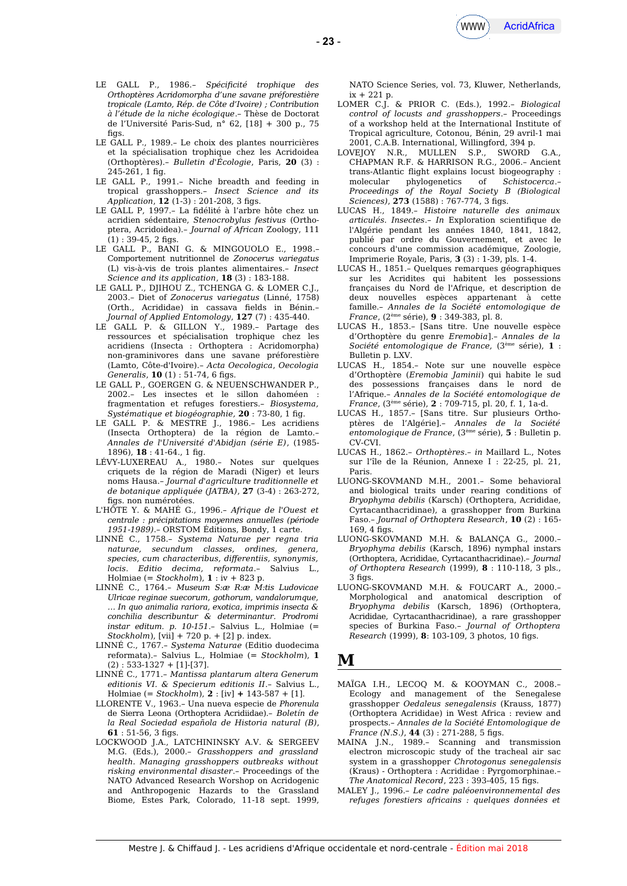LE GALL P., 1986.– *Spécificité trophique des Orthoptères Acridomorpha d'une savane préforestière tropicale (Lamto, Rép. de Côte d'Ivoire) ; Contribution à l'étude de la niche écologique*.– Thèse de Doctorat de l'Université Paris-Sud, n° 62, [18] + 300 p., 75 figs.

LE GALL P., 1989.– Le choix des plantes nourricières et la spécialisation trophique chez les Acridoidea (Orthoptères).– *Bulletin d'Écologie*, Paris, **20** (3) : 245-261, 1 fig.

LE GALL P., 1991.– Niche breadth and feeding in tropical grasshoppers.– *Insect Science and its Application*, **12** (1-3) : 201-208, 3 figs.

LE GALL P, 1997.– La fidélité à l'arbre hôte chez un acridien sédentaire, *Stenocrobylus festivus* (Orthoptera, Acridoidea).– *Journal of African* Zoology, 111 (1) : 39-45, 2 figs.

LE GALL P., BANI G. & MINGOUOLO E., 1998.– Comportement nutritionnel de *Zonocerus variegatus* (L) vis-à-vis de trois plantes alimentaires.– *Insect Science and its application*, **18** (3) : 183-188.

LE GALL P., DJIHOU Z., TCHENGA G. & LOMER C.J., 2003.– Diet of *Zonocerus variegatus* (Linné, 1758) (Orth., Acrididae) in cassava fields in Bénin.– *Journal of Applied Entomology*, **127** (7) : 435-440.

LE GALL P. & GILLON Y., 1989.– Partage des ressources et spécialisation trophique chez les acridiens (Insecta : Orthoptera : Acridomorpha) non-graminivores dans une savane préforestière (Lamto, Côte-d'Ivoire).– *Acta Oecologica, Oecologia Generalis*, **10** (1) : 51-74, 6 figs.

LE GALL P., GOERGEN G. & NEUENSCHWANDER P., 2002.– Les insectes et le sillon dahoméen : fragmentation et refuges forestiers.– *Biosystema, Systématique et biogéographie*, **20** : 73-80, 1 fig.

LE GALL P. & MESTRE J., 1986.– Les acridiens (Insecta Orthoptera) de la région de Lamto.– *Annales de l'Université d'Abidjan (série E)*, (1985-1896), **18** : 41-64., 1 fig.

LÉVY-LUXEREAU A., 1980.– Notes sur quelques criquets de la région de Maradi (Niger) et leurs noms Hausa.– *Journal d'agriculture traditionnelle et de botanique appliquée (JATBA)*, **27** (3-4) : 263-272, figs. non numérotées.

L'HÔTE Y. & MAHÉ G., 1996.– *Afrique de l'Ouest et centrale : précipitations moyennes annuelles (période 1951-1989)*.– ORSTOM Éditions, Bondy, 1 carte.

LINNÉ C., 1758.– *Systema Naturae per regna tria naturae, secundum classes, ordines, genera, species, cum characteribus, differentiis, synonymis, locis. Editio decima, reformata*.– Salvius L., Holmiae (= *Stockholm*), **1** : iv + 823 p.

LINNÉ C., 1764.– *Museum S:æ R:æ M:tis Ludovicae Ulricae reginae suecorum, gothorum, vandalorumque, … In quo animalia rariora, exotica, imprimis insecta & conchilia describuntur & determinantur. Prodromi instar editum. p. 10-151*.– Salvius L., Holmiae (= *Stockholm*), [vii] + 720 p. + [2] p. index.

LINNÉ C., 1767.– *Systema Naturae* (Editio duodecima reformata).– Salvius L., Holmiae (= *Stockholm*), **1** (2) : 533-1327 + [1]-[37].

LINNÉ C., 1771.– *Mantissa plantarum altera Generum editionis VI. & Specierum editionis II*.– Salvius L., Holmiae (= *Stockholm*), **2** : [iv] **+** 143-587 + [1].

LLORENTE V., 1963.– Una nueva especie de *Phorenula* de Sierra Leona (Orthoptera Acridiidae).– *Boletín de la Real Sociedad española de Historia natural (B)*, **61** : 51-56, 3 figs.

LOCKWOOD J.A., LATCHININSKY A.V. & SERGEEV M.G. (Eds.), 2000.– *Grasshoppers and grassland health. Managing grasshoppers outbreaks without risking environmental disaster*.– Proceedings of the NATO Advanced Research Worshop on Acridogenic and Anthropogenic Hazards to the Grassland Biome, Estes Park, Colorado, 11-18 sept. 1999, NATO Science Series, vol. 73, Kluwer, Netherlands, ix + 221 p.

LOMER C.J. & PRIOR C. (Eds.), 1992.– *Biological control of locusts and grasshoppers*.– Proceedings of a workshop held at the International Institute of Tropical agriculture, Cotonou, Bénin, 29 avril-1 mai 2001, C.A.B. International, Willingford, 394 p.

LOVEJOY N.R., MULLEN S.P., SWORD G.A., CHAPMAN R.F. & HARRISON R.G., 2006.– Ancient trans-Atlantic flight explains locust biogeography : molecular phylogenetics of *Schistocerca*.– *Proceedings of the Royal Society B (Biological Sciences)*, **273** (1588) : 767-774, 3 figs.

LUCAS H., 1849.– *Histoire naturelle des animaux articulés. Insectes*.– *In* Exploration scientifique de l'Algérie pendant les années 1840, 1841, 1842, publié par ordre du Gouvernement, et avec le concours d'une commission académique, Zoologie, Imprimerie Royale, Paris, **3** (3) : 1-39, pls. 1-4.

LUCAS H., 1851.– Quelques remarques géographiques sur les Acridites qui habitent les possessions françaises du Nord de l'Afrique, et description de deux nouvelles espèces appartenant à cette famille.– *Annales de la Société entomologique de France*, (2ème série), **9** : 349-383, pl. 8.

LUCAS H., 1853.– [Sans titre. Une nouvelle espèce d'Orthoptère du genre *Eremobia*].– *Annales de la Société entomologique de France*, (3ème série), **1** : Bulletin p. LXV.

LUCAS H., 1854.– Note sur une nouvelle espèce d'Orthoptère (*Eremobia Jaminii*) qui habite le sud des possessions françaises dans le nord de l'Afrique.– *Annales de la Société entomologique de France*, (3ème série), **2** : 709-715, pl. 20, f. 1, 1a-d.

LUCAS H., 1857.– [Sans titre. Sur plusieurs Orthoptères de l'Algérie].– *Annales de la Société entomologique de France*, (3ème série), **5** : Bulletin p. CV-CVI.

LUCAS H., 1862.– *Orthoptères*.– *in* Maillard L., Notes sur l'île de la Réunion, Annexe I : 22-25, pl. 21, Paris.

LUONG-SKOVMAND M.H., 2001.– Some behavioral and biological traits under rearing conditions of *Bryophyma debilis* (Karsch) (Orthoptera, Acrididae, Cyrtacanthacridinae), a grasshopper from Burkina Faso.– *Journal of Orthoptera Research*, **10** (2) : 165-169, 4 figs.

LUONG-SKOVMAND M.H. & BALANÇA G., 2000.– *Bryophyma debilis* (Karsch, 1896) nymphal instars (Orthoptera, Acrididae, Cyrtacanthacridinae).– *Journal of Orthoptera Research* (1999), **8** : 110-118, 3 pls., 3 figs.

LUONG-SKOVMAND M.H. & FOUCART A., 2000.– Morphological and anatomical description of *Bryophyma debilis* (Karsch, 1896) (Orthoptera, Acrididae, Cyrtacanthacridinae), a rare grasshopper species of Burkina Faso.– *Journal of Orthoptera Research* (1999), **8**: 103-109, 3 photos, 10 figs.

# M

MAÏGA I.H., LECOQ M. & KOOYMAN C., 2008.– Ecology and management of the Senegalese grasshopper *Oedaleus senegalensis* (Krauss, 1877) (Orthoptera Acrididae) in West Africa : review and prospects.– *Annales de la Société Entomologique de France (N.S.)*, **44** (3) : 271-288, 5 figs.

MAINA J.N., 1989.– Scanning and transmission electron microscopic study of the tracheal air sac system in a grasshopper *Chrotogonus senegalensis* (Kraus) - Orthoptera : Acrididae : Pyrgomorphinae.– *The Anatomical Record*, 223 : 393-405, 15 figs.

MALEY J., 1996.– *Le cadre paléoenvironnemental des refuges forestiers africains : quelques données et*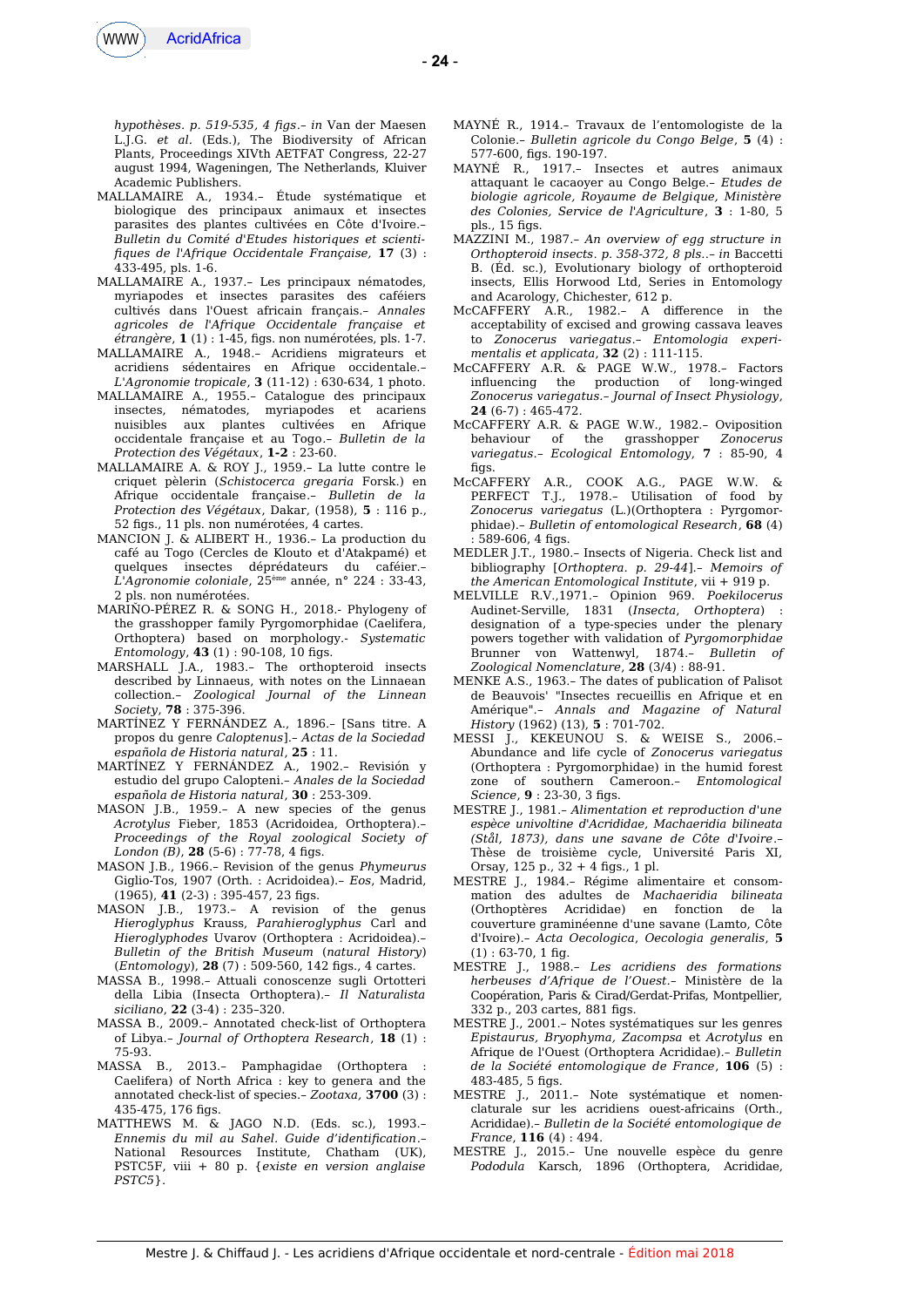*hypothèses. p. 519-535, 4 figs.*– *in* Van der Maesen L.J.G. *et al.* (Eds.), The Biodiversity of African Plants, Proceedings XIVth AETFAT Congress, 22-27 august 1994, Wageningen, The Netherlands, Kluiver Academic Publishers.

MALLAMAIRE A., 1934.– Étude systématique et biologique des principaux animaux et insectes parasites des plantes cultivées en Côte d'Ivoire.– *Bulletin du Comité d'Etudes historiques et scientifiques de l'Afrique Occidentale Française*, **17** (3) : 433-495, pls. 1-6.

MALLAMAIRE A., 1937.– Les principaux nématodes, myriapodes et insectes parasites des caféiers cultivés dans l'Ouest africain français.– *Annales agricoles de l'Afrique Occidentale française et étrangère*, **1** (1) : 1-45, figs. non numérotées, pls. 1-7.

MALLAMAIRE A., 1948.– Acridiens migrateurs et acridiens sédentaires en Afrique occidentale.– *L'Agronomie tropicale*, **3** (11-12) : 630-634, 1 photo.

MALLAMAIRE A., 1955.– Catalogue des principaux insectes, nématodes, myriapodes et acariens nuisibles aux plantes cultivées en Afrique occidentale française et au Togo.– *Bulletin de la Protection des Végétaux*, **1-2** : 23-60.

MALLAMAIRE A. & ROY J., 1959.– La lutte contre le criquet pèlerin (*Schistocerca gregaria* Forsk.) en Afrique occidentale française.– *Bulletin de la Protection des Végétaux*, Dakar, (1958), **5** : 116 p., 52 figs., 11 pls. non numérotées, 4 cartes.

MANCION J. & ALIBERT H., 1936.– La production du café au Togo (Cercles de Klouto et d'Atakpamé) et quelques insectes déprédateurs du caféier.– *L'Agronomie coloniale*, 25ème année, n° 224 : 33-43, 2 pls. non numérotées.

MARIÑO-PÉREZ R. & SONG H., 2018.- Phylogeny of the grasshopper family Pyrgomorphidae (Caelifera, Orthoptera) based on morphology.- *Systematic Entomology*, **43** (1) : 90-108, 10 figs.

MARSHALL J.A., 1983.– The orthopteroid insects described by Linnaeus, with notes on the Linnaean collection.– *Zoological Journal of the Linnean Society*, **78** : 375-396.

MARTÍNEZ Y FERNÁNDEZ A., 1896.– [Sans titre. A propos du genre *Caloptenus*].– *Actas de la Sociedad española de Historia natural*, **25** : 11.

MARTÍNEZ Y FERNÁNDEZ A., 1902.– Revisión y estudio del grupo Calopteni.– *Anales de la Sociedad española de Historia natural*, **30** : 253-309.

MASON J.B., 1959.– A new species of the genus *Acrotylus* Fieber, 1853 (Acridoidea, Orthoptera).– *Proceedings of the Royal zoological Society of London (B)*, **28** (5-6) : 77-78, 4 figs.

MASON J.B., 1966.– Revision of the genus *Phymeurus* Giglio-Tos, 1907 (Orth. : Acridoidea).– *Eos*, Madrid, (1965), **41** (2-3) : 395-457, 23 figs.

MASON J.B., 1973.– A revision of the genus *Hieroglyphus* Krauss, *Parahieroglyphus* Carl and *Hieroglyphodes* Uvarov (Orthoptera : Acridoidea).– *Bulletin of the British Museum (natural History) (Entomology)*, **28** (7) : 509-560, 142 figs., 4 cartes.

MASSA B., 1998.– Attuali conoscenze sugli Ortotteri della Libia (Insecta Orthoptera).– *Il Naturalista siciliano*, **22** (3-4) : 235–320.

MASSA B., 2009.– Annotated check-list of Orthoptera of Libya.– *Journal of Orthoptera Research*, **18** (1) : 75-93.

MASSA B., 2013.– Pamphagidae (Orthoptera : Caelifera) of North Africa : key to genera and the annotated check-list of species.– *Zootaxa*, **3700** (3) : 435-475, 176 figs.

MATTHEWS M. & JAGO N.D. (Eds. sc.), 1993.– *Ennemis du mil au Sahel. Guide d'identification*.– National Resources Institute, Chatham (UK), PSTC5F, viii + 80 p. {*existe en version anglaise PSTC5*}.

MAYNÉ R., 1914.– Travaux de l'entomologiste de la Colonie.– *Bulletin agricole du Congo Belge*, **5** (4) : 577-600, figs. 190-197.

MAYNÉ R., 1917.– Insectes et autres animaux attaquant le cacaoyer au Congo Belge.– *Etudes de biologie agricole, Royaume de Belgique, Ministère des Colonies, Service de l'Agriculture*, **3** : 1-80, 5 pls., 15 figs.

MAZZINI M., 1987.– *An overview of egg structure in Orthopteroid insects. p. 358-372, 8 pls.*– *in* Baccetti B. (Éd. sc.), Evolutionary biology of orthopteroid insects, Ellis Horwood Ltd, Series in Entomology and Acarology, Chichester, 612 p.

McCAFFERY A.R., 1982.– A difference in the acceptability of excised and growing cassava leaves to *Zonocerus variegatus*.– *Entomologia experimentalis et applicata*, **32** (2) : 111-115.

McCAFFERY A.R. & PAGE W.W., 1978.– Factors influencing the production of long-winged *Zonocerus variegatus*.– *Journal of Insect Physiology*, **24** (6-7) : 465-472.

McCAFFERY A.R. & PAGE W.W., 1982.– Oviposition behaviour of the grasshopper *Zonocerus variegatus*.– *Ecological Entomology*, **7** : 85-90, 4 figs.

McCAFFERY A.R., COOK A.G., PAGE W.W. & PERFECT T.J., 1978.– Utilisation of food by *Zonocerus variegatus* (L.)(Orthoptera : Pyrgomorphidae).– *Bulletin of entomological Research*, **68** (4) : 589-606, 4 figs.

MEDLER J.T., 1980.– Insects of Nigeria. Check list and bibliography [*Orthoptera. p. 29-44*].– *Memoirs of the American Entomological Institute*, vii + 919 p.

MELVILLE R.V.,1971.– Opinion 969. *Poekilocerus* Audinet-Serville, 1831 (*Insecta, Orthoptera*) : designation of a type-species under the plenary powers together with validation of *Pyrgomorphidae* Brunner von Wattenwyl, 1874.– *Bulletin of Zoological Nomenclature*, **28** (3/4) : 88-91.

MENKE A.S., 1963.– The dates of publication of Palisot de Beauvois' "Insectes recueillis en Afrique et en Amérique".– *Annals and Magazine of Natural History* (1962) (13), **5** : 701-702.

MESSI J., KEKEUNOU S. & WEISE S., 2006.– Abundance and life cycle of *Zonocerus variegatus* (Orthoptera : Pyrgomorphidae) in the humid forest zone of southern Cameroon.– *Entomological Science*, **9** : 23-30, 3 figs.

MESTRE J., 1981.– *Alimentation et reproduction d'une espèce univoltine d'Acrididae, Machaeridia bilineata (Stål, 1873), dans une savane de Côte d'Ivoire*.– Thèse de troisième cycle, Université Paris XI, Orsay, 125 p., 32 + 4 figs., 1 pl.

MESTRE J., 1984.– Régime alimentaire et consommation des adultes de *Machaeridia bilineata* (Orthoptères Acrididae) en fonction de la couverture graminéenne d'une savane (Lamto, Côte d'Ivoire).– *Acta Oecologica, Oecologia generalis*, **5** (1) : 63-70, 1 fig.

MESTRE J., 1988.– *Les acridiens des formations herbeuses d'Afrique de l'Ouest*.– Ministère de la Coopération, Paris & Cirad/Gerdat-Prifas, Montpellier, 332 p., 203 cartes, 881 figs.

MESTRE J., 2001.– Notes systématiques sur les genres *Epistaurus, Bryophyma, Zacompsa* et *Acrotylus* en Afrique de l'Ouest (Orthoptera Acrididae).– *Bulletin de la Société entomologique de France*, **106** (5) : 483-485, 5 figs.

MESTRE J., 2011.– Note systématique et nomenclaturale sur les acridiens ouest-africains (Orth., Acrididae).– *Bulletin de la Société entomologique de France*, **116** (4) : 494.

MESTRE J., 2015.– Une nouvelle espèce du genre *Pododula* Karsch, 1896 (Orthoptera, Acrididae,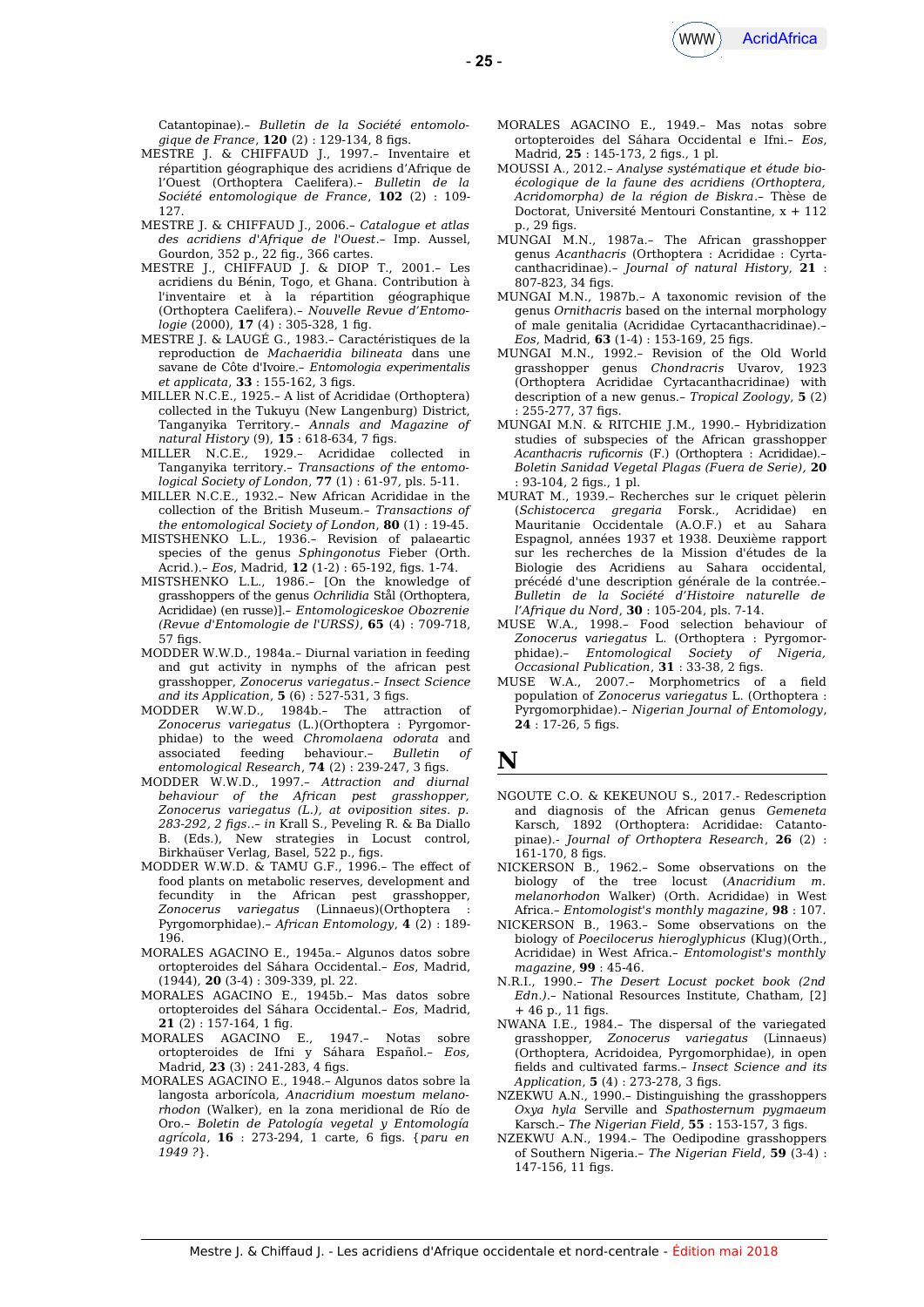Catantopinae).– *Bulletin de la Société entomologique de France*, **120** (2) : 129-134, 8 figs.

MESTRE J. & CHIFFAUD J., 1997.– Inventaire et répartition géographique des acridiens d'Afrique de l'Ouest (Orthoptera Caelifera).– *Bulletin de la Société entomologique de France*, **102** (2) : 109-127.

MESTRE J. & CHIFFAUD J., 2006.– *Catalogue et atlas des acridiens d'Afrique de l'Ouest*.– Imp. Aussel, Gourdon, 352 p., 22 fig., 366 cartes.

MESTRE J., CHIFFAUD J. & DIOP T., 2001.– Les acridiens du Bénin, Togo, et Ghana. Contribution à l'inventaire et à la répartition géographique (Orthoptera Caelifera).– *Nouvelle Revue d'Entomologie* (2000), **17** (4) : 305-328, 1 fig.

MESTRE J. & LAUGÉ G., 1983.– Caractéristiques de la reproduction de *Machaeridia bilineata* dans une savane de Côte d'Ivoire.– *Entomologia experimentalis et applicata*, **33** : 155-162, 3 figs.

MILLER N.C.E., 1925.– A list of Acrididae (Orthoptera) collected in the Tukuyu (New Langenburg) District, Tanganyika Territory.– *Annals and Magazine of natural History* (9), **15** : 618-634, 7 figs.

MILLER N.C.E., 1929.– Acrididae collected in Tanganyika territory.– *Transactions of the entomological Society of London*, **77** (1) : 61-97, pls. 5-11.

MILLER N.C.E., 1932.– New African Acrididae in the collection of the British Museum.– *Transactions of the entomological Society of London*, **80** (1) : 19-45.

MISTSHENKO L.L., 1936.– Revision of palaearctic species of the genus *Sphingonotus* Fieber (Orth. Acrid.).– *Eos*, Madrid, **12** (1-2) : 65-192, figs. 1-74.

MISTSHENKO L.L., 1986.– [On the knowledge of grasshoppers of the genus *Ochrilidia* Stål (Orthoptera, Acrididae) (en russe)].– *Entomologicheskoe Obozrenie (Revue d'Entomologie de l'URSS)*, **65** (4) : 709-718, 57 figs.

MODDER W.W.D., 1984a.– Diurnal variation in feeding and gut activity in nymphs of the african pest grasshopper, *Zonocerus variegatus*.– *Insect Science and its Application*, **5** (6) : 527-531, 3 figs.

MODDER W.W.D., 1984b.– The attraction of *Zonocerus variegatus* (L.)(Orthoptera : Pyrgomorphidae) to the weed *Chromolaena odorata* and associated feeding behaviour.– *Bulletin of entomological Research*, **74** (2) : 239-247, 3 figs.

MODDER W.W.D., 1997.– *Attraction and diurnal behaviour of the African pest grasshopper, Zonocerus variegatus (L.), at oviposition sites. p. 283-292, 2 figs.*.– *in* Krall S., Peveling R. & Ba Diallo B. (Eds.), New strategies in Locust control, Birkhaüser Verlag, Basel, 522 p., figs.

MODDER W.W.D. & TAMU G.F., 1996.– The effect of food plants on metabolic reserves, development and fecundity in the African pest grasshopper, *Zonocerus variegatus* (Linnaeus)(Orthoptera : Pyrgomorphidae).– *African Entomology*, **4** (2) : 189-196.

MORALES AGACINO E., 1945a.– Algunos datos sobre ortopteroides del Sáhara Occidental.– *Eos*, Madrid, (1944), **20** (3-4) : 309-339, pl. 22.

MORALES AGACINO E., 1945b.– Mas datos sobre ortopteroides del Sáhara Occidental.– *Eos*, Madrid, **21** (2) : 157-164, 1 fig.

MORALES AGACINO E., 1947.– Notas sobre ortopteroides de Ifni y Sáhara Español.– *Eos*, Madrid, **23** (3) : 241-283, 4 figs.

MORALES AGACINO E., 1948.– Algunos datos sobre la langosta arborícola, *Anacridium moestum melanorhodon* (Walker), en la zona meridional de Río de Oro.– *Boletin de Patología vegetal y Entomología agrícola*, **16** : 273-294, 1 carte, 6 figs. {*paru en 1949 ?*}.

MORALES AGACINO E., 1949.– Mas notas sobre ortopteroides del Sáhara Occidental e Ifni.– *Eos*, Madrid, **25** : 145-173, 2 figs., 1 pl.

MOUSSI A., 2012.– *Analyse systématique et étude bio-écologique de la faune des acridiens (Orthoptera, Acridomorpha) de la région de Biskra*.– Thèse de Doctorat, Université Mentouri Constantine, x + 112 p., 29 figs.

MUNGAI M.N., 1987a.– The African grasshopper genus *Acanthacris* (Orthoptera : Acrididae : Cyrtacanthacridinae).– *Journal of natural History*, **21** : 807-823, 34 figs.

MUNGAI M.N., 1987b.– A taxonomic revision of the genus *Ornithacris* based on the internal morphology of male genitalia (Acrididae Cyrtacanthacridinae).– *Eos*, Madrid, **63** (1-4) : 153-169, 25 figs.

MUNGAI M.N., 1992.– Revision of the Old World grasshopper genus *Chondracris* Uvarov, 1923 (Orthoptera Acrididae Cyrtacanthacridinae) with description of a new genus.– *Tropical Zoology*, **5** (2) : 255-277, 37 figs.

MUNGAI M.N. & RITCHIE J.M., 1990.– Hybridization studies of subspecies of the African grasshopper *Acanthacris ruficornis* (F.) (Orthoptera : Acrididae).– *Boletin Sanidad Vegetal Plagas (Fuera de Serie)*, **20** : 93-104, 2 figs., 1 pl.

MURAT M., 1939.– Recherches sur le criquet pèlerin (*Schistocerca gregaria* Forsk., Acrididae) en Mauritanie Occidentale (A.O.F.) et au Sahara Espagnol, années 1937 et 1938. Deuxième rapport sur les recherches de la Mission d'études de la Biologie des Acridiens au Sahara occidental, précédé d'une description générale de la contrée.– *Bulletin de la Société d'Histoire naturelle de l'Afrique du Nord*, **30** : 105-204, pls. 7-14.

MUSE W.A., 1998.– Food selection behaviour of *Zonocerus variegatus* L. (Orthoptera : Pyrgomorphidae).– *Entomological Society of Nigeria, Occasional Publication*, **31** : 33-38, 2 figs.

MUSE W.A., 2007.– Morphometrics of a field population of *Zonocerus variegatus* L. (Orthoptera : Pyrgomorphidae).– *Nigerian Journal of Entomology*, **24** : 17-26, 5 figs.

# N

NGOUTE C.O. & KEKEUNOU S., 2017.- Redescription and diagnosis of the African genus *Gemeneta* Karsch, 1892 (Orthoptera: Acrididae: Catantopinae).- *Journal of Orthoptera Research*, **26** (2) : 161-170, 8 figs.

NICKERSON B., 1962.– Some observations on the biology of the tree locust (*Anacridium m. melanorhodon* Walker) (Orth. Acrididae) in West Africa.– *Entomologist's monthly magazine*, **98** : 107.

NICKERSON B., 1963.– Some observations on the biology of *Poecilocerus hieroglyphicus* (Klug)(Orth., Acrididae) in West Africa.– *Entomologist's monthly magazine*, **99** : 45-46.

N.R.I., 1990.– *The Desert Locust pocket book (2nd Edn.)*.– National Resources Institute, Chatham, [2] + 46 p., 11 figs.

NWANA I.E., 1984.– The dispersal of the variegated grasshopper, *Zonocerus variegatus* (Linnaeus) (Orthoptera, Acridoidea, Pyrgomorphidae), in open fields and cultivated farms.– *Insect Science and its Application*, **5** (4) : 273-278, 3 figs.

NZEKWU A.N., 1990.– Distinguishing the grasshoppers *Oxya hyla* Serville and *Spathosternum pygmaeum* Karsch.– *The Nigerian Field*, **55** : 153-157, 3 figs.

NZEKWU A.N., 1994.– The Oedipodine grasshoppers of Southern Nigeria.– *The Nigerian Field*, **59** (3-4) : 147-156, 11 figs.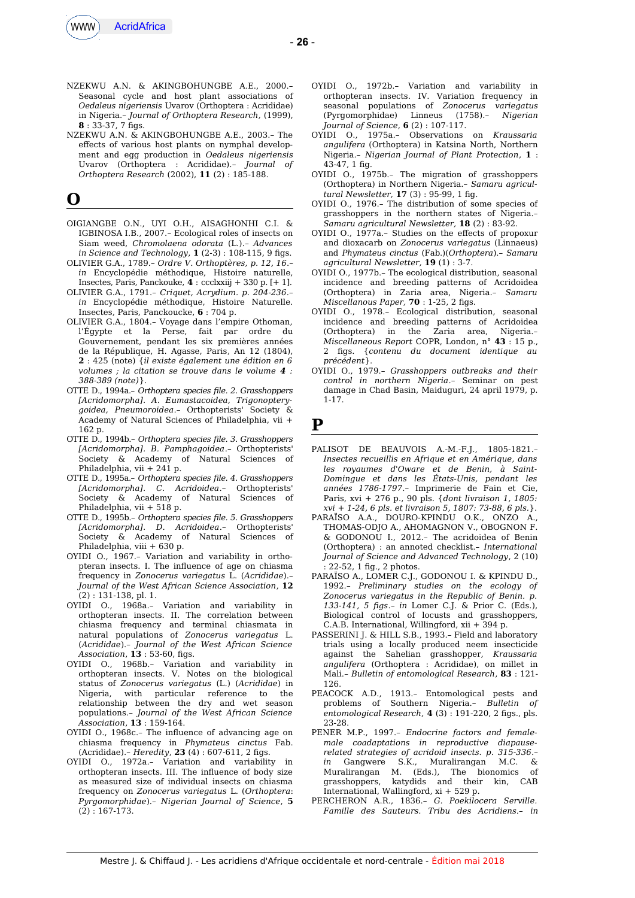NZEKWU A.N. & AKINGBOHUNGBE A.E., 2000.– Seasonal cycle and host plant associations of *Oedaleus nigeriensis* Uvarov (Orthoptera : Acrididae) in Nigeria.– *Journal of Orthoptera Research*, (1999), **8** : 33-37, 7 figs.

NZEKWU A.N. & AKINGBOHUNGBE A.E., 2003.– The effects of various host plants on nymphal development and egg production in *Oedaleus nigeriensis* Uvarov (Orthoptera : Acrididae).– *Journal of Orthoptera Research* (2002), **11** (2) : 185-188.

# O

OIGIANGBE O.N., UYI O.H., AISAGHONHI C.I. & IGBINOSA I.B., 2007.– Ecological roles of insects on Siam weed, *Chromolaena odorata* (L.).– *Advances in Science and Technology*, **1** (2-3) : 108-115, 9 figs.

OLIVIER G.A., 1789.– *Ordre V. Orthoptères, p. 12, 16*.– *in* Encyclopédie méthodique, Histoire naturelle, Insectes, Paris, Panckouke, **4** : ccclxxiij + 330 p. [+ 1].

OLIVIER G.A., 1791.– *Criquet, Acrydium. p. 204-236*.– *in* Encyclopédie méthodique, Histoire Naturelle. Insectes, Paris, Panckoucke, **6** : 704 p.

OLIVIER G.A., 1804.– Voyage dans l'empire Othoman, l'Égypte et la Perse, fait par ordre du Gouvernement, pendant les six premières années de la République, H. Agasse, Paris, An 12 (1804), **2** : 425 (note) {*il existe également une édition en 6 volumes ; la citation se trouve dans le volume* **4** *: 388-389 (note)*}.

OTTE D., 1994a.– *Orthoptera species file. 2. Grasshoppers [Acridomorpha]. A. Eumastacoidea, Trigonopterygoidea, Pneumoroidea*.– Orthopterists' Society & Academy of Natural Sciences of Philadelphia, vii + 162 p.

OTTE D., 1994b.– *Orthoptera species file. 3. Grasshoppers [Acridomorpha]. B. Pamphagoidea*.– Orthopterists' Society & Academy of Natural Sciences of Philadelphia, vii + 241 p.

OTTE D., 1995a.– *Orthoptera species file. 4. Grasshoppers [Acridomorpha]. C. Acridoidea*.– Orthopterists' Society & Academy of Natural Sciences of Philadelphia, vii + 518 p.

OTTE D., 1995b.– *Orthoptera species file. 5. Grasshoppers [Acridomorpha]. D. Acridoidea*.– Orthopterists' Society & Academy of Natural Sciences of Philadelphia, viii + 630 p.

OYIDI O., 1967.– Variation and variability in orthopteran insects. I. The influence of age on chiasma frequency in *Zonocerus variegatus* L. (*Acrididae*).– *Journal of the West African Science Association*, **12** (2) : 131-138, pl. 1.

OYIDI O., 1968a.– Variation and variability in orthopteran insects. II. The correlation between chiasma frequency and terminal chiasmata in natural populations of *Zonocerus variegatus* L. (*Acrididae*).– *Journal of the West African Science Association*, **13** : 53-60, figs.

OYIDI O., 1968b.– Variation and variability in orthopteran insects. V. Notes on the biological status of *Zonocerus variegatus* (L.) (*Acrididae*) in Nigeria, with particular reference to the relationship between the dry and wet season populations.– *Journal of the West African Science Association*, **13** : 159-164.

OYIDI O., 1968c.– The influence of advancing age on chiasma frequency in *Phymateus cinctus* Fab. (Acrididae).– *Heredity*, **23** (4) : 607-611, 2 figs.

OYIDI O., 1972a.– Variation and variability in orthopteran insects. III. The influence of body size as measured size of individual insects on chiasma frequency on *Zonocerus variegatus* L. (*Orthoptera*: *Pyrgomorphidae*).– *Nigerian Journal of Science*, **5** (2) : 167-173.

OYIDI O., 1972b.– Variation and variability in orthopteran insects. IV. Variation frequency in seasonal populations of *Zonocerus variegatus* (Pyrgomorphidae) Linneus (1758).– *Nigerian Journal of Science*, **6** (2) : 107-117.

OYIDI O., 1975a.– Observations on *Kraussaria angulifera* (Orthoptera) in Katsina North, Northern Nigeria.– *Nigerian Journal of Plant Protection*, **1** : 43-47, 1 fig.

OYIDI O., 1975b.– The migration of grasshoppers (Orthoptera) in Northern Nigeria.– *Samaru agricultural Newsletter*, **17** (3) : 95-99, 1 fig.

OYIDI O., 1976.– The distribution of some species of grasshoppers in the northern states of Nigeria.– *Samaru agricultural Newsletter*, **18** (2) : 83-92.

OYIDI O., 1977a.– Studies on the effects of propoxur and dioxacarb on *Zonocerus variegatus* (Linnaeus) and *Phymateus cinctus* (Fab.)(*Orthoptera*).– *Samaru agricultural Newsletter*, **19** (1) : 3-7.

OYIDI O., 1977b.– The ecological distribution, seasonal incidence and breeding patterns of Acridoidea (Orthoptera) in Zaria area, Nigeria.– *Samaru Miscellanous Paper*, **70** : 1-25, 2 figs.

OYIDI O., 1978.– Ecological distribution, seasonal incidence and breeding patterns of Acridoidea (Orthoptera) in the Zaria area, Nigeria.– *Miscellaneous Report* COPR, London, n° **43** : 15 p., 2 figs. {*contenu du document identique au précédent*}.

OYIDI O., 1979.– *Grasshoppers outbreaks and their control in northern Nigeria*.– Seminar on pest damage in Chad Basin, Maiduguri, 24 april 1979, p. 1-17.

# P

PALISOT DE BEAUVOIS A.-M.-F.J., 1805-1821.– *Insectes recueillis en Afrique et en Amérique, dans les royaumes d'Oware et de Benin, à Saint-Domingue et dans les États-Unis, pendant les années 1786-1797*.– Imprimerie de Fain et Cie, Paris, xvi + 276 p., 90 pls. {*dont livraison 1, 1805: xvi + 1-24, 6 pls. et livraison 5, 1807: 73-88, 6 pls.*}.

PARAÏSO A.A., DOURO-KPINDU O.K., ONZO A., THOMAS-ODJO A., AHOMAGNON V., OBOGNON F. & GODONOU I., 2012.– The acridoidea of Benin (Orthoptera) : an annoted checklist.– *International Journal of Science and Advanced Technology*, 2 (10) : 22-52, 1 fig., 2 photos.

PARAÏSO A., LOMER C.J., GODONOU I. & KPINDU D., 1992.– *Preliminary studies on the ecology of Zonocerus variegatus in the Republic of Benin. p. 133-141, 5 figs*.– *in* Lomer C.J. & Prior C. (Eds.), Biological control of locusts and grasshoppers, C.A.B. International, Willingford, xii + 394 p.

PASSERINI J. & HILL S.B., 1993.– Field and laboratory trials using a locally produced neem insecticide against the Sahelian grasshopper, *Kraussaria angulifera* (Orthoptera : Acrididae), on millet in Mali.– *Bulletin of entomological Research*, **83** : 121-126.

PEACOCK A.D., 1913.– Entomological pests and problems of Southern Nigeria.– *Bulletin of entomological Research*, **4** (3) : 191-220, 2 figs., pls. 23-28.

PENER M.P., 1997.– *Endocrine factors and female-male coadaptations in reproductive diapause-related strategies of acridoid insects. p. 315-336*.– *in* Gangwere S.K., Muralirangan M.C. & Muralirangan M. (Eds.), The bionomics of grasshoppers, katydids and their kin, CAB International, Wallingford, xi + 529 p.

PERCHERON A.R., 1836.– *G. Poekilocera Serville. Famille des Sauteurs. Tribu des Acridiens*.– *in*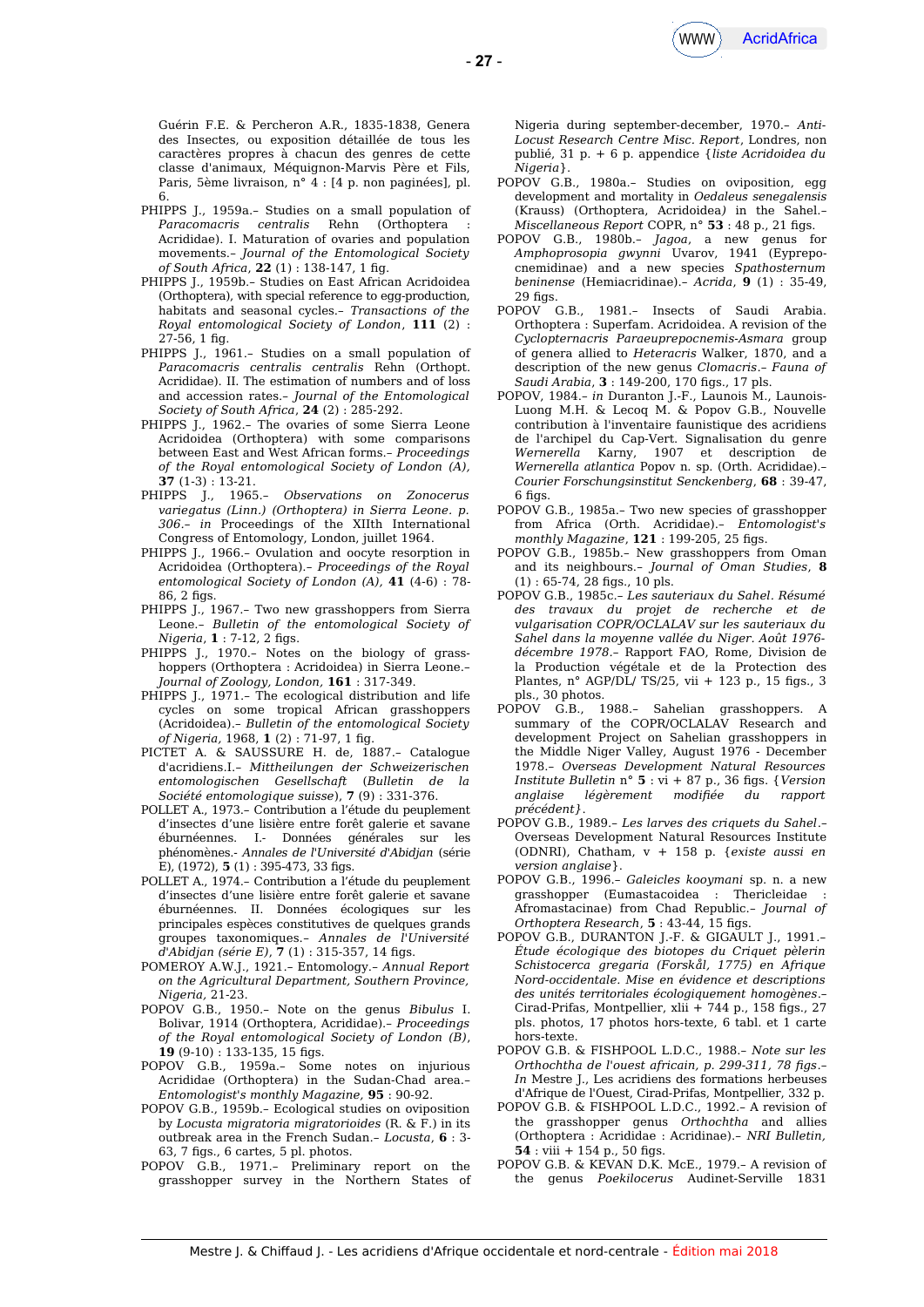Guérin F.E. & Percheron A.R., 1835-1838, Genera des Insectes, ou exposition détaillée de tous les caractères propres à chacun des genres de cette classe d'animaux, Méquignon-Marvis Père et Fils, Paris, 5ème livraison, n° 4 : [4 p. non paginées], pl. 6.

PHIPPS J., 1959a.– Studies on a small population of *Paracomacris centralis* Rehn (Orthoptera : Acrididae). I. Maturation of ovaries and population movements.– *Journal of the Entomological Society of South Africa*, **22** (1) : 138-147, 1 fig.

PHIPPS J., 1959b.– Studies on East African Acridoidea (Orthoptera), with special reference to egg-production, habitats and seasonal cycles.– *Transactions of the Royal entomological Society of London*, **111** (2) : 27-56, 1 fig.

PHIPPS J., 1961.– Studies on a small population of *Paracomacris centralis centralis* Rehn (Orthopt. Acrididae). II. The estimation of numbers and of loss and accession rates.– *Journal of the Entomological Society of South Africa*, **24** (2) : 285-292.

PHIPPS J., 1962.– The ovaries of some Sierra Leone Acridoidea (Orthoptera) with some comparisons between East and West African forms.– *Proceedings of the Royal entomological Society of London (A)*, **37** (1-3) : 13-21.

PHIPPS J., 1965.– *Observations on Zonocerus variegatus (Linn.) (Orthoptera) in Sierra Leone. p. 306.– in* Proceedings of the XIIth International Congress of Entomology, London, juillet 1964.

PHIPPS J., 1966.– Ovulation and oocyte resorption in Acridoidea (Orthoptera).– *Proceedings of the Royal entomological Society of London (A)*, **41** (4-6) : 78-86, 2 figs.

PHIPPS J., 1967.– Two new grasshoppers from Sierra Leone.– *Bulletin of the entomological Society of Nigeria*, **1** : 7-12, 2 figs.

PHIPPS J., 1970.– Notes on the biology of grasshoppers (Orthoptera : Acridoidea) in Sierra Leone.– *Journal of Zoology, London*, **161** : 317-349.

PHIPPS J., 1971.– The ecological distribution and life cycles on some tropical African grasshoppers (Acridoidea).– *Bulletin of the entomological Society of Nigeria,* 1968, **1** (2) : 71-97, 1 fig.

PICTET A. & SAUSSURE H. de, 1887.– Catalogue d'acridiens.I.– *Mittheilungen der Schweizerischen entomologischen Gesellschaft (Bulletin de la Société entomologique suisse)*, **7** (9) : 331-376.

POLLET A., 1973.– Contribution à l'étude du peuplement d'insectes d'une lisière entre forêt galerie et savane éburnéennes. I.- Données générales sur les phénomènes.- *Annales de l'Université d'Abidjan* (série E), (1972), **5** (1) : 395-473, 33 figs.

POLLET A., 1974.– Contribution à l'étude du peuplement d'insectes d'une lisière entre forêt galerie et savane éburnéennes. II. Données écologiques sur les principales espèces constitutives de quelques grands groupes taxonomiques.– *Annales de l'Université d'Abidjan (série E)*, **7** (1) : 315-357, 14 figs.

POMEROY A.W.J., 1921.– Entomology.– *Annual Report on the Agricultural Department, Southern Province, Nigeria,* 21-23.

POPOV G.B., 1950.– Note on the genus *Bibulus* I. Bolivar, 1914 (Orthoptera, Acrididae).– *Proceedings of the Royal entomological Society of London (B)*, **19** (9-10) : 133-135, 15 figs.

POPOV G.B., 1959a.– Some notes on injurious Acrididae (Orthoptera) in the Sudan-Chad area.– *Entomologist's monthly Magazine*, **95** : 90-92.

POPOV G.B., 1959b.– Ecological studies on oviposition by *Locusta migratoria migratorioides* (R. & F.) in its outbreak area in the French Sudan.– *Locusta*, **6** : 3-63, 7 figs., 6 cartes, 5 pl. photos.

POPOV G.B., 1971.– Preliminary report on the grasshopper survey in the Northern States of Nigeria during september-december, 1970.– *Anti-Locust Research Centre Misc. Report*, Londres, non publié, 31 p. + 6 p. appendice {*liste Acridoidea du Nigeria*}.

POPOV G.B., 1980a.– Studies on oviposition, egg development and mortality in *Oedaleus senegalensis* (Krauss) (Orthoptera, Acridoidea) in the Sahel.– *Miscellaneous Report* COPR, n° **53** : 48 p., 21 figs.

POPOV G.B., 1980b.– *Jagoa*, a new genus for *Amphoprosopia gwynni* Uvarov, 1941 (Eyprepocnemidinae) and a new species *Spathosternum beninense* (Hemiacridinae).– *Acrida*, **9** (1) : 35-49, 29 figs.

POPOV G.B., 1981.– Insects of Saudi Arabia. Orthoptera : Superfam. Acridoidea. A revision of the *Cyclopternacris Paraeuprepocnemis-Asmara* group of genera allied to *Heteracris* Walker, 1870, and a description of the new genus *Clomacris*.– *Fauna of Saudi Arabia*, **3** : 149-200, 170 figs., 17 pls.

POPOV, 1984.– *in* Duranton J.-F., Launois M., Launois-Luong M.H. & Lecoq M. & Popov G.B., Nouvelle contribution à l'inventaire faunistique des acridiens de l'archipel du Cap-Vert. Signalisation du genre *Wernerella* Karny, 1907 et description de *Wernerella atlantica* Popov n. sp. (Orth. Acrididae).– *Courier Forschungsinstitut Senckenberg*, **68** : 39-47, 6 figs.

POPOV G.B., 1985a.– Two new species of grasshopper from Africa (Orth. Acrididae).– *Entomologist's monthly Magazine*, **121** : 199-205, 25 figs.

POPOV G.B., 1985b.– New grasshoppers from Oman and its neighbours.– *Journal of Oman Studies*, **8** (1) : 65-74, 28 figs., 10 pls.

POPOV G.B., 1985c.– *Les sauteriaux du Sahel. Résumé des travaux du projet de recherche et de vulgarisation COPR/OCLALAV sur les sauteriaux du Sahel dans la moyenne vallée du Niger. Août 1976-décembre 1978*.– Rapport FAO, Rome, Division de la Production végétale et de la Protection des Plantes, n° AGP/DL/ TS/25, vii + 123 p., 15 figs., 3 pls., 30 photos.

POPOV G.B., 1988.– Sahelian grasshoppers. A summary of the COPR/OCLAV Research and development Project on Sahelian grasshoppers in the Middle Niger Valley, August 1976 - December 1978.– *Overseas Development Natural Resources Institute Bulletin* n° **5** : vi + 87 p., 36 figs. {*Version anglaise légèrement modifiée du rapport précédent*}.

POPOV G.B., 1989.– *Les larves des criquets du Sahel*.– Overseas Development Natural Resources Institute (ODNRI), Chatham, v + 158 p. {*existe aussi en version anglaise*}.

POPOV G.B., 1996.– *Galeicles kooymani* sp. n. a new grasshopper (Eumastacoidea : Thericleidae : Afromastacinae) from Chad Republic.– *Journal of Orthoptera Research*, **5** : 43-44, 15 figs.

POPOV G.B., DURANTON J.-F. & GIGAULT J., 1991.– *Étude écologique des biotopes du Criquet pèlerin Schistocerca gregaria (Forskål, 1775) en Afrique Nord-occidentale. Mise en évidence et descriptions des unités territoriales écologiquement homogènes*.– Cirad-Prifas, Montpellier, xlii + 744 p., 158 figs., 27 pls. photos, 17 photos hors-texte, 6 tabl. et 1 carte hors-texte.

POPOV G.B. & FISHPOOL L.D.C., 1988.– *Note sur les Orthochtha de l'ouest africain, p. 299-311, 78 figs.– In* Mestre J., Les acridiens des formations herbeuses d'Afrique de l'Ouest, Cirad-Prifas, Montpellier, 332 p.

POPOV G.B. & FISHPOOL L.D.C., 1992.– A revision of the grasshopper genus *Orthochtha* and allies (Orthoptera : Acrididae : Acridinae).– *NRI Bulletin*, **54** : viii + 154 p., 50 figs.

POPOV G.B. & KEVAN D.K. McE., 1979.– A revision of the genus *Poekilocerus* Audinet-Serville 1831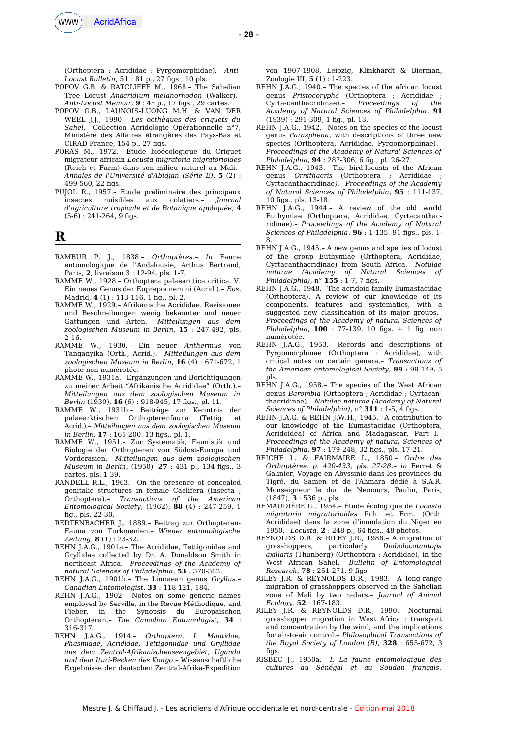(Orthoptera : Acrididae : Pyrgomorphidae).– *Anti-Locust Bulletin*, **51** : 81 p., 27 figs., 10 pls.

POPOV G.B. & RATCLIFFE M., 1968.– The Sahelian Tree Locust *Anacridium melanorhodon* (Walker).– *Anti-Locust Memoir*, **9** : 45 p., 17 figs., 29 cartes.

POPOV G.B., LAUNOIS-LUONG M.H. & VAN DER WEEL J.J., 1990.– *Les oothèques des criquets du Sahel*.– Collection Acridologie Opérationnelle n°7, Ministère des Affaires étrangères des Pays-Bas et CIRAD France, 154 p., 27 figs.

PORAS M., 1972.– Étude bioécologique du Criquet migrateur africain *Locusta migratoria migratorioides* (Reich et Farm) dans son milieu naturel au Mali.– *Annales de l'Université d'Abidjan (Série E)*, **5** (2) : 499-560, 22 figs.

PUJOL R., 1957.– Etude préliminaire des principaux insectes nuisibles aux colatiers.– *Journal d'agriculture tropicale et de Botanique appliquée*, **4** (5-6) : 241-264, 9 figs.

# R

RAMBUR P. J., 1838.– *Orthoptères*.– *In* Faune entomologique de l'Andalousie, Arthus Bertrand, Paris, **2**, livraison 3 : 12-94, pls. 1-7.

RAMME W., 1928.– Orthoptera palaearctica critica. V. Ein neues Genus der Euprepocnemini (Acrid.).– *Eos*, Madrid, **4** (1) : 113-116, 1 fig., pl. 2.

RAMME W., 1929.– Afrikanische Acrididae. Revisionen und Beschreibungen wenig bekannter und neuer Gattungen und Arten.– *Mitteilungen aus dem zoologischen Museum in Berlin*, **15** : 247-492, pls. 2-16.

RAMME W., 1930.– Ein neuer *Anthermus* von Tanganyika (Orth., Acrid.).– *Mitteilungen aus dem zoologischen Museum in Berlin*, **16** (4) : 671-672, 1 photo non numérotée.

RAMME W., 1931a.– Ergänzungen und Berichtigungen zu meiner Arbeit "Afrikanische Acrididae" (Orth.).– *Mitteilungen aus dem zoologischen Museum in Berlin* (1930), **16** (6) : 918-945, 17 figs., pl. 11.

RAMME W., 1931b.– Beiträge zur Kenntnis der palaearktischen Orthopterenfauna (Tettig. et Acrid.).– *Mitteilungen aus dem zoologischen Museum in Berlin*, **17** : 165-200, 13 figs., pl. 1.

RAMME W., 1951.– Zur Systematik, Faunistik und Biologie der Orthopteren von Südost-Europa und Vorderasien.– *Mitteilungen aus dem zoologischen Museum in Berlin*, (1950), **27** : 431 p., 134 figs., 3 cartes, pls. 1-39.

RANDELL R.L., 1963.– On the presence of concealed genitalic structures in female Caelifera (Insecta ; Orthoptera).– *Transactions of the American Entomological Society*, (1962), **88** (4) : 247-259, 1 fig., pls. 22-30.

REDTENBACHER J., 1889.– Beitrag zur Orthopteren-Fauna von Turkmenien.– *Wiener entomologische Zeitung*, **8** (1) : 23-32.

REHN J.A.G., 1901a.– The Acrididae, Tettigonidae and Gryllidae collected by Dr. A. Donaldson Smith in northeast Africa.– *Proceedings of the Academy of natural Sciences of Philadelphia*, **53** : 370-382.

REHN J.A.G., 1901b.– The Linnaean genus *Gryllus*.– *Canadian Entomologist*, **33** : 118-121, 184.

REHN J.A.G., 1902.– Notes on some generic names employed by Serville, in the Revue Méthodique, and Fieber, in the Synopsis du Europaeischen Orthopteran.– *The Canadian Entomologist*, **34** : 316-317.

REHN J.A.G., 1914.– *Orthoptera. I. Mantidae, Phasmidae, Acrididae, Tettigoniidae und Gryllidae aus dem Zentral-Afrikanischenseengebiet, Uganda und dem Ituri-Becken des Kongo*.– Wissenschaftliche Ergebnisse der deutschen Zentral-Afrika-Expedition von 1907-1908, Leipzig, Klinkhardt & Bierman, Zoologie III, **5** (1) : 1-223.

REHN J.A.G., 1940.– The species of the african locust genus *Pristocorypha* (Orthoptera ; Acrididae ; Cyrta-canthacridinae).– *Proceedings of the Academy of Natural Sciences of Philadelphia*, **91** (1939) : 291-309, 1 fig., pl. 13.

REHN J.A.G., 1942.– Notes on the species of the locust genus *Parasphena*, with descriptions of three new species (Orthoptera, Acrididae, Pyrgomorphinae).– *Proceedings of the Academy of Natural Sciences of Philadelphia*, **94** : 287-306, 6 fig., pl. 26-27.

REHN J.A.G., 1943.– The bird-locusts of the African genus *Ornithacris* (Orthoptera ; Acrididae ; Cyrtacanthacridinae).– *Proceedings of the Academy of Natural Sciences of Philadelphia*, **95** : 111-137, 10 figs., pls. 13-18.

REHN J.A.G., 1944.– A review of the old world Euthymiae (Orthoptera, Acrididae, Cyrtacanthacridinae).– *Proceedings of the Academy of Natural Sciences of Philadelphia*, **96** : 1-135, 91 figs., pls. 1-8.

REHN J.A.G., 1945.– A new genus and species of locust of the group Euthymiae (Orthoptera, Acrididae, Cyrtacanthacridinae) from South Africa.– *Notulae naturae (Academy of Natural Sciences of Philadelphia)*, n° **155** : 1-7, 7 figs.

REHN J.A.G., 1948.– The acridoid family Eumastacidae (Orthoptera). A review of our knowledge of its components, features and systematics, with a suggested new classification of its major groups.– *Proceedings of the Academy of natural Sciences of Philadelphia*, **100** : 77-139, 10 figs. + 1 fig. non numérotée.

REHN J.A.G., 1953.– Records and descriptions of Pyrgomorphinae (Orthoptera : Acrididae), with critical notes on certain genera.– *Transactions of the American entomological Society*, **99** : 99-149, 5 pls.

REHN J.A.G., 1958.– The species of the West African genus *Barombia* (Orthoptera ; Acrididae ; Cyrtacanthacridinae).– *Notulae naturae (Academy of Natural Sciences of Philadelphia)*, n° **311** : 1-5, 4 figs.

REHN J.A.G. & REHN J.W.H., 1945.– A contribution to our knowledge of the Eumastacidae (Orthoptera, Acridoidea) of Africa and Madagascar. Part I.– *Proceedings of the Academy of natural Sciences of Philadelphia*, **97** : 179-248, 32 figs., pls. 17-21.

REICHE L. & FAIRMAIRE L., 1850.– *Ordre des Orthoptères. p. 420-433, pls. 27-28*.– *in* Ferret & Galinier, Voyage en Abyssinie dans les provinces du Tigré, du Samen et de l'Ahmara dédié à S.A.R. Monseigneur le duc de Nemours, Paulin, Paris, (1847), **3** : 536 p., pls.

REMAUDIÈRE G., 1954.– Étude écologique de *Locusta migratoria migratorioides* Rch. et Frm. (Orth. Acrididae) dans la zone d'inondation du Niger en 1950.– *Locusta*, **2** : 248 p., 64 figs., 48 photos.

REYNOLDS D.R. & RILEY J.R., 1988.– A migration of grasshoppers, particularly *Diabolocatantops axillaris* (Thunberg) (Orthoptera : Acrididae), in the West African Sahel.– *Bulletin of Entomological Research*, **78** : 251-271, 9 figs.

RILEY J.R. & REYNOLDS D.R., 1983.– A long-range migration of grasshoppers observed in the Sahelian zone of Mali by two radars.– *Journal of Animal Ecology*, **52** : 167-183.

RILEY J.R. & REYNOLDS D.R., 1990.– Nocturnal grasshopper migration in West Africa : transport and concentration by the wind, and the implications for air-to-air control.– *Philosophical Transactions of the Royal Society of London (B)*, **328** : 655-672, 3 figs.

RISBEC J., 1950a.– *I. La faune entomologique des cultures au Sénégal et au Soudan français.*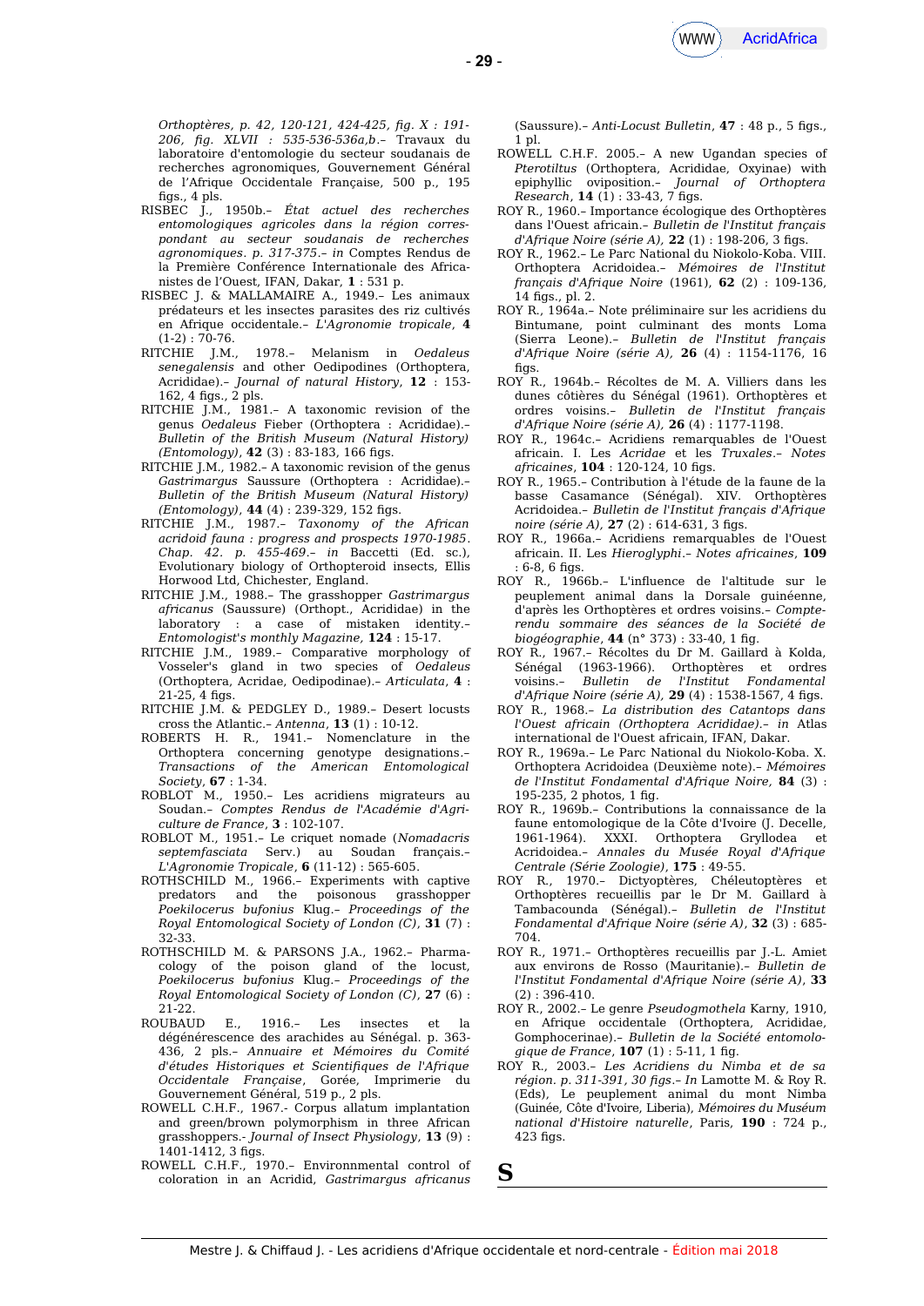*Orthoptères, p. 42, 120-121, 424-425, fig. X : 191-206, fig. XLVII : 535-536-536a,b*.– Travaux du laboratoire d'entomologie du secteur soudanais de recherches agronomiques, Gouvernement Général de l'Afrique Occidentale Française, 500 p., 195 figs., 4 pls.

RISBEC J., 1950b.– *État actuel des recherches entomologiques agricoles dans la région correspondant au secteur soudanais de recherches agronomiques. p. 317-375*.– *in* Comptes Rendus de la Première Conférence Internationale des Africanistes de l'Ouest, IFAN, Dakar, **1** : 531 p.

RISBEC J. & MALLAMAIRE A., 1949.– Les animaux prédateurs et les insectes parasites des riz cultivés en Afrique occidentale.– *L'Agronomie tropicale*, **4** (1-2) : 70-76.

RITCHIE J.M., 1978.– Melanism in *Oedaleus senegalensis* and other Oedipodines (Orthoptera, Acrididae).– *Journal of natural History*, **12** : 153-162, 4 figs., 2 pls.

RITCHIE J.M., 1981.– A taxonomic revision of the genus *Oedaleus* Fieber (Orthoptera : Acrididae).– *Bulletin of the British Museum (Natural History) (Entomology)*, **42** (3) : 83-183, 166 figs.

RITCHIE J.M., 1982.– A taxonomic revision of the genus *Gastrimargus* Saussure (Orthoptera : Acrididae).– *Bulletin of the British Museum (Natural History) (Entomology)*, **44** (4) : 239-329, 152 figs.

RITCHIE J.M., 1987.– *Taxonomy of the African acridoid fauna : progress and prospects 1970-1985. Chap. 42. p. 455-469*.– *in* Baccetti (Ed. sc.), Evolutionary biology of Orthopteroid insects, Ellis Horwood Ltd, Chichester, England.

RITCHIE J.M., 1988.– The grasshopper *Gastrimargus africanus* (Saussure) (Orthopt., Acrididae) in the laboratory : a case of mistaken identity.– *Entomologist's monthly Magazine*, **124** : 15-17.

RITCHIE J.M., 1989.– Comparative morphology of Vosseler's gland in two species of *Oedaleus* (Orthoptera, Acridae, Oedipodinae).– *Articulata*, **4** : 21-25, 4 figs.

RITCHIE J.M. & PEDGLEY D., 1989.– Desert locusts cross the Atlantic.– *Antenna*, **13** (1) : 10-12.

ROBERTS H. R., 1941.– Nomenclature in the Orthoptera concerning genotype designations.– *Transactions of the American Entomological Society*, **67** : 1-34.

ROBLOT M., 1950.– Les acridiens migrateurs au Soudan.– *Comptes Rendus de l'Académie d'Agriculture de France*, **3** : 102-107.

ROBLOT M., 1951.– Le criquet nomade (*Nomadacris septemfasciata* Serv.) au Soudan français.– *L'Agronomie Tropicale*, **6** (11-12) : 565-605.

ROTHSCHILD M., 1966.– Experiments with captive predators and the poisonous grasshopper *Poekilocerus bufonius* Klug.– *Proceedings of the Royal Entomological Society of London (C)*, **31** (7) : 32-33.

ROTHSCHILD M. & PARSONS J.A., 1962.– Pharmacology of the poison gland of the locust, *Poekilocerus bufonius* Klug.– *Proceedings of the Royal Entomological Society of London (C)*, **27** (6) : 21-22.

ROUBAUD E., 1916.– Les insectes et la dégénérescence des arachides au Sénégal. p. 363-436, 2 pls.– *Annuaire et Mémoires du Comité d'études Historiques et Scientifiques de l'Afrique Occidentale Française*, Gorée, Imprimerie du Gouvernement Général, 519 p., 2 pls.

ROWELL C.H.F., 1967.- Corpus allatum implantation and green/brown polymorphism in three African grasshoppers.- *Journal of Insect Physiology*, **13** (9) : 1401-1412, 3 figs.

ROWELL C.H.F., 1970.– Environnmental control of coloration in an Acridid, *Gastrimargus africanus* (Saussure).– *Anti-Locust Bulletin*, **47** : 48 p., 5 figs., 1 pl.

ROWELL C.H.F. 2005.– A new Ugandan species of *Pterotiltus* (Orthoptera, Acrididae, Oxyinae) with epiphyllic oviposition.– *Journal of Orthoptera Research*, **14** (1) : 33-43, 7 figs.

ROY R., 1960.– Importance écologique des Orthoptères dans l'Ouest africain.– *Bulletin de l'Institut français d'Afrique Noire (série A)*, **22** (1) : 198-206, 3 figs.

ROY R., 1962.– Le Parc National du Niokolo-Koba. VIII. Orthoptera Acridoidea.– *Mémoires de l'Institut français d'Afrique Noire* (1961), **62** (2) : 109-136, 14 figs., pl. 2.

ROY R., 1964a.– Note préliminaire sur les acridiens du Bintumane, point culminant des monts Loma (Sierra Leone).– *Bulletin de l'Institut français d'Afrique Noire (série A)*, **26** (4) : 1154-1176, 16 figs.

ROY R., 1964b.– Récoltes de M. A. Villiers dans les dunes côtières du Sénégal (1961). Orthoptères et ordres voisins.– *Bulletin de l'Institut français d'Afrique Noire (série A)*, **26** (4) : 1177-1198.

ROY R., 1964c.– Acridiens remarquables de l'Ouest africain. I. Les *Acridae* et les *Truxales*.– *Notes africaines*, **104** : 120-124, 10 figs.

ROY R., 1965.– Contribution à l'étude de la faune de la basse Casamance (Sénégal). XIV. Orthoptères Acridoidea.– *Bulletin de l'Institut français d'Afrique noire (série A)*, **27** (2) : 614-631, 3 figs.

ROY R., 1966a.– Acridiens remarquables de l'Ouest africain. II. Les *Hieroglyphi*.– *Notes africaines*, **109** : 6-8, 6 figs.

ROY R., 1966b.– L'influence de l'altitude sur le peuplement animal dans la Dorsale guinéenne, d'après les Orthoptères et ordres voisins.– *Compte-rendu sommaire des séances de la Société de biogéographie*, **44** (n° 373) : 33-40, 1 fig.

ROY R., 1967.– Récoltes du Dr M. Gaillard à Kolda, Sénégal (1963-1966). Orthoptères et ordres voisins.– *Bulletin de l'Institut Fondamental d'Afrique Noire (série A)*, **29** (4) : 1538-1567, 4 figs.

ROY R., 1968.– *La distribution des Catantops dans l'Ouest africain (Orthoptera Acrididae)*.– *in* Atlas international de l'Ouest africain, IFAN, Dakar.

ROY R., 1969a.– Le Parc National du Niokolo-Koba. X. Orthoptera Acridoidea (Deuxième note).– *Mémoires de l'Institut Fondamental d'Afrique Noire*, **84** (3) : 195-235, 2 photos, 1 fig.

ROY R., 1969b.– Contributions à la connaissance de la faune entomologique de la Côte d'Ivoire (J. Decelle, 1961-1964). XXXI. Orthoptera Gryllodea et Acridoidea.– *Annales du Musée Royal d'Afrique Centrale (Série Zoologie)*, **175** : 49-55.

ROY R., 1970.– Dictyoptères, Chéleutoptères et Orthoptères recueillis par le Dr M. Gaillard à Tambacounda (Sénégal).– *Bulletin de l'Institut Fondamental d'Afrique Noire (série A)*, **32** (3) : 685-704.

ROY R., 1971.– Orthoptères recueillis par J.-L. Amiet aux environs de Rosso (Mauritanie).– *Bulletin de l'Institut Fondamental d'Afrique Noire (série A)*, **33** (2) : 396-410.

ROY R., 2002.– Le genre *Pseudogmothela* Karny, 1910, en Afrique occidentale (Orthoptera, Acrididae, Gomphocerinae).– *Bulletin de la Société entomologique de France*, **107** (1) : 5-11, 1 fig.

ROY R., 2003.– *Les Acridiens du Nimba et de sa région. p. 311-391, 30 figs*.– *In* Lamotte M. & Roy R. (Eds), Le peuplement animal du mont Nimba (Guinée, Côte d'Ivoire, Liberia), *Mémoires du Muséum national d'Histoire naturelle*, Paris, **190** : 724 p., 423 figs.

# S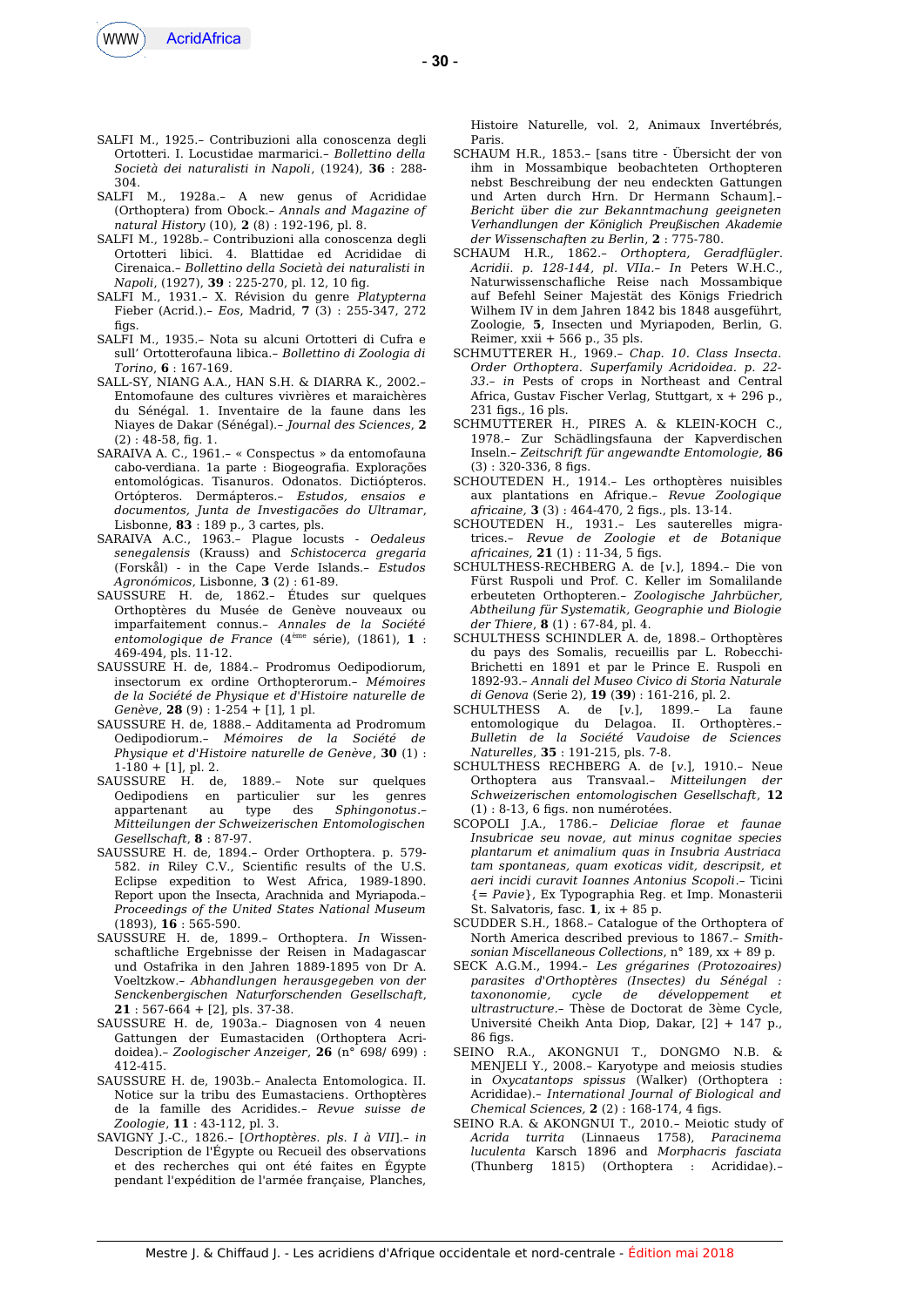SALFI M., 1925.– Contribuzioni alla conoscenza degli Ortotteri. I. Locustidae marmarici.– *Bollettino della Società dei naturalisti in Napoli*, (1924), **36** : 288-304.

SALFI M., 1928a.– A new genus of Acrididae (Orthoptera) from Obock.– *Annals and Magazine of natural History* (10), **2** (8) : 192-196, pl. 8.

SALFI M., 1928b.– Contribuzioni alla conoscenza degli Ortotteri libici. 4. Blattidae ed Acrididae di Cirenaica.– *Bollettino della Società dei naturalisti in Napoli*, (1927), **39** : 225-270, pl. 12, 10 fig.

SALFI M., 1931.– X. Révision du genre *Platypterna* Fieber (Acrid.).– *Eos*, Madrid, **7** (3) : 255-347, 272 figs.

SALFI M., 1935.– Nota su alcuni Ortotteri di Cufra e sull' Ortotterofauna libica.– *Bollettino di Zoologia di Torino*, **6** : 167-169.

SALL-SY, NIANG A.A., HAN S.H. & DIARRA K., 2002.– Entomofaune des cultures vivrières et maraîchères du Sénégal. 1. Inventaire de la faune dans les Niayes de Dakar (Sénégal).– *Journal des Sciences*, **2** (2) : 48-58, fig. 1.

SARAIVA A. C., 1961.– « Conspectus » da entomofauna cabo-verdiana. 1a parte : Biogeografia. Explorações entomológicas. Tisanuros. Odonatos. Dictiópteros. Ortópteros. Dermápteros.– *Estudos, ensaios e documentos, Junta de Investigacões do Ultramar*, Lisbonne, **83** : 189 p., 3 cartes, pls.

SARAIVA A.C., 1963.– Plague locusts - *Oedaleus senegalensis* (Krauss) and *Schistocerca gregaria* (Forskål) - in the Cape Verde Islands.– *Estudos Agronómicos*, Lisbonne, **3** (2) : 61-89.

SAUSSURE H. de, 1862.– Études sur quelques Orthoptères du Musée de Genève nouveaux ou imparfaitement connus.– *Annales de la Société entomologique de France* (4ème série), (1861), **1** : 469-494, pls. 11-12.

SAUSSURE H. de, 1884.– Prodromus Oedipodiorum, insectorum ex ordine Orthopterorum.– *Mémoires de la Société de Physique et d'Histoire naturelle de Genève*, **28** (9) : 1-254 + [1], 1 pl.

SAUSSURE H. de, 1888.– Additamenta ad Prodromum Oedipodiorum.– *Mémoires de la Société de Physique et d'Histoire naturelle de Genève*, **30** (1) : 1-180 + [1], pl. 2.

SAUSSURE H. de, 1889.– Note sur quelques Oedipodiens en particulier sur les genres appartenant au type des *Sphingonotus*.– *Mitteilungen der Schweizerischen Entomologischen Gesellschaft*, **8** : 87-97.

SAUSSURE H. de, 1894.– Order Orthoptera. p. 579-582. *in* Riley C.V., Scientific results of the U.S. Eclipse expedition to West Africa, 1989-1890. Report upon the Insecta, Arachnida and Myriapoda.– *Proceedings of the United States National Museum* (1893), **16** : 565-590.

SAUSSURE H. de, 1899.– Orthoptera. *In* Wissenschaftliche Ergebnisse der Reisen in Madagascar und Ostafrika in den Jahren 1889-1895 von Dr A. Voeltzkow.– *Abhandlungen herausgegeben von der Senckenbergischen Naturforschenden Gesellschaft*, **21** : 567-664 + [2], pls. 37-38.

SAUSSURE H. de, 1903a.– Diagnosen von 4 neuen Gattungen der Eumastaciden (Orthoptera Acridoidea).– *Zoologischer Anzeiger*, **26** (n° 698/ 699) : 412-415.

SAUSSURE H. de, 1903b.– Analecta Entomologica. II. Notice sur la tribu des Eumastaciens. Orthoptères de la famille des Acridides.– *Revue suisse de Zoologie*, **11** : 43-112, pl. 3.

SAVIGNY J.-C., 1826.– [*Orthoptères. pls. I à VII*].– *in* Description de l'Égypte ou Recueil des observations et des recherches qui ont été faites en Égypte pendant l'expédition de l'armée française, Planches, Histoire Naturelle, vol. 2, Animaux Invertébrés, Paris.

SCHAUM H.R., 1853.– [sans titre - Übersicht der von ihm in Mossambique beobachteten Orthopteren nebst Beschreibung der neu endeckten Gattungen und Arten durch Hrn. Dr Hermann Schaum].– *Bericht über die zur Bekanntmachung geeigneten Verhandlungen der Königlich Preußischen Akademie der Wissenschaften zu Berlin*, **2** : 775-780.

SCHAUM H.R., 1862.– *Orthoptera, Geradflügler. Acridii. p. 128-144, pl. VIIa.– In* Peters W.H.C., Naturwissenschaftliche Reise nach Mossambique auf Befehl Seiner Majestät des Königs Friedrich Wilhem IV in dem Jahren 1842 bis 1848 ausgeführt, Zoologie, **5**, Insecten und Myriapoden, Berlin, G. Reimer, xxii + 566 p., 35 pls.

SCHMUTTERER H., 1969.– *Chap. 10. Class Insecta. Order Orthoptera. Superfamily Acridoidea. p. 22-33.– in* Pests of crops in Northeast and Central Africa, Gustav Fischer Verlag, Stuttgart, x + 296 p., 231 figs., 16 pls.

SCHMUTTERER H., PIRES A. & KLEIN-KOCH C., 1978.– Zur Schädlingsfauna der Kapverdischen Inseln.– *Zeitschrift für angewandte Entomologie*, **86** (3) : 320-336, 8 figs.

SCHOUTEDEN H., 1914.– Les orthoptères nuisibles aux plantations en Afrique.– *Revue Zoologique africaine*, **3** (3) : 464-470, 2 figs., pls. 13-14.

SCHOUTEDEN H., 1931.– Les sauterelles migratrices.– *Revue de Zoologie et de Botanique africaines*, **21** (1) : 11-34, 5 figs.

SCHULTHESS-RECHBERG A. de [*v.*], 1894.– Die von Fürst Ruspoli und Prof. C. Keller im Somalilande erbeuteten Orthopteren.– *Zoologische Jahrbücher, Abtheilung für Systematik, Geographie und Biologie der Thiere*, **8** (1) : 67-84, pl. 4.

SCHULTHESS SCHINDLER A. de, 1898.– Orthoptères du pays des Somalis, recueillis par L. Robecchi-Brichetti en 1891 et par le Prince E. Ruspoli en 1892-93.– *Annali del Museo Civico di Storia Naturale di Genova* (Serie 2), **19** (**39**) : 161-216, pl. 2.

SCHULTHESS A. de [*v.*], 1899.– La faune entomologique du Delagoa. II. Orthoptères.– *Bulletin de la Société Vaudoise de Sciences Naturelles*, **35** : 191-215, pls. 7-8.

SCHULTHESS RECHBERG A. de [*v.*], 1910.– Neue Orthoptera aus Transvaal.– *Mitteilungen der Schweizerischen entomologischen Gesellschaft*, **12** (1) : 8-13, 6 figs. non numérotées.

SCOPOLI J.A., 1786.– *Deliciae florae et faunae Insubricae seu novae, aut minus cognitae species plantarum et animalium quas in Insubria Austriaca tam spontaneas, quam exoticas vidit, descripsit, et aeri incidi curavit Ioannes Antonius Scopoli.– Ticini {= Pavie}*, Ex Typographia Reg. et Imp. Monasterii St. Salvatoris, fasc. **1**, ix + 85 p.

SCUDDER S.H., 1868.– Catalogue of the Orthoptera of North America described previous to 1867.– *Smithsonian Miscellaneous Collections*, n° 189, xx + 89 p.

SECK A.G.M., 1994.– *Les grégarines (Protozoaires) parasites d'Orthoptères (Insectes) du Sénégal : taxononomie, cycle de développement et ultrastructure*.– Thèse de Doctorat de 3ème Cycle, Université Cheikh Anta Diop, Dakar, [2] + 147 p., 86 figs.

SEINO R.A., AKONGNUI T., DONGMO N.B. & MENJELI Y., 2008.– Karyotype and meiosis studies in *Oxycatantops spissus* (Walker) (Orthoptera : Acrididae).– *International Journal of Biological and Chemical Sciences*, **2** (2) : 168-174, 4 figs.

SEINO R.A. & AKONGNUI T., 2010.– Meiotic study of *Acrida turrita* (Linnaeus 1758), *Paracinema luculenta* Karsch 1896 and *Morphacris fasciata* (Thunberg 1815) (Orthoptera : Acrididae).–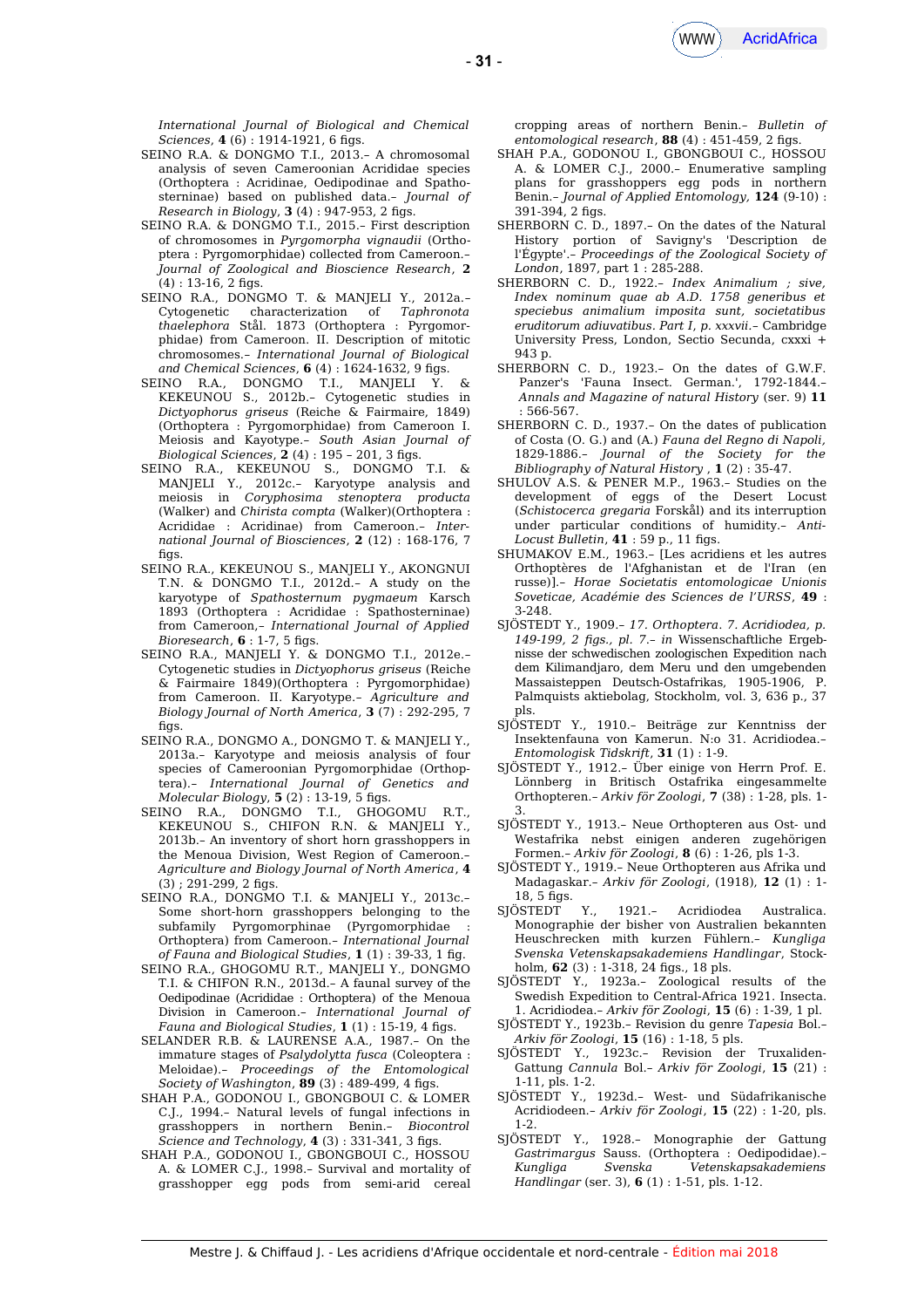*International Journal of Biological and Chemical Sciences*, **4** (6) : 1914-1921, 6 figs.

SEINO R.A. & DONGMO T.I., 2013.– A chromosomal analysis of seven Cameroonian Acrididae species (Orthoptera : Acridinae, Oedipodinae and Spathosterninae) based on published data.– *Journal of Research in Biology*, **3** (4) : 947-953, 2 figs.

SEINO R.A. & DONGMO T.I., 2015.– First description of chromosomes in *Pyrgomorpha vignaudii* (Orthoptera : Pyrgomorphidae) collected from Cameroon.– *Journal of Zoological and Bioscience Research*, **2** (4) : 13-16, 2 figs.

SEINO R.A., DONGMO T. & MANJELI Y., 2012a.– Cytogenetic characterization of *Taphronota thaelephora* Stål. 1873 (Orthoptera : Pyrgomorphidae) from Cameroon. II. Description of mitotic chromosomes.– *International Journal of Biological and Chemical Sciences*, **6** (4) : 1624-1632, 9 figs.

SEINO R.A., DONGMO T.I., MANJELI Y. & KEKEUNOU S., 2012b.– Cytogenetic studies in *Dictyophorus griseus* (Reiche & Fairmaire, 1849) (Orthoptera : Pyrgomorphidae) from Cameroon I. Meiosis and Kayotype.– *South Asian Journal of Biological Sciences*, **2** (4) : 195 – 201, 3 figs.

SEINO R.A., KEKEUNOU S., DONGMO T.I. & MANJELI Y., 2012c.– Karyotype analysis and meiosis in *Coryphosima stenoptera producta* (Walker) and *Chirista compta* (Walker)(Orthoptera : Acrididae : Acridinae) from Cameroon.– *International Journal of Biosciences*, **2** (12) : 168-176, 7 figs.

SEINO R.A., KEKEUNOU S., MANJELI Y., AKONGNUI T.N. & DONGMO T.I., 2012d.– A study on the karyotype of *Spathosternum pygmaeum* Karsch 1893 (Orthoptera : Acrididae : Spathosterninae) from Cameroon,– *International Journal of Applied Bioresearch*, **6** : 1-7, 5 figs.

SEINO R.A., MANJELI Y. & DONGMO T.I., 2012e.– Cytogenetic studies in *Dictyophorus griseus* (Reiche & Fairmaire 1849)(Orthoptera : Pyrgomorphidae) from Cameroon. II. Karyotype.– *Agriculture and Biology Journal of North America*, **3** (7) : 292-295, 7 figs.

SEINO R.A., DONGMO A., DONGMO T. & MANJELI Y., 2013a.– Karyotype and meiosis analysis of four species of Cameroonian Pyrgomorphidae (Orthoptera).– *International Journal of Genetics and Molecular Biology*, **5** (2) : 13-19, 5 figs.

SEINO R.A., DONGMO T.I., GHOGOMU R.T., KEKEUNOU S., CHIFON R.N. & MANJELI Y., 2013b.– An inventory of short horn grasshoppers in the Menoua Division, West Region of Cameroon.– *Agriculture and Biology Journal of North America*, **4** (3) ; 291-299, 2 figs.

SEINO R.A., DONGMO T.I. & MANJELI Y., 2013c.– Some short-horn grasshoppers belonging to the subfamily Pyrgomorphinae (Pyrgomorphidae : Orthoptera) from Cameroon.– *International Journal of Fauna and Biological Studies*, **1** (1) : 39-33, 1 fig.

SEINO R.A., GHOGOMU R.T., MANJELI Y., DONGMO T.I. & CHIFON R.N., 2013d.– A faunal survey of the Oedipodinae (Acrididae : Orthoptera) of the Menoua Division in Cameroon.– *International Journal of Fauna and Biological Studies*, **1** (1) : 15-19, 4 figs.

SELANDER R.B. & LAURENSE A.A., 1987.– On the immature stages of *Psalydolytta fusca* (Coleoptera : Meloidae).– *Proceedings of the Entomological Society of Washington*, **89** (3) : 489-499, 4 figs.

SHAH P.A., GODONOU I., GBONGBOUI C. & LOMER C.J., 1994.– Natural levels of fungal infections in grasshoppers in northern Benin.– *Biocontrol Science and Technology*, **4** (3) : 331-341, 3 figs.

SHAH P.A., GODONOU I., GBONGBOUI C., HOSSOU A. & LOMER C.J., 1998.– Survival and mortality of grasshopper egg pods from semi-arid cereal cropping areas of northern Benin.– *Bulletin of entomological research*, **88** (4) : 451-459, 2 figs.

SHAH P.A., GODONOU I., GBONGBOUI C., HOSSOU A. & LOMER C.J., 2000.– Enumerative sampling plans for grasshoppers egg pods in northern Benin.– *Journal of Applied Entomology*, **124** (9-10) : 391-394, 2 figs.

SHERBORN C. D., 1897.– On the dates of the Natural History portion of Savigny's 'Description de l'Égypte'.– *Proceedings of the Zoological Society of London*, 1897, part 1 : 285-288.

SHERBORN C. D., 1922.– *Index Animalium ; sive, Index nominum quae ab A.D. 1758 generibus et speciebus animalium imposita sunt, societatibus eruditorum adiuvatibus. Part I, p. xxxvii.*– Cambridge University Press, London, Sectio Secunda, cxxxi + 943 p.

SHERBORN C. D., 1923.– On the dates of G.W.F. Panzer's 'Fauna Insect. German.', 1792-1844.– *Annals and Magazine of natural History* (ser. 9) **11** : 566-567.

SHERBORN C. D., 1937.– On the dates of publication of Costa (O. G.) and (A.) *Fauna del Regno di Napoli*, 1829-1886.– *Journal of the Society for the Bibliography of Natural History* , **1** (2) : 35-47.

SHULOV A.S. & PENER M.P., 1963.– Studies on the development of eggs of the Desert Locust (*Schistocerca gregaria* Forskål) and its interruption under particular conditions of humidity.– *Anti-Locust Bulletin*, **41** : 59 p., 11 figs.

SHUMAKOV E.M., 1963.– [Les acridiens et les autres Orthoptères de l'Afghanistan et de l'Iran (en russe)].– *Horae Societatis entomologicae Unionis Soveticae, Académie des Sciences de l'URSS*, **49** : 3-248.

SJÖSTEDT Y., 1909.– *17. Orthoptera. 7. Acridiodea, p. 149-199, 2 figs., pl. 7.– in* Wissenschaftliche Ergebnisse der schwedischen zoologischen Expedition nach dem Kilimandjaro, dem Meru und den umgebenden Massaisteppen Deutsch-Ostafrikas, 1905-1906, P. Palmquists aktiebolag, Stockholm, vol. 3, 636 p., 37 pls.

SJÖSTEDT Y., 1910.– Beiträge zur Kenntniss der Insektenfauna von Kamerun. N:o 31. Acridiodea.– *Entomologisk Tidskrift*, **31** (1) : 1-9.

SJÖSTEDT Y., 1912.– Über einige von Herrn Prof. E. Lönnberg in Britisch Ostafrika eingesammelte Orthopteren.– *Arkiv för Zoologi*, **7** (38) : 1-28, pls. 1-3.

SJÖSTEDT Y., 1913.– Neue Orthopteren aus Ost- und Westafrika nebst einigen anderen zugehörigen Formen.– *Arkiv för Zoologi*, **8** (6) : 1-26, pls 1-3.

SJÖSTEDT Y., 1919.– Neue Orthopteren aus Afrika und Madagaskar.– *Arkiv för Zoologi*, (1918), **12** (1) : 1-18, 5 figs.

SJÖSTEDT Y., 1921.– Acridiodea Australica. Monographie der bisher von Australien bekannten Heuschrecken mith kurzen Fühlern.– *Kungliga Svenska Vetenskapsakademiens Handlingar*, Stockholm, **62** (3) : 1-318, 24 figs., 18 pls.

SJÖSTEDT Y., 1923a.– Zoological results of the Swedish Expedition to Central-Africa 1921. Insecta. 1. Acridiodea.– *Arkiv för Zoologi*, **15** (6) : 1-39, 1 pl.

SJÖSTEDT Y., 1923b.– Revision du genre *Tapesia* Bol.– *Arkiv för Zoologi*, **15** (16) : 1-18, 5 pls.

SJÖSTEDT Y., 1923c.– Revision der Truxaliden-Gattung *Cannula* Bol.– *Arkiv för Zoologi*, **15** (21) : 1-11, pls. 1-2.

SJÖSTEDT Y., 1923d.– West- und Südafrikanische Acridiodeen.– *Arkiv för Zoologi*, **15** (22) : 1-20, pls. 1-2.

SJÖSTEDT Y., 1928.– Monographie der Gattung *Gastrimargus* Sauss. (Orthoptera : Oedipodidae).– *Kungliga Svenska Vetenskapsakademiens Handlingar* (ser. 3), **6** (1) : 1-51, pls. 1-12.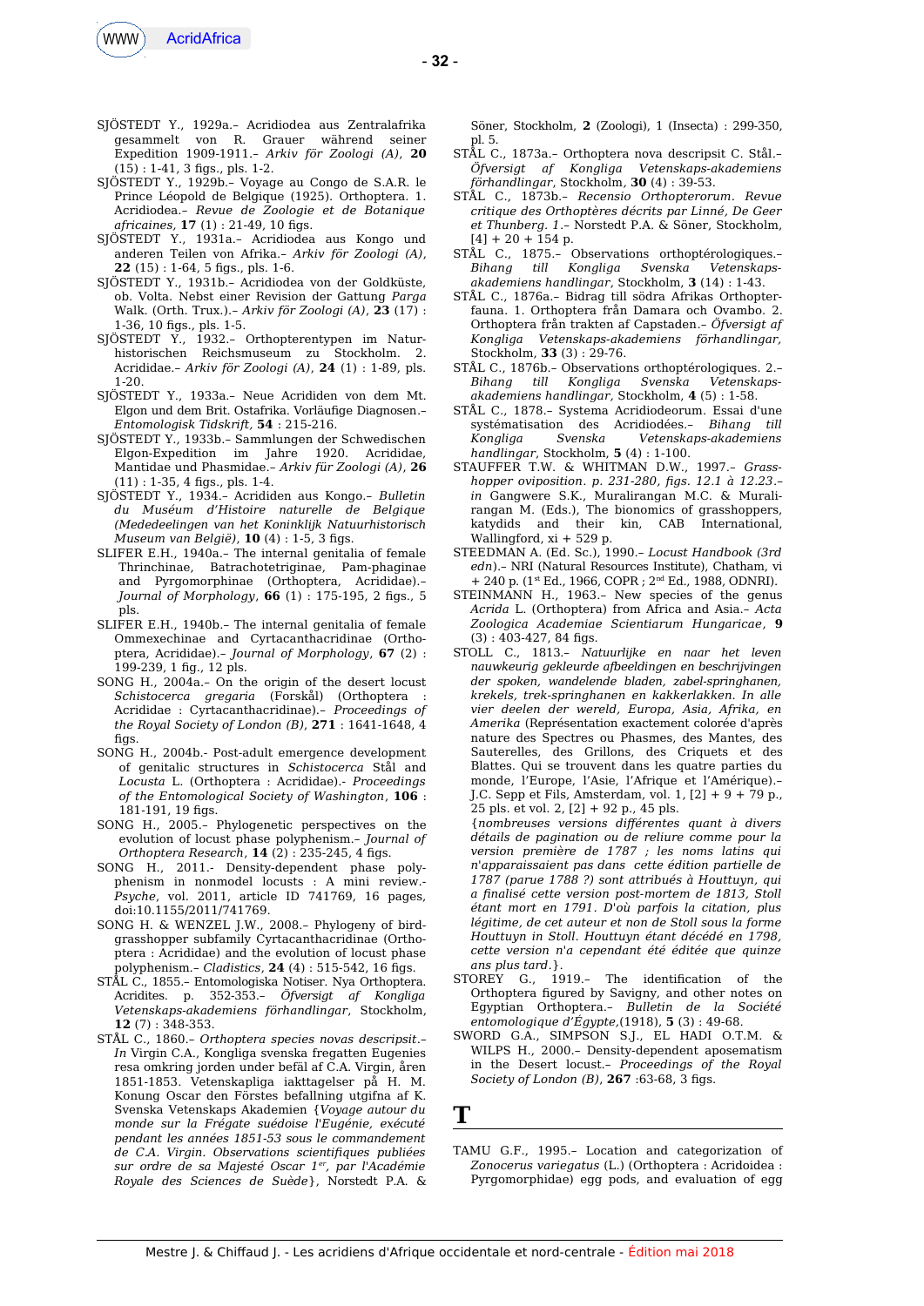SJÖSTEDT Y., 1929a.– Acridiodea aus Zentralafrika gesammelt von R. Grauer während seiner Expedition 1909-1911.– *Arkiv för Zoologi (A)*, **20** (15) : 1-41, 3 figs., pls. 1-2.

SJÖSTEDT Y., 1929b.– Voyage au Congo de S.A.R. le Prince Léopold de Belgique (1925). Orthoptera. 1. Acridiodea.– *Revue de Zoologie et de Botanique africaines*, **17** (1) : 21-49, 10 figs.

SJÖSTEDT Y., 1931a.– Acridiodea aus Kongo und anderen Teilen von Afrika.– *Arkiv för Zoologi (A)*, **22** (15) : 1-64, 5 figs., pls. 1-6.

SJÖSTEDT Y., 1931b.– Acridiodea von der Goldküste, ob. Volta. Nebst einer Revision der Gattung *Parga* Walk. (Orth. Trux.).– *Arkiv för Zoologi (A)*, **23** (17) : 1-36, 10 figs., pls. 1-5.

SJÖSTEDT Y., 1932.– Orthopterentypen im Naturhistorischen Reichsmuseum zu Stockholm. 2. Acrididae.– *Arkiv för Zoologi (A)*, **24** (1) : 1-89, pls. 1-20.

SJÖSTEDT Y., 1933a.– Neue Acridien von dem Mt. Elgon und dem Brit. Ostafrika. Vorläufige Diagnosen.– *Entomologisk Tidskrift*, **54** : 215-216.

SJÖSTEDT Y., 1933b.– Sammlungen der Schwedischen Elgon-Expedition im Jahre 1920. Acrididae, Mantidae und Phasmidae.– *Arkiv für Zoologi (A)*, **26** (11) : 1-35, 4 figs., pls. 1-4.

SJÖSTEDT Y., 1934.– Acrididen aus Kongo.– *Bulletin du Muséum d'Histoire naturelle de Belgique (Mededeelingen van het Koninklijk Natuurhistorisch Museum van België)*, **10** (4) : 1-5, 3 figs.

SLIFER E.H., 1940a.– The internal genitalia of female Thrinchinae, Batrachotetriginae, Pamphaginae and Pyrgomorphinae (Orthoptera, Acrididae).– *Journal of Morphology*, **66** (1) : 175-195, 2 figs., 5 pls.

SLIFER E.H., 1940b.– The internal genitalia of female Ommexechinae and Cyrtacanthacridinae (Orthoptera, Acrididae).– *Journal of Morphology*, **67** (2) : 199-239, 1 fig., 12 pls.

SONG H., 2004a.– On the origin of the desert locust *Schistocerca gregaria* (Forskål) (Orthoptera : Acrididae : Cyrtacanthacridinae).– *Proceedings of the Royal Society of London (B)*, **271** : 1641-1648, 4 figs.

SONG H., 2004b.- Post-adult emergence development of genitalic structures in *Schistocerca* Stål and *Locusta* L. (Orthoptera : Acrididae).- *Proceedings of the Entomological Society of Washington*, **106** : 181-191, 19 figs.

SONG H., 2005.– Phylogenetic perspectives on the evolution of locust phase polyphenism.– *Journal of Orthoptera Research*, **14** (2) : 235-245, 4 figs.

SONG H., 2011.- Density-dependent phase polyphenism in nonmodel locusts : A mini review.- *Psyche*, vol. 2011, article ID 741769, 16 pages, doi:10.1155/2011/741769.

SONG H. & WENZEL J.W., 2008.– Phylogeny of bird-grasshopper subfamily Cyrtacanthacridinae (Orthoptera : Acrididae) and the evolution of locust phase polyphenism.– *Cladistics*, **24** (4) : 515-542, 16 figs.

STÅL C., 1855.– Entomologiska Notiser. Nya Orthoptera. Acridites. p. 352-353.– *Öfversigt af Kongliga Vetenskaps-akademiens förhandlingar*, Stockholm, **12** (7) : 348-353.

STÅL C., 1860.– *Orthoptera species novas descripsit*.– *In* Virgin C.A., Kongliga svenska fregatten Eugenies resa omkring jorden under befäl af C.A. Virgin, åren 1851-1853. Vetenskapliga iakttagelser på H. M. Konung Oscar den Förstes befallning utgifna af K. Svenska Vetenskaps Akademien {*Voyage autour du monde sur la Frégate suédoise l'Eugénie, exécuté pendant les années 1851-53 sous le commandement de C.A. Virgin. Observations scientifiques publiées sur ordre de sa Majesté Oscar 1er, par l'Académie Royale des Sciences de Suède*}, Norstedt P.A. & Söner, Stockholm, **2** (Zoologi), 1 (Insecta) : 299-350, pl. 5.

STÅL C., 1873a.– Orthoptera nova descripsit C. Stål.– *Öfversigt af Kongliga Vetenskaps-akademiens förhandlingar*, Stockholm, **30** (4) : 39-53.

STÅL C., 1873b.– *Recensio Orthopterorum. Revue critique des Orthoptères décrits par Linné, De Geer et Thunberg. 1*.– Norstedt P.A. & Söner, Stockholm, [4] + 20 + 154 p.

STÅL C., 1875.– Observations orthoptérologiques.– *Bihang till Kongliga Svenska Vetenskaps-akademiens handlingar*, Stockholm, **3** (14) : 1-43.

STÅL C., 1876a.– Bidrag till södra Afrikas Orthopter-fauna. 1. Orthoptera från Damara och Ovambo. 2. Orthoptera från trakten af Capstaden.– *Öfversigt af Kongliga Vetenskaps-akademiens förhandlingar*, Stockholm, **33** (3) : 29-76.

STÅL C., 1876b.– Observations orthoptérologiques. 2.– *Bihang till Kongliga Svenska Vetenskaps-akademiens handlingar*, Stockholm, **4** (5) : 1-58.

STÅL C., 1878.– Systema Acridiodeorum. Essai d'une systématisation des Acridiodées.– *Bihang till Kongliga Svenska Vetenskaps-akademiens handlingar*, Stockholm, **5** (4) : 1-100.

STAUFFER T.W. & WHITMAN D.W., 1997.– *Grasshopper oviposition. p. 231-280, figs. 12.1 à 12.23*.– *in* Gangwere S.K., Muralirangan M.C. & Muralirangan M. (Eds.), The bionomics of grasshoppers, katydids and their kin, CAB International, Wallingford, xi + 529 p.

STEEDMAN A. (Ed. Sc.), 1990.– *Locust Handbook (3rd edn)*.– NRI (Natural Resources Institute), Chatham, vi + 240 p. (1st Ed., 1966, COPR ; 2nd Ed., 1988, ODNRI).

STEINMANN H., 1963.– New species of the genus *Acrida* L. (Orthoptera) from Africa and Asia.– *Acta Zoologica Academiae Scientiarum Hungaricae*, **9** (3) : 403-427, 84 figs.

STOLL C., 1813.– *Natuurlijke en naar het leven nauwkeurig gekleurde afbeeldingen en beschrijvingen der spoken, wandelende bladen, zabel-springhanen, krekels, trek-springhanen en kakkerlakken. In alle vier deelen der wereld, Europa, Asia, Afrika, en Amerika* (Représentation exactement colorée d'après nature des Spectres ou Phasmes, des Mantes, des Sauterelles, des Grillons, des Criquets et des Blattes. Qui se trouvent dans les quatre parties du monde, l'Europe, l'Asie, l'Afrique et l'Amérique).– J.C. Sepp et Fils, Amsterdam, vol. 1, [2] + 9 + 79 p., 25 pl. et vol. 2, [2] + 92 p., 45 pls.
{*nombreuses versions différentes quant à divers détails de pagination ou de reliure comme pour la version première de 1787 ; les noms latins qui n'apparaissaient pas dans cette édition partielle de 1787 (parue 1788 ?) sont attribués à Houttuyn, qui a finalisé cette version post-mortem de 1813, Stoll étant mort en 1791. D'où parfois la citation, plus légitime, de cet auteur et non de Stoll sous la forme Houttuyn in Stoll. Houttuyn étant décédé en 1798, cette version n'a cependant été éditée que quinze ans plus tard*.}

STOREY G., 1919.– The identification of the Orthoptera figured by Savigny, and other notes on Egyptian Orthoptera.– *Bulletin de la Société entomologique d'Égypte*,(1918), **5** (3) : 49-68.

SWORD G.A., SIMPSON S.J., EL HADI O.T.M. & WILPS H., 2000.– Density-dependent aposematism in the Desert locust.– *Proceedings of the Royal Society of London (B)*, **267** :63-68, 3 figs.

# T

TAMU G.F., 1995.– Location and categorization of *Zonocerus variegatus* (L.) (Orthoptera : Acridoidea : Pyrgomorphidae) egg pods, and evaluation of egg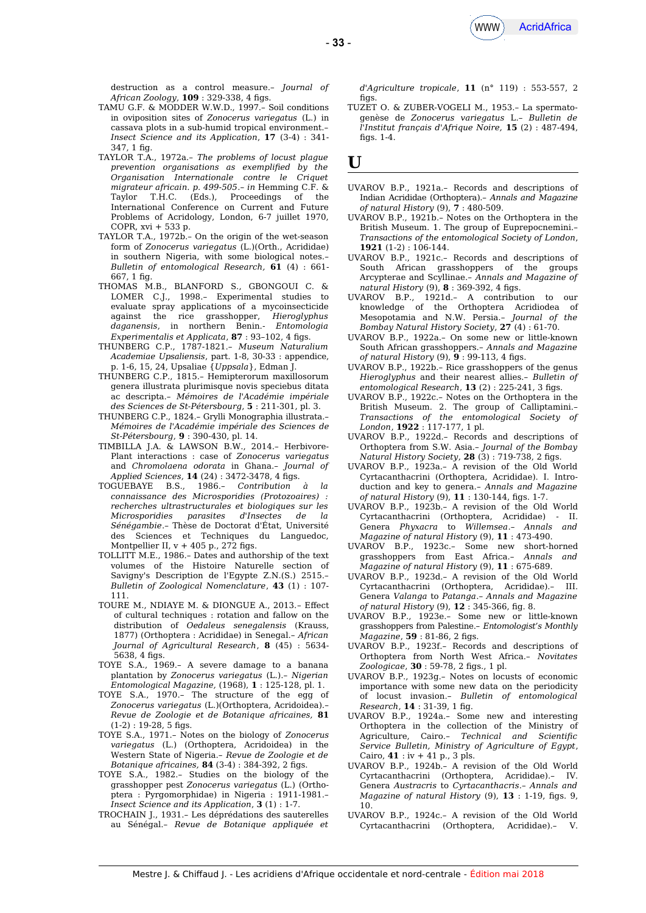destruction as a control measure.– *Journal of African Zoology*, **109** : 329-338, 4 figs.

TAMU G.F. & MODDER W.W.D., 1997.– Soil conditions in oviposition sites of *Zonocerus variegatus* (L.) in cassava plots in a sub-humid tropical environment.– *Insect Science and its Application*, **17** (3-4) : 341-347, 1 fig.

TAYLOR T.A., 1972a.– *The problems of locust plague prevention organisations as exemplified by the Organisation Internationale contre le Criquet migrateur africain. p. 499-505*.– *in* Hemming C.F. & Taylor T.H.C. (Eds.), Proceedings of the International Conference on Current and Future Problems of Acridology, London, 6-7 juillet 1970, COPR, xvi + 533 p.

TAYLOR T.A., 1972b.– On the origin of the wet-season form of *Zonocerus variegatus* (L.)(Orth., Acrididae) in southern Nigeria, with some biological notes.– *Bulletin of entomological Research*, **61** (4) : 661-667, 1 fig.

THOMAS M.B., BLANFORD S., GBONGOUI C. & LOMER C.J., 1998.– Experimental studies to evaluate spray applications of a mycoinsecticide against the rice grasshopper, *Hieroglyphus daganensis*, in northern Benin.– *Entomologia Experimentalis et Applicata*, **87** : 93–102, 4 figs.

THUNBERG C.P., 1787-1821.– *Museum Naturalium Academiae Upsaliensis*, part. 1-8, 30-33 : appendice, p. 1-6, 15, 24, Upsaliae {*Uppsala*}, Edman J.

THUNBERG C.P., 1815.– Hemipterorum maxillosorum genera illustrata plurimisque novis speciebus ditata ac descripta.– *Mémoires de l'Académie impériale des Sciences de St-Pétersbourg*, **5** : 211-301, pl. 3.

THUNBERG C.P., 1824.– Grylli Monographia illustrata.– *Mémoires de l'Académie impériale des Sciences de St-Pétersbourg*, **9** : 390-430, pl. 14.

TIMBILLA J.A. & LAWSON B.W., 2014.– Herbivore-Plant interactions : case of *Zonocerus variegatus* and *Chromolaena odorata* in Ghana.– *Journal of Applied Sciences*, **14** (24) : 3472-3478, 4 figs.

TOGUEBAYE B.S., 1986.– *Contribution à la connaissance des Microsporidies (Protozoaires) : recherches ultrastructurales et biologiques sur les Microsporidies parasites d'Insectes de la Sénégambie*.– Thèse de Doctorat d'État, Université des Sciences et Techniques du Languedoc, Montpellier II, v + 405 p., 272 figs.

TOLLITT M.E., 1986.– Dates and authorship of the text volumes of the Histoire Naturelle section of Savigny's Description de l'Egypte Z.N.(S.) 2515.– *Bulletin of Zoological Nomenclature*, **43** (1) : 107-111.

TOURE M., NDIAYE M. & DIONGUE A., 2013.– Effect of cultural techniques : rotation and fallow on the distribution of *Oedaleus senegalensis* (Krauss, 1877) (Orthoptera : Acrididae) in Senegal.– *African Journal of Agricultural Research*, **8** (45) : 5634-5638, 4 figs.

TOYE S.A., 1969.– A severe damage to a banana plantation by *Zonocerus variegatus* (L.).– *Nigerian Entomological Magazine*, (1968), **1** : 125-128, pl. 1.

TOYE S.A., 1970.– The structure of the egg of *Zonocerus variegatus* (L.)(Orthoptera, Acridoidea).– *Revue de Zoologie et de Botanique africaines*, **81** (1-2) : 19-28, 5 figs.

TOYE S.A., 1971.– Notes on the biology of *Zonocerus variegatus* (L.) (Orthoptera, Acridoidea) in the Western State of Nigeria.– *Revue de Zoologie et de Botanique africaines*, **84** (3-4) : 384-392, 2 figs.

TOYE S.A., 1982.– Studies on the biology of the grasshopper pest *Zonocerus variegatus* (L.) (Orthoptera : Pyrgomorphidae) in Nigeria : 1911-1981.– *Insect Science and its Application*, **3** (1) : 1-7.

TROCHAIN J., 1931.– Les déprédations des sauterelles au Sénégal.– *Revue de Botanique appliquée et d'Agriculture tropicale*, **11** (n° 119) : 553-557, 2 figs.

TUZET O. & ZUBER-VOGELI M., 1953.– La spermatogenèse de *Zonocerus variegatus* L.– *Bulletin de l'Institut français d'Afrique Noire*, **15** (2) : 487-494, figs. 1-4.

# U

UVAROV B.P., 1921a.– Records and descriptions of Indian Acrididae (Orthoptera).– *Annals and Magazine of natural History* (9), **7** : 480-509.

UVAROV B.P., 1921b.– Notes on the Orthoptera in the British Museum. 1. The group of Euprepocnemini.– *Transactions of the entomological Society of London*, **1921** (1-2) : 106-144.

UVAROV B.P., 1921c.– Records and descriptions of South African grasshoppers of the groups Arcypterae and Scyllinae.– *Annals and Magazine of natural History* (9), **8** : 369-392, 4 figs.

UVAROV B.P., 1921d.– A contribution to our knowledge of the Orthoptera Acridiodea of Mesopotamia and N.W. Persia.– *Journal of the Bombay Natural History Society*, **27** (4) : 61-70.

UVAROV B.P., 1922a.– On some new or little-known South African grasshoppers.– *Annals and Magazine of natural History* (9), **9** : 99-113, 4 figs.

UVAROV B.P., 1922b.– Rice grasshoppers of the genus *Hieroglyphus* and their nearest allies.– *Bulletin of entomological Research*, **13** (2) : 225-241, 3 figs.

UVAROV B.P., 1922c.– Notes on the Orthoptera in the British Museum. 2. The group of Calliptamini.– *Transactions of the entomological Society of London*, **1922** : 117-177, 1 pl.

UVAROV B.P., 1922d.– Records and descriptions of Orthoptera from S.W. Asia.– *Journal of the Bombay Natural History Society*, **28** (3) : 719-738, 2 figs.

UVAROV B.P., 1923a.– A revision of the Old World Cyrtacanthacrini (Orthoptera, Acrididae). I. Introduction and key to genera.– *Annals and Magazine of natural History* (9), **11** : 130-144, figs. 1-7.

UVAROV B.P., 1923b.– A revision of the Old World Cyrtacanthacrini (Orthoptera, Acrididae) - II. Genera *Phyxacra* to *Willemsea*.– *Annals and Magazine of natural History* (9), **11** : 473-490.

UVAROV B.P., 1923c.– Some new short-horned grasshoppers from East Africa.– *Annals and Magazine of natural History* (9), **11** : 675-689.

UVAROV B.P., 1923d.– A revision of the Old World Cyrtacanthacrini (Orthoptera, Acrididae).– III. Genera *Valanga* to *Patanga*.– *Annals and Magazine of natural History* (9), **12** : 345-366, fig. 8.

UVAROV B.P., 1923e.– Some new or little-known grasshoppers from Palestine.– *Entomologist's Monthly Magazine*, **59** : 81-86, 2 figs.

UVAROV B.P., 1923f.– Records and descriptions of Orthoptera from North West Africa.– *Novitates Zoologicae*, **30** : 59-78, 2 figs., 1 pl.

UVAROV B.P., 1923g.– Notes on locusts of economic importance with some new data on the periodicity of locust invasion.– *Bulletin of entomological Research*, **14** : 31-39, 1 fig.

UVAROV B.P., 1924a.– Some new and interesting Orthoptera in the collection of the Ministry of Agriculture, Cairo.– *Technical and Scientific Service Bulletin, Ministry of Agriculture of Egypt*, Cairo, **41** : iv + 41 p., 3 pls.

UVAROV B.P., 1924b.– A revision of the Old World Cyrtacanthacrini (Orthoptera, Acrididae).– IV. Genera *Austracris* to *Cyrtacanthacris*.– *Annals and Magazine of natural History* (9), **13** : 1-19, figs. 9, 10.

UVAROV B.P., 1924c.– A revision of the Old World Cyrtacanthacrini (Orthoptera, Acrididae).– V.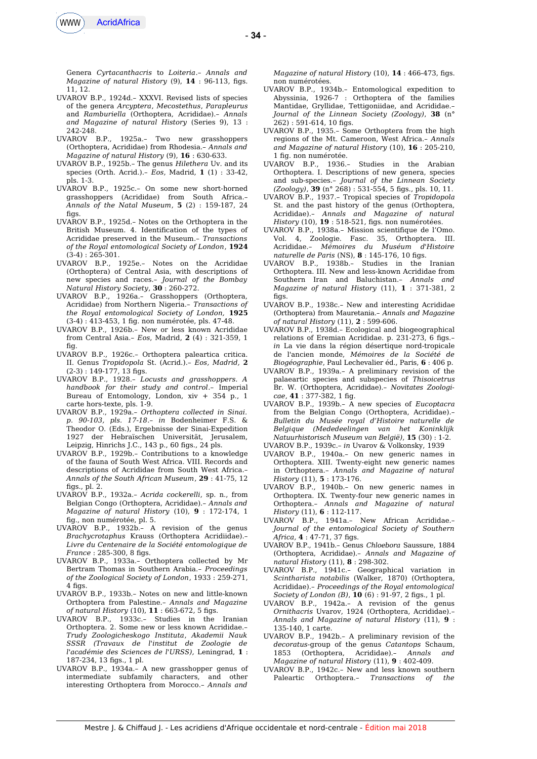Genera *Cyrtacanthacris* to *Loiteria*.– *Annals and Magazine of natural History* (9), **14** : 96-113, figs. 11, 12.

UVAROV B.P., 1924d.– XXXVI. Revised lists of species of the genera *Arcyptera*, *Mecostethus*, *Parapleurus* and *Ramburiella* (Orthoptera, Acrididae).– *Annals and Magazine of natural History* (Series 9), 13 : 242-248.

UVAROV B.P., 1925a.– Two new grasshoppers (Orthoptera, Acrididae) from Rhodesia.– *Annals and Magazine of natural History* (9), **16** : 630-633.

UVAROV B.P., 1925b.– The genus *Hilethera* Uv. and its species (Orth. Acrid.).– *Eos*, Madrid, **1** (1) : 33-42, pls. 1-3.

UVAROV B.P., 1925c.– On some new short-horned grasshoppers (Acrididae) from South Africa.– *Annals of the Natal Museum*, **5** (2) : 159-187, 24 figs.

UVAROV B.P., 1925d.– Notes on the Orthoptera in the British Museum. 4. Identification of the types of Acrididae preserved in the Museum.– *Transactions of the Royal entomological Society of London*, **1924** (3-4) : 265-301.

UVAROV B.P., 1925e.– Notes on the Acrididae (Orthoptera) of Central Asia, with descriptions of new species and races.– *Journal of the Bombay Natural History Society*, **30** : 260-272.

UVAROV B.P., 1926a.– Grasshoppers (Orthoptera, Acrididae) from Northern Nigeria.– *Transactions of the Royal entomological Society of London*, **1925** (3-4) : 413-453, 1 fig. non numérotée, pls. 47-48.

UVAROV B.P., 1926b.– New or less known Acrididae from Central Asia.– *Eos*, Madrid, **2** (4) : 321-359, 1 fig.

UVAROV B.P., 1926c.– Orthoptera palaeartica critica. II. Genus *Tropidopola* St. (Acrid.).– *Eos, Madrid*, **2** (2-3) : 149-177, 13 figs.

UVAROV B.P., 1928.– *Locusts and grasshoppers. A handbook for their study and control*.– Imperial Bureau of Entomology, London, xiv + 354 p., 1 carte hors-texte, pls. 1-9.

UVAROV B.P., 1929a.– *Orthoptera collected in Sinai. p. 90-103, pls. 17-18*.– *in* Bodenheimer F.S. & Theodor O. (Eds.), Ergebnisse der Sinai-Expedition 1927 der Hebraïschen Universität, Jerusalem, Leipzig, Hinrichs J.C., 143 p., 60 figs., 24 pls.

UVAROV B.P., 1929b.– Contributions to a knowledge of the fauna of South West Africa. VIII. Records and descriptions of Acrididae from South West Africa.– *Annals of the South African Museum*, **29** : 41-75, 12 figs., pl. 2.

UVAROV B.P., 1932a.– *Acrida cockerelli*, sp. n., from Belgian Congo (Orthoptera, Acrididae).– *Annals and Magazine of natural History* (10), **9** : 172-174, 1 fig., non numérotée, pl. 5.

UVAROV B.P., 1932b.– A revision of the genus *Brachycrotaphus* Krauss (Orthoptera Acridiidae).– *Livre du Centenaire de la Société entomologique de France* : 285-300, 8 figs.

UVAROV B.P., 1933a.– Orthoptera collected by Mr Bertram Thomas in Southern Arabia.– *Proceedings of the Zoological Society of London*, 1933 : 259-271, 4 figs.

UVAROV B.P., 1933b.– Notes on new and little-known Orthoptera from Palestine.– *Annals and Magazine of natural History* (10), **11** : 663-672, 5 figs.

UVAROV B.P., 1933c.– Studies in the Iranian Orthoptera. 2. Some new or less known Acrididae.– *Trudy Zoologicheskogo Instituta, Akademii Nauk SSSR (Travaux de l'institut de Zoologie de l'académie des Sciences de l'URSS)*, Leningrad, **1** : 187-234, 13 figs., 1 pl.

UVAROV B.P., 1934a.– A new grasshopper genus of intermediate subfamily characters, and other interesting Orthoptera from Morocco.– *Annals and Magazine of natural History* (10), **14** : 466-473, figs. non numérotées.

UVAROV B.P., 1934b.– Entomological expedition to Abyssinia, 1926-7 : Orthoptera of the families Mantidae, Gryllidae, Tettigoniidae, and Acrididae.– *Journal of the Linnean Society (Zoology)*, **38** (n° 262) : 591-614, 10 figs.

UVAROV B.P., 1935.– Some Orthoptera from the high regions of the Mt. Cameroon, West Africa.– *Annals and Magazine of natural History* (10), **16** : 205-210, 1 fig. non numérotée.

UVAROV B.P., 1936.– Studies in the Arabian Orthoptera. I. Descriptions of new genera, species and sub-species.– *Journal of the Linnean Society (Zoology)*, **39** (n° 268) : 531-554, 5 figs., pls. 10, 11.

UVAROV B.P., 1937.– Tropical species of *Tropidopola* St. and the past history of the genus (Orthoptera, Acrididae).– *Annals and Magazine of natural History* (10), **19** : 518-521, figs. non numérotées.

UVAROV B.P., 1938a.– Mission scientifique de l'Omo. Vol. 4, Zoologie. Fasc. 35, Orthoptera. III. Acrididae.– *Mémoires du Muséum d'Histoire naturelle de Paris* (NS), **8** : 145-176, 10 figs.

UVAROV B.P., 1938b.– Studies in the Iranian Orthoptera. III. New and less-known Acrididae from Southern Iran and Baluchistan.– *Annals and Magazine of natural History* (11), **1** : 371-381, 2 figs.

UVAROV B.P., 1938c.– New and interesting Acrididae (Orthoptera) from Mauretania.– *Annals and Magazine of natural History* (11), **2** : 599-606.

UVAROV B.P., 1938d.– Ecological and biogeographical relations of Eremian Acrididae. p. 231-273, 6 figs.– *in* La vie dans la région désertique nord-tropicale de l'ancien monde, *Mémoires de la Société de Biogéographie*, Paul Lechevalier éd., Paris, **6** : 406 p.

UVAROV B.P., 1939a.– A preliminary revision of the palaearctic species and subspecies of *Thisoicetrus* Br. W. (Orthoptera, Acrididae).– *Novitates Zoologicae*, **41** : 377-382, 1 fig.

UVAROV B.P., 1939b.– A new species of *Eucoptacra* from the Belgian Congo (Orthoptera, Acrididae).– *Bulletin du Musée royal d'Histoire naturelle de Belgique (Mededeelingen van het Koninklijk Natuurhistorisch Museum van België)*, **15** (30) : 1-2.

UVAROV B.P., 1939c.– *in* Uvarov & Volkonsky, 1939

UVAROV B.P., 1940a.– On new generic names in Orthoptera. XIII. Twenty-eight new generic names in Orthoptera.– *Annals and Magazine of natural History* (11), **5** : 173-176.

UVAROV B.P., 1940b.– On new generic names in Orthoptera. IX. Twenty-four new generic names in Orthoptera.– *Annals and Magazine of natural History* (11), **6** : 112-117.

UVAROV B.P., 1941a.– New African Acrididae.– *Journal of the entomological Society of Southern Africa*, **4** : 47-71, 37 figs.

UVAROV B.P., 1941b.– Genus *Chloebora* Saussure, 1884 (Orthoptera, Acrididae).– *Annals and Magazine of natural History* (11), **8** : 298-302.

UVAROV B.P., 1941c.– Geographical variation in *Scintharista notabilis* (Walker, 1870) (Orthoptera, Acrididae).– *Proceedings of the Royal entomological Society of London (B)*, **10** (6) : 91-97, 2 figs., 1 pl.

UVAROV B.P., 1942a.– A revision of the genus *Ornithacris* Uvarov, 1924 (Orthoptera, Acrididae).– *Annals and Magazine of natural History* (11), **9** : 135-140, 1 carte.

UVAROV B.P., 1942b.– A preliminary revision of the *decoratus*-group of the genus *Catantops* Schaum, 1853 (Orthoptera, Acrididae).– *Annals and Magazine of natural History* (11), **9** : 402-409.

UVAROV B.P., 1942c.– New and less known southern Paleartic Orthoptera.– *Transactions of the*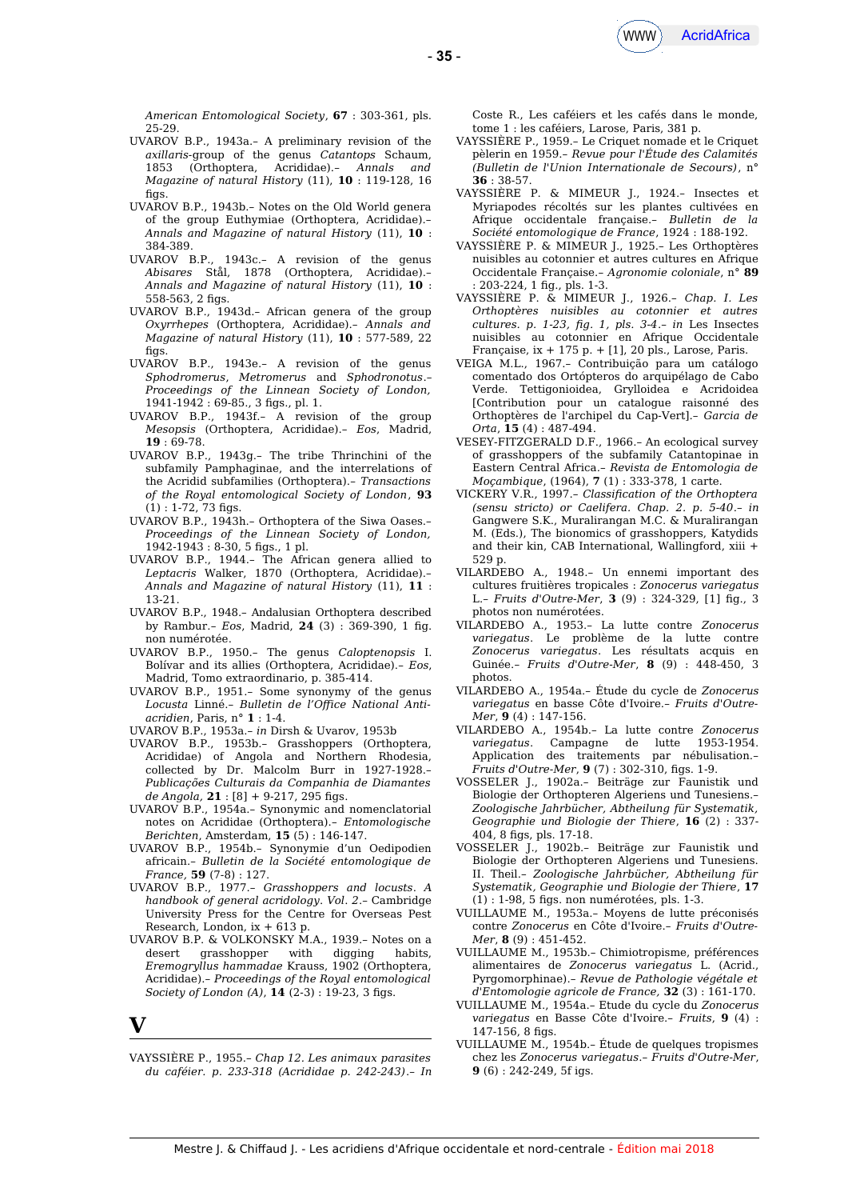*American Entomological Society*, **67** : 303-361, pls. 25-29.

UVAROV B.P., 1943a.– A preliminary revision of the *axillaris*-group of the genus *Catantops* Schaum, 1853 (Orthoptera, Acrididae).– *Annals and Magazine of natural History* (11), **10** : 119-128, 16 figs.

UVAROV B.P., 1943b.– Notes on the Old World genera of the group Euthymiae (Orthoptera, Acrididae).– *Annals and Magazine of natural History* (11), **10** : 384-389.

UVAROV B.P., 1943c.– A revision of the genus *Abisares* Stål, 1878 (Orthoptera, Acrididae).– *Annals and Magazine of natural History* (11), **10** : 558-563, 2 figs.

UVAROV B.P., 1943d.– African genera of the group *Oxyrrhepes* (Orthoptera, Acrididae).– *Annals and Magazine of natural History* (11), **10** : 577-589, 22 figs.

UVAROV B.P., 1943e.– A revision of the genus *Sphodromerus*, *Metromerus* and *Sphodronotus*.– *Proceedings of the Linnean Society of London*, 1941-1942 : 69-85., 3 figs., pl. 1.

UVAROV B.P., 1943f.– A revision of the group *Mesopsis* (Orthoptera, Acrididae).– *Eos*, Madrid, **19** : 69-78.

UVAROV B.P., 1943g.– The tribe Thrinchini of the subfamily Pamphaginae, and the interrelations of the Acridid subfamilies (Orthoptera).– *Transactions of the Royal entomological Society of London*, **93** (1) : 1-72, 73 figs.

UVAROV B.P., 1943h.– Orthoptera of the Siwa Oases.– *Proceedings of the Linnean Society of London*, 1942-1943 : 8-30, 5 figs., 1 pl.

UVAROV B.P., 1944.– The African genera allied to *Leptacris* Walker, 1870 (Orthoptera, Acrididae).– *Annals and Magazine of natural History* (11), **11** : 13-21.

UVAROV B.P., 1948.– Andalusian Orthoptera described by Rambur.– *Eos*, Madrid, **24** (3) : 369-390, 1 fig. non numérotée.

UVAROV B.P., 1950.– The genus *Caloptenopsis* I. Bolívar and its allies (Orthoptera, Acrididae).– *Eos*, Madrid, Tomo extraordinario, p. 385-414.

UVAROV B.P., 1951.– Some synonymy of the genus *Locusta* Linné.– *Bulletin de l'Office National Anti-acridien*, Paris, n° **1** : 1-4.

UVAROV B.P., 1953a.– *in* Dirsh & Uvarov, 1953b

UVAROV B.P., 1953b.– Grasshoppers (Orthoptera, Acrididae) of Angola and Northern Rhodesia, collected by Dr. Malcolm Burr in 1927-1928.– *Publicações Culturais da Companhia de Diamantes de Angola*, **21** : [8] + 9-217, 295 figs.

UVAROV B.P., 1954a.– Synonymic and nomenclatorial notes on Acrididae (Orthoptera).– *Entomologische Berichten*, Amsterdam, **15** (5) : 146-147.

UVAROV B.P., 1954b.– Synonymie d'un Oedipodien africain.– *Bulletin de la Société entomologique de France*, **59** (7-8) : 127.

UVAROV B.P., 1977.– *Grasshoppers and locusts. A handbook of general acridology. Vol. 2*.– Cambridge University Press for the Centre for Overseas Pest Research, London, ix + 613 p.

UVAROV B.P. & VOLKONSKY M.A., 1939.– Notes on a desert grasshopper with digging habits, *Eremogryllus hammadae* Krauss, 1902 (Orthoptera, Acrididae).– *Proceedings of the Royal entomological Society of London (A)*, **14** (2-3) : 19-23, 3 figs.

# V

VAYSSIÈRE P., 1955.– *Chap 12. Les animaux parasites du caféier. p. 233-318 (Acrididae p. 242-243).– In* Coste R., Les caféiers et les cafés dans le monde, tome 1 : les caféiers, Larose, Paris, 381 p.

VAYSSIÈRE P., 1959.– Le Criquet nomade et le Criquet pèlerin en 1959.– *Revue pour l'Étude des Calamités (Bulletin de l'Union Internationale de Secours)*, n° **36** : 38-57.

VAYSSIÈRE P. & MIMEUR J., 1924.– Insectes et Myriapodes récoltés sur les plantes cultivées en Afrique occidentale française.– *Bulletin de la Société entomologique de France*, 1924 : 188-192.

VAYSSIÈRE P. & MIMEUR J., 1925.– Les Orthoptères nuisibles au cotonnier et autres cultures en Afrique Occidentale Française.– *Agronomie coloniale*, n° **89** : 203-224, 1 fig., pls. 1-3.

VAYSSIÈRE P. & MIMEUR J., 1926.– *Chap. I. Les Orthoptères nuisibles au cotonnier et autres cultures. p. 1-23, fig. 1, pls. 3-4.– in* Les Insectes nuisibles au cotonnier en Afrique Occidentale Française, ix + 175 p. + [1], 20 pls., Larose, Paris.

VEIGA M.L., 1967.– Contribuição para um catálogo comentado dos Ortópteros do arquipélago de Cabo Verde. Tettigonioidea, Grylloidea e Acridoidea [Contribution pour un catalogue raisonné des Orthoptères de l'archipel du Cap-Vert].– *Garcia de Orta*, **15** (4) : 487-494.

VESEY-FITZGERALD D.F., 1966.– An ecological survey of grasshoppers of the subfamily Catantopinae in Eastern Central Africa.– *Revista de Entomologia de Moçambique*, (1964), **7** (1) : 333-378, 1 carte.

VICKERY V.R., 1997.– *Classification of the Orthoptera (sensu stricto) or Caelifera. Chap. 2. p. 5-40.– in* Gangwere S.K., Muralirangan M.C. & Muralirangan M. (Eds.), The bionomics of grasshoppers, Katydids and their kin, CAB International, Wallingford, xiii + 529 p.

VILARDEBO A., 1948.– Un ennemi important des cultures fruitières tropicales : *Zonocerus variegatus* L.– *Fruits d'Outre-Mer*, **3** (9) : 324-329, [1] fig., 3 photos non numérotées.

VILARDEBO A., 1953.– La lutte contre *Zonocerus variegatus*. Le problème de la lutte contre *Zonocerus variegatus*. Les résultats acquis en Guinée.– *Fruits d'Outre-Mer*, **8** (9) : 448-450, 3 photos.

VILARDEBO A., 1954a.– Étude du cycle de *Zonocerus variegatus* en basse Côte d'Ivoire.– *Fruits d'Outre-Mer*, **9** (4) : 147-156.

VILARDEBO A., 1954b.– La lutte contre *Zonocerus variegatus*. Campagne de lutte 1953-1954. Application des traitements par nébulisation.– *Fruits d'Outre-Mer*, **9** (7) : 302-310, figs. 1-9.

VOSSELER J., 1902a.– Beiträge zur Faunistik und Biologie der Orthopteren Algeriens und Tunesiens.– *Zoologische Jahrbücher, Abtheilung für Systematik, Geographie und Biologie der Thiere*, **16** (2) : 337-404, 8 figs, pls. 17-18.

VOSSELER J., 1902b.– Beiträge zur Faunistik und Biologie der Orthopteren Algeriens und Tunesiens. II. Theil.– *Zoologische Jahrbücher, Abtheilung für Systematik, Geographie und Biologie der Thiere*, **17** (1) : 1-98, 5 figs. non numérotées, pls. 1-3.

VUILLAUME M., 1953a.– Moyens de lutte préconisés contre *Zonocerus* en Côte d'Ivoire.– *Fruits d'Outre-Mer*, **8** (9) : 451-452.

VUILLAUME M., 1953b.– Chimiotropisme, préférences alimentaires de *Zonocerus variegatus* L. (Acrid., Pyrgomorphinae).– *Revue de Pathologie végétale et d'Entomologie agricole de France*, **32** (3) : 161-170.

VUILLAUME M., 1954a.– Etude du cycle du *Zonocerus variegatus* en Basse Côte d'Ivoire.– *Fruits*, **9** (4) : 147-156, 8 figs.

VUILLAUME M., 1954b.– Étude de quelques tropismes chez les *Zonocerus variegatus*.– *Fruits d'Outre-Mer*, **9** (6) : 242-249, 5f igs.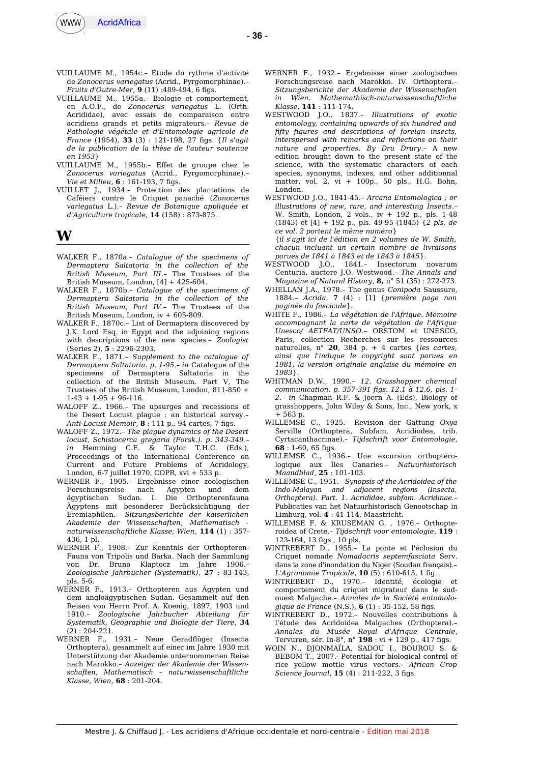VUILLAUME M., 1954c.– Étude du rythme d'activité de *Zonocerus variegatus* (Acrid., Pyrgomorphinae).– *Fruits d'Outre-Mer*, **9** (11) :489-494, 6 figs.

VUILLAUME M., 1955a.– Biologie et comportement, en A.O.F., de *Zonocerus variegatus* L. (Orth. Acrididae), avec essais de comparaison entre acridiens grands et petits migrateurs.– *Revue de Pathologie végétale et d'Entomologie agricole de France* (1954), **33** (3) : 121-198, 27 figs. {*Il s'agit de la publication de la thèse de l'auteur soutenue en 1953*}

VUILLAUME M., 1955b.– Effet de groupe chez le *Zonocerus variegatus* (Acrid., Pyrgomorphinae).– *Vie et Milieu*, **6** : 161-193, 7 figs.

VUILLET J., 1934.– Protection des plantations de Caféiers contre le Criquet panaché (*Zonocerus variegatus* L.).– *Revue de Botanique appliquée et d'Agriculture tropicale*, **14** (158) : 873-875.

# W

WALKER F., 1870a.– *Catalogue of the specimens of Dermaptera Saltatoria in the collection of the British Museum, Part III*.– The Trustees of the British Museum, London, [4] + 425-604.

WALKER F., 1870b.– *Catalogue of the specimens of Dermaptera Saltatoria in the collection of the British Museum, Part IV*.– The Trustees of the British Museum, London, iv + 605-809.

WALKER F., 1870c.– List of Dermaptera discovered by J.K. Lord Esq. in Egypt and the adjoining regions with descriptions of the new species.– *Zoologist* (Series 2), **5** : 2296-2303.

WALKER F., 1871.– *Supplement to the catalogue of Dermaptera Saltatoria. p. 1-95*.– *in* Catalogue of the specimens of Dermaptera Saltatoria in the collection of the British Museum. Part V, The Trustees of the British Museum, London, 811-850 + 1-43 + 1-95 + 96-116.

WALOFF Z., 1966.– The upsurges and recessions of the Desert Locust plague : an historical survey.– *Anti-Locust Memoir*, **8** : 111 p., 94 cartes, 7 figs.

WALOFF Z., 1972.– *The plague dynamics of the Desert locust, Schistocerca gregaria (Forsk.). p. 343-349*.– *in* Hemming C.F. & Taylor T.H.C. (Eds.), Proceedings of the International Conference on Current and Future Problems of Acridology, London, 6-7 juillet 1970, COPR, xvi + 533 p.

WERNER F., 1905.– Ergebnisse einer zoologischen Forschungsreise nach Ägypten und dem ägyptischen Sudan. I. Die Orthopterenfauna Ägyptens mit besonderer Berücksichtigung der Eremiaphilen.– *Sitzungsberichte der kaiserlichen Akademie der Wissenschaften*, *Mathematisch - naturwissenschaftliche Klasse, Wien*, **114** (1) : 357-436, 1 pl.

WERNER F., 1908.– Zur Kenntnis der Orthopteren-Fauna von Tripolis und Barka. Nach der Sammlung von Dr. Bruno Klaptocz im Jahre 1906.– *Zoologische Jahrbücher (Systematik)*, **27** : 83-143, pls. 5-6.

WERNER F., 1913.– Orthopteren aus Ägypten und dem angloägyptischen Sudan. Gesammelt auf den Reisen von Herrn Prof. A. Koenig, 1897, 1903 und 1910.– *Zoologische Jahrbucher Abteilung für Systematik, Geographie und Biologie der Tiere*, **34** (2) : 204-221.

WERNER F., 1931.– Neue Geradflüger (Insecta Orthoptera), gesammelt auf einer im Jahre 1930 mit Unterstützung der Akademie unternommenen Reise nach Marokko.– *Anzeiger der Akademie der Wissenschaften, Mathematisch – naturwissenschaftliche Klasse, Wien*, **68** : 201-204.

WERNER F., 1932.– Ergebnisse einer zoologischen Forschungsreise nach Marokko. IV. Orthoptera.– *Sitzungsberichte der Akademie der Wissenschaften in Wien. Mathemathisch-naturwissenschaftliche Klasse*, **141** : 111-174.

WESTWOOD J.O., 1837.– *Illustrations of exotic entomology, containing upwards of six hundred and fifty figures and descriptions of foreign insects, interspersed with remarks and reflections on their nature and properties. By Dru Drury*.– A new edition brought down to the present state of the science, with the systematic characters of each species, synonyms, indexes, and other additionnal matter, vol. 2, vi + 100p., 50 pls., H.G. Bohn, London.

WESTWOOD J.O., 1841-45.– *Arcana Entomologica ; or illustrations of new, rare, and interesting Insects*.– W. Smith, London, 2 vols., iv + 192 p., pls. 1-48 (1843) et [4] + 192 p., pls. 49-95 (1845) {*2 pls. de ce vol. 2 portent le même numéro*} {*il s'agit ici de l'édition en 2 volumes de W. Smith, chacun incluant un certain nombre de livraisons parues de 1841 à 1843 et de 1843 à 1845*}.

WESTWOOD J.O., 1841.– Insectorum novarum Centuria, auctore J.O. Westwood.– *The Annals and Magazine of Natural History*, **8,** n° 51 (35) : 272-273.

WHELLAN J.A., 1978.– The genus *Conipoda* Saussure, 1884.– *Acrida*, **7** (4) : [1] {*première page non paginée du fascicule*}.

WHITE F., 1986.– *La végétation de l'Afrique. Mémoire accompagnant la carte de végétation de l'Afrique Unesco/ AETFAT/UNSO*.– ORSTOM et UNESCO, Paris, collection Recherches sur les ressources naturelles, n° **20**, 384 p. + 4 cartes {*les cartes, ainsi que l'indique le copyright sont parues en 1981, la version originale anglaise du mémoire en 1983*}.

WHITMAN D.W., 1990.– *12. Grasshopper chemical communication. p. 357-391 figs. 12.1 à 12.6, pls. 1-2*.– *in* Chapman R.F. & Joern A. (Eds), Biology of grasshoppers, John Wiley & Sons, Inc., New york, x + 563 p.

WILLEMSE C., 1925.– Revision der Gattung *Oxya* Serville (Orthoptera, Subfam. Acridiodea, trib. Cyrtacanthacrinae).– *Tijdschrift voor Entomologie*, **68** : 1-60, 65 figs.

WILLEMSE C., 1936.– Une excursion orthoptérologique aux Îles Canaries.– *Natuurhistorisch Maandblad*, **25** : 101-103.

WILLEMSE C., 1951.– *Synopsis of the Acridoidea of the Indo-Malayan and adjacent regions (Insecta, Orthoptera). Part. 1. Acrididae, subfam. Acridinae*.– Publicaties van het Natuurhistorisch Genootschap in Limburg, vol. **4** : 41-114, Maastricht.

WILLEMSE F. & KRUSEMAN G. , 1976.– Orthopteroidea of Crete.– *Tijdschrift voor entomologie*, **119** : 123-164, 13 figs., 10 pls.

WINTREBERT D., 1955.– La ponte et l'éclosion du Criquet nomade *Nomadacris septemfasciata* Serv. dans la zone d'inondation du Niger (Soudan français).– *L'Agronomie Tropicale*, **10** (5) : 610-615, 1 fig.

WINTREBERT D., 1970.– Identité, écologie et comportement du criquet migrateur dans le sud-ouest Malgache.– *Annales de la Société entomologique de France* (N.S.), **6** (1) : 35-152, 58 figs.

WINTREBERT D., 1972.– Nouvelles contributions à l'étude des Acridoidea Malgaches (Orthoptera).– *Annales du Musée Royal d'Afrique Centrale*, Tervuren, sér. In-8°, n° **198** : vi + 129 p., 417 figs.

WOIN N., DJONMAÏLA, SADOU I., BOUROU S. & BEBOM T., 2007.- Potential for biological control of rice yellow mottle virus vectors.- *African Crop Science Journal*, **15** (4) : 211-222, 3 figs.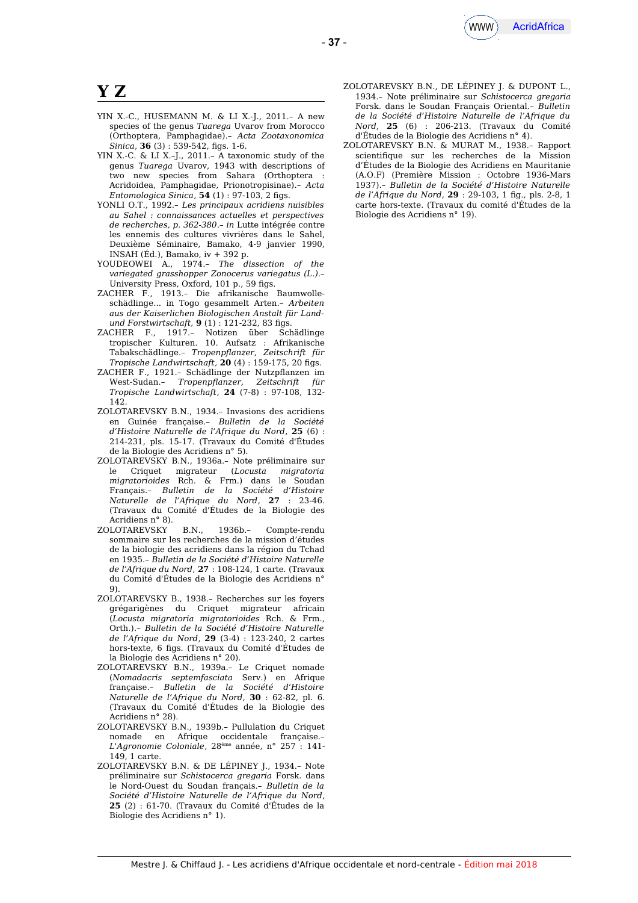# Y Z

YIN X.-C., HUSEMANN M. & LI X.-J., 2011.– A new species of the genus *Tuarega* Uvarov from Morocco (Orthoptera, Pamphagidae).– *Acta Zootaxonomica Sinica*, **36** (3) : 539-542, figs. 1-6.

YIN X.-C. & LI X.–J., 2011.– A taxonomic study of the genus *Tuarega* Uvarov, 1943 with descriptions of two new species from Sahara (Orthoptera : Acridoidea, Pamphagidae, Prionotropisinae).– *Acta Entomologica Sinica*, **54** (1) : 97-103, 2 figs.

YONLI O.T., 1992.– *Les principaux acridiens nuisibles au Sahel : connaissances actuelles et perspectives de recherches, p. 362-380*.– *in* Lutte intégrée contre les ennemis des cultures vivrières dans le Sahel, Deuxième Séminaire, Bamako, 4-9 janvier 1990, INSAH (Éd.), Bamako, iv + 392 p.

YOUDEOWEI A., 1974.– *The dissection of the variegated grasshopper Zonocerus variegatus (L.)*.– University Press, Oxford, 101 p., 59 figs.

ZACHER F., 1913.– Die afrikanische Baumwolleschädlinge... in Togo gesammelt Arten.– *Arbeiten aus der Kaiserlichen Biologischen Anstalt für Land- und Forstwirtschaft*, **9** (1) : 121-232, 83 figs.

ZACHER F., 1917.– Notizen über Schädlinge tropischer Kulturen. 10. Aufsatz : Afrikanische Tabakschädlinge.– *Tropenpflanzer, Zeitschrift für Tropische Landwirtschaft*, **20** (4) : 159-175, 20 figs.

ZACHER F., 1921.– Schädlinge der Nutzpflanzen im West-Sudan.– *Tropenpflanzer, Zeitschrift für Tropische Landwirtschaft*, **24** (7-8) : 97-108, 132-142.

ZOLOTAREVSKY B.N., 1934.– Invasions des acridiens en Guinée française.– *Bulletin de la Société d'Histoire Naturelle de l'Afrique du Nord*, **25** (6) : 214-231, pls. 15-17. (Travaux du Comité d'Études de la Biologie des Acridiens n° 5).

ZOLOTAREVSKY B.N., 1936a.– Note préliminaire sur le Criquet migrateur (*Locusta migratoria migratorioides* Rch. & Frm.) dans le Soudan Français.– *Bulletin de la Société d'Histoire Naturelle de l'Afrique du Nord*, **27** : 23-46. (Travaux du Comité d'Études de la Biologie des Acridiens n° 8).

ZOLOTAREVSKY B.N., 1936b.– Compte-rendu sommaire sur les recherches de la mission d'études de la biologie des acridiens dans la région du Tchad en 1935.– *Bulletin de la Société d'Histoire Naturelle de l'Afrique du Nord*, **27** : 108-124, 1 carte. (Travaux du Comité d'Études de la Biologie des Acridiens n° 9).

ZOLOTAREVSKY B., 1938.– Recherches sur les foyers grégarigènes du Criquet migrateur africain (*Locusta migratoria migratorioides* Rch. & Frm., Orth.).– *Bulletin de la Société d'Histoire Naturelle de l'Afrique du Nord*, **29** (3-4) : 123-240, 2 cartes hors-texte, 6 figs. (Travaux du Comité d'Études de la Biologie des Acridiens n° 20).

ZOLOTAREVSKY B.N., 1939a.– Le Criquet nomade (*Nomadacris septemfasciata* Serv.) en Afrique française.– *Bulletin de la Société d'Histoire Naturelle de l'Afrique du Nord*, **30** : 62-82, pl. 6. (Travaux du Comité d'Études de la Biologie des Acridiens n° 28).

ZOLOTAREVSKY B.N., 1939b.– Pullulation du Criquet nomade en Afrique occidentale française.– *L'Agronomie Coloniale*, 28ème année, n° 257 : 141-149, 1 carte.

ZOLOTAREVSKY B.N. & DE LÉPINEY J., 1934.– Note préliminaire sur *Schistocerca gregaria* Forsk. dans le Nord-Ouest du Soudan français.– *Bulletin de la Société d'Histoire Naturelle de l'Afrique du Nord*, **25** (2) : 61-70. (Travaux du Comité d'Études de la Biologie des Acridiens n° 1).

ZOLOTAREVSKY B.N., DE LÉPINEY J. & DUPONT L., 1934.– Note préliminaire sur *Schistocerca gregaria* Forsk. dans le Soudan Français Oriental.– *Bulletin de la Société d'Histoire Naturelle de l'Afrique du Nord*, **25** (6) : 206-213. (Travaux du Comité d'Études de la Biologie des Acridiens n° 4).

ZOLOTAREVSKY B.N. & MURAT M., 1938.– Rapport scientifique sur les recherches de la Mission d'Études de la Biologie des Acridiens en Mauritanie (A.O.F) (Première Mission : Octobre 1936-Mars 1937).– *Bulletin de la Société d'Histoire Naturelle de l'Afrique du Nord*, **29** : 29-103, 1 fig., pls. 2-8, 1 carte hors-texte. (Travaux du comité d'Études de la Biologie des Acridiens n° 19).